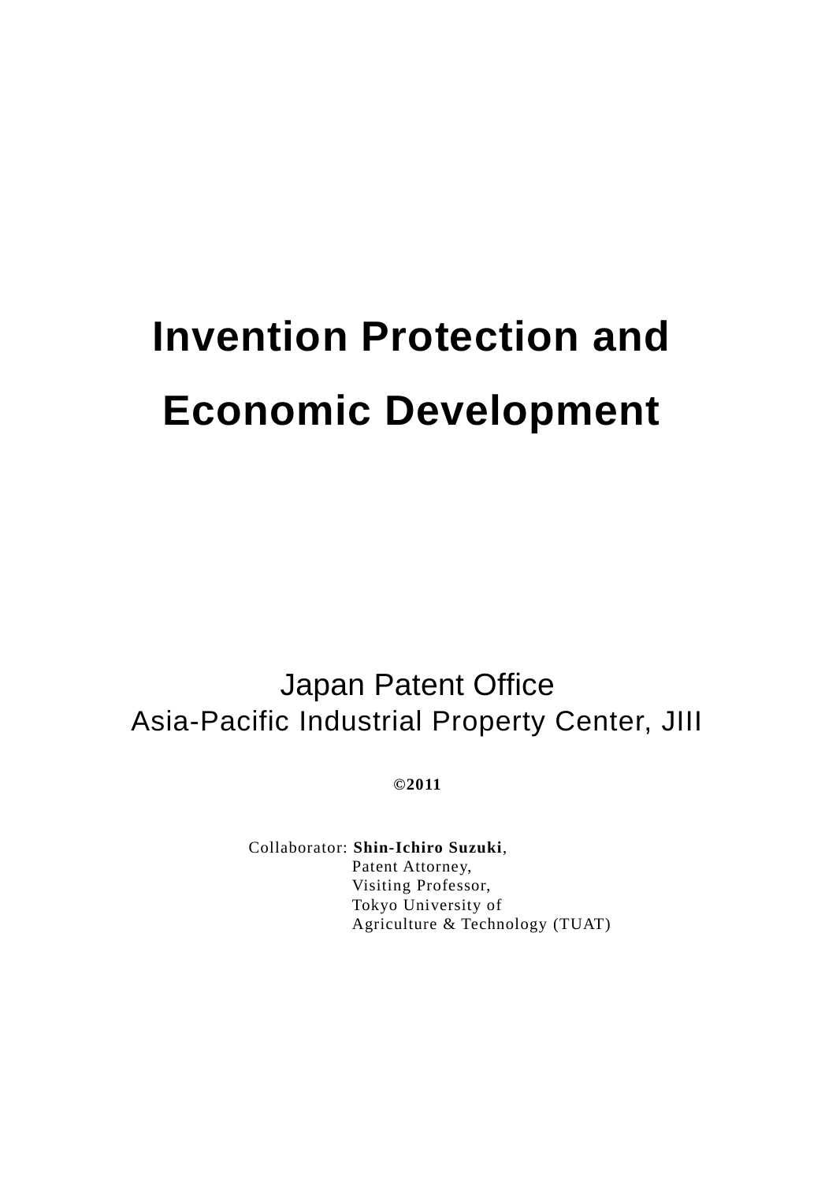# Invention Protection and Economic Development

Japan Patent Office
Asia-Pacific Industrial Property Center, JIII

**©2011**

Collaborator: **Shin-Ichiro Suzuki**,
Patent Attorney,
Visiting Professor,
Tokyo University of
Agriculture & Technology (TUAT)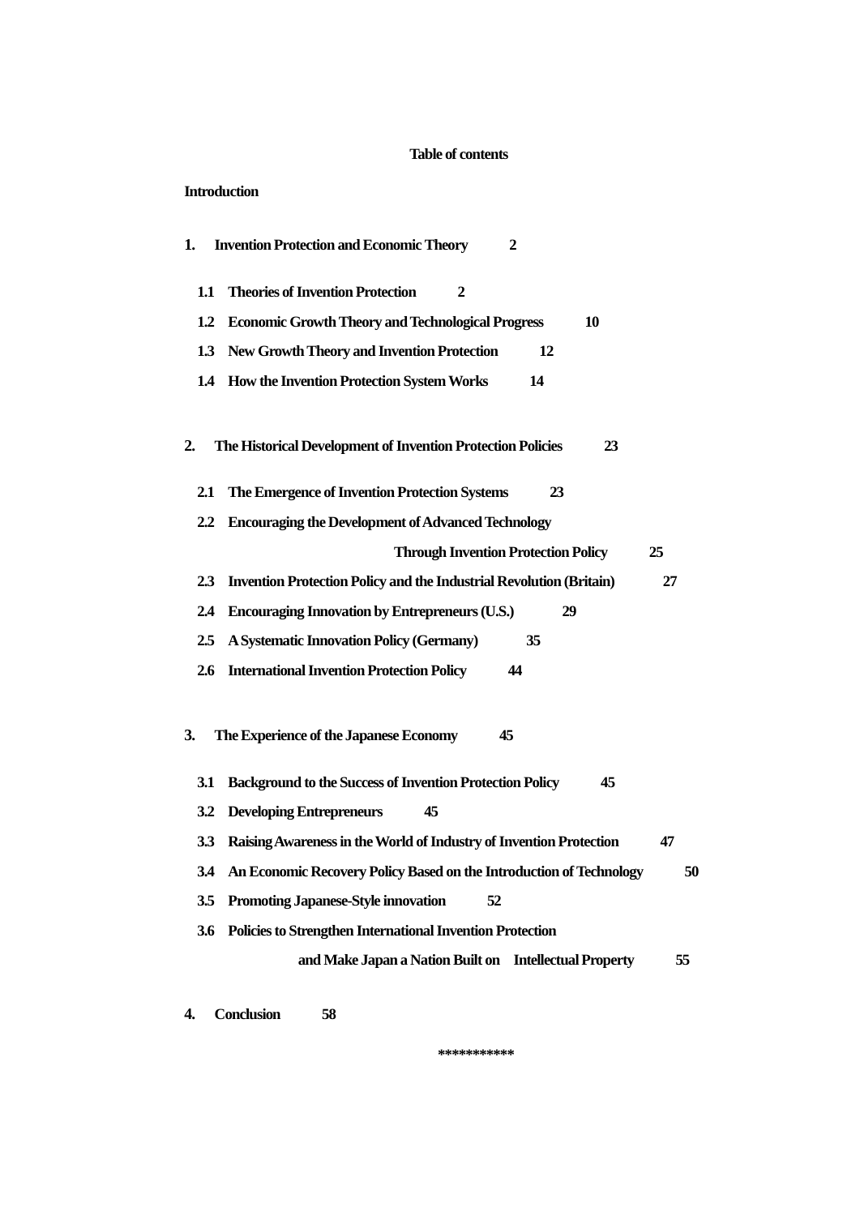**Table of contents**

**Introduction**

**1. Invention Protection and Economic Theory 2**

- **1.1 Theories of Invention Protection 2**
- **1.2 Economic Growth Theory and Technological Progress 10**
- **1.3 New Growth Theory and Invention Protection 12**
- **1.4 How the Invention Protection System Works 14**

**2. The Historical Development of Invention Protection Policies 23**

- **2.1 The Emergence of Invention Protection Systems 23**
- **2.2 Encouraging the Development of Advanced Technology Through Invention Protection Policy 25**
- **2.3 Invention Protection Policy and the Industrial Revolution (Britain) 27**
- **2.4 Encouraging Innovation by Entrepreneurs (U.S.) 29**
- **2.5 A Systematic Innovation Policy (Germany) 35**
- **2.6 International Invention Protection Policy 44**

**3. The Experience of the Japanese Economy 45**

- **3.1 Background to the Success of Invention Protection Policy 45**
- **3.2 Developing Entrepreneurs 45**
- **3.3 Raising Awareness in the World of Industry of Invention Protection 47**
- **3.4 An Economic Recovery Policy Based on the Introduction of Technology 50**
- **3.5 Promoting Japanese-Style innovation 52**
- **3.6 Policies to Strengthen International Invention Protection and Make Japan a Nation Built on Intellectual Property 55**

**4. Conclusion 58**

***********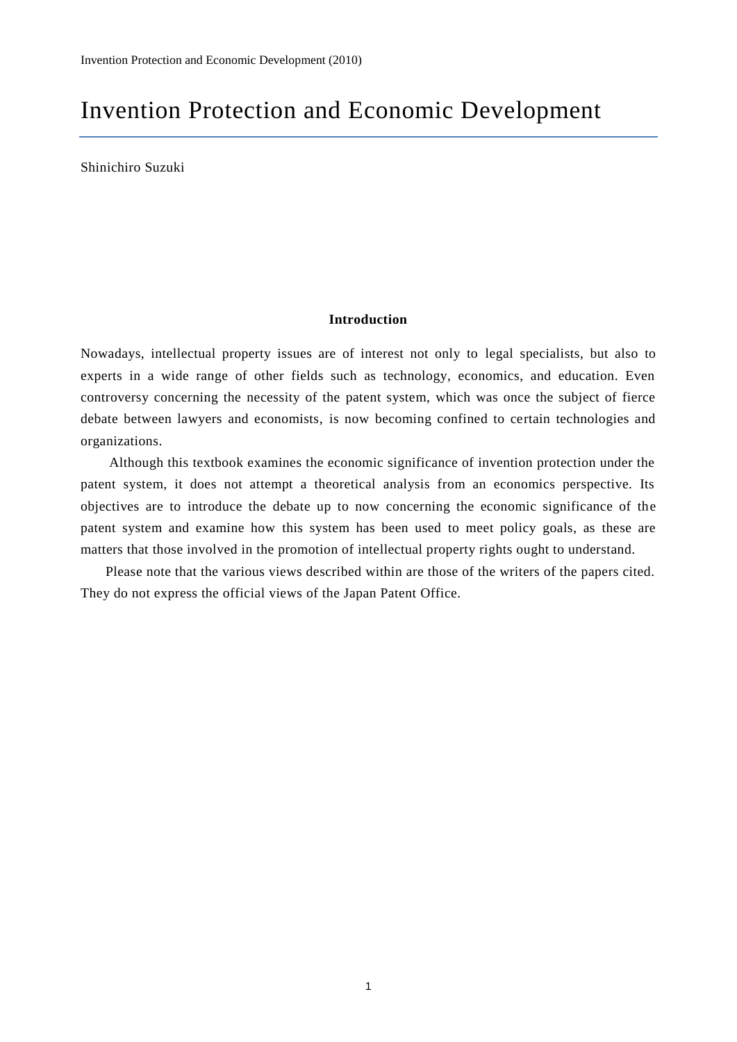# Invention Protection and Economic Development

Shinichiro Suzuki

## Introduction

Nowadays, intellectual property issues are of interest not only to legal specialists, but also to experts in a wide range of other fields such as technology, economics, and education. Even controversy concerning the necessity of the patent system, which was once the subject of fierce debate between lawyers and economists, is now becoming confined to certain technologies and organizations.

Although this textbook examines the economic significance of invention protection under the patent system, it does not attempt a theoretical analysis from an economics perspective. Its objectives are to introduce the debate up to now concerning the economic significance of the patent system and examine how this system has been used to meet policy goals, as these are matters that those involved in the promotion of intellectual property rights ought to understand.

Please note that the various views described within are those of the writers of the papers cited. They do not express the official views of the Japan Patent Office.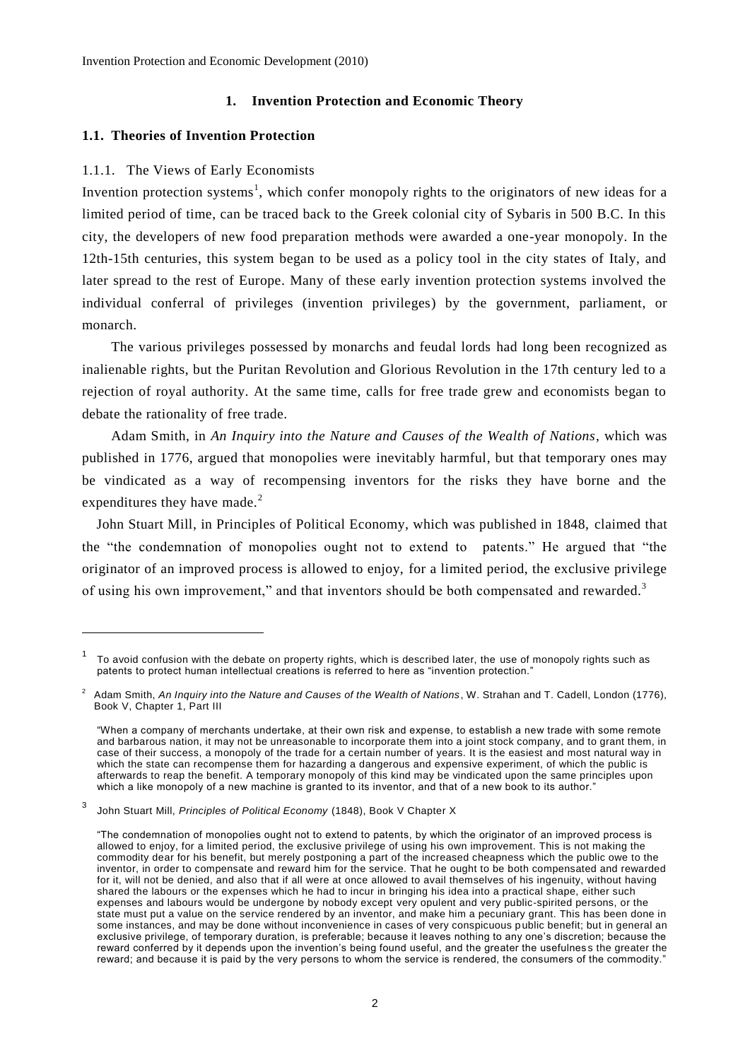## 1. Invention Protection and Economic Theory

### 1.1. Theories of Invention Protection

#### 1.1.1. The Views of Early Economists

Invention protection systems[1], which confer monopoly rights to the originators of new ideas for a limited period of time, can be traced back to the Greek colonial city of Sybaris in 500 B.C. In this city, the developers of new food preparation methods were awarded a one-year monopoly. In the 12th-15th centuries, this system began to be used as a policy tool in the city states of Italy, and later spread to the rest of Europe. Many of these early invention protection systems involved the individual conferral of privileges (invention privileges) by the government, parliament, or monarch.

The various privileges possessed by monarchs and feudal lords had long been recognized as inalienable rights, but the Puritan Revolution and Glorious Revolution in the 17th century led to a rejection of royal authority. At the same time, calls for free trade grew and economists began to debate the rationality of free trade.

Adam Smith, in *An Inquiry into the Nature and Causes of the Wealth of Nations*, which was published in 1776, argued that monopolies were inevitably harmful, but that temporary ones may be vindicated as a way of recompensing inventors for the risks they have borne and the expenditures they have made.[2]

John Stuart Mill, in Principles of Political Economy, which was published in 1848, claimed that the "the condemnation of monopolies ought not to extend to patents." He argued that "the originator of an improved process is allowed to enjoy, for a limited period, the exclusive privilege of using his own improvement," and that inventors should be both compensated and rewarded.[3]

---

[1] To avoid confusion with the debate on property rights, which is described later, the use of monopoly rights such as patents to protect human intellectual creations is referred to here as "invention protection."

[2] Adam Smith, *An Inquiry into the Nature and Causes of the Wealth of Nations*, W. Strahan and T. Cadell, London (1776), Book V, Chapter 1, Part III

"When a company of merchants undertake, at their own risk and expense, to establish a new trade with some remote and barbarous nation, it may not be unreasonable to incorporate them into a joint stock company, and to grant them, in case of their success, a monopoly of the trade for a certain number of years. It is the easiest and most natural way in which the state can recompense them for hazarding a dangerous and expensive experiment, of which the public is afterwards to reap the benefit. A temporary monopoly of this kind may be vindicated upon the same principles upon which a like monopoly of a new machine is granted to its inventor, and that of a new book to its author."

[3] John Stuart Mill, *Principles of Political Economy* (1848), Book V Chapter X

"The condemnation of monopolies ought not to extend to patents, by which the originator of an improved process is allowed to enjoy, for a limited period, the exclusive privilege of using his own improvement. This is not making the commodity dear for his benefit, but merely postponing a part of the increased cheapness which the public owe to the inventor, in order to compensate and reward him for the service. That he ought to be both compensated and rewarded for it, will not be denied, and also that if all were at once allowed to avail themselves of his ingenuity, without having shared the labours or the expenses which he had to incur in bringing his idea into a practical shape, either such expenses and labours would be undergone by nobody except very opulent and very public-spirited persons, or the state must put a value on the service rendered by an inventor, and make him a pecuniary grant. This has been done in some instances, and may be done without inconvenience in cases of very conspicuous public benefit; but in general an exclusive privilege, of temporary duration, is preferable; because it leaves nothing to any one's discretion; because the reward conferred by it depends upon the invention's being found useful, and the greater the usefulness the greater the reward; and because it is paid by the very persons to whom the service is rendered, the consumers of the commodity."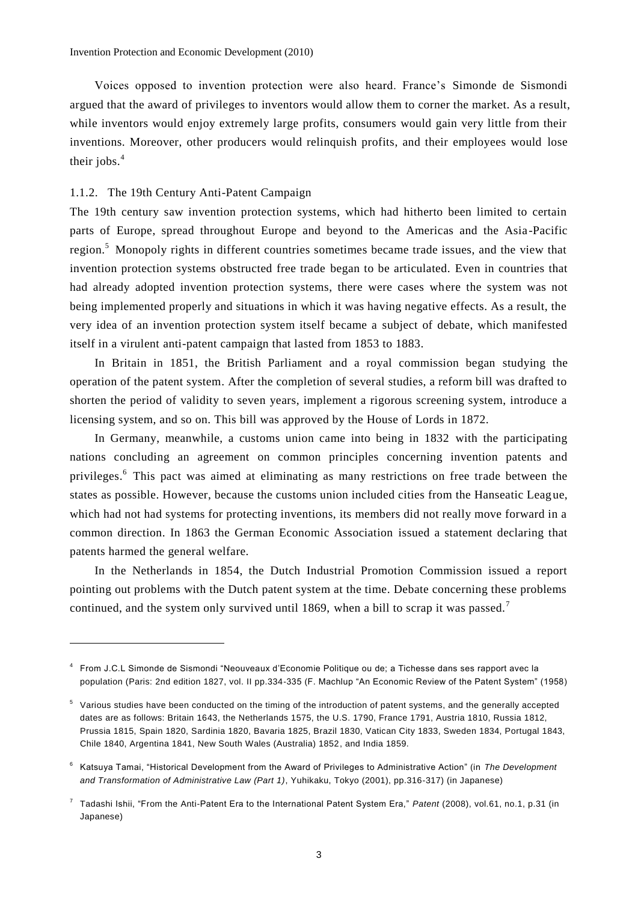Voices opposed to invention protection were also heard. France's Simonde de Sismondi argued that the award of privileges to inventors would allow them to corner the market. As a result, while inventors would enjoy extremely large profits, consumers would gain very little from their inventions. Moreover, other producers would relinquish profits, and their employees would lose their jobs.[4]

### 1.1.2. The 19th Century Anti-Patent Campaign

The 19th century saw invention protection systems, which had hitherto been limited to certain parts of Europe, spread throughout Europe and beyond to the Americas and the Asia-Pacific region.[5] Monopoly rights in different countries sometimes became trade issues, and the view that invention protection systems obstructed free trade began to be articulated. Even in countries that had already adopted invention protection systems, there were cases where the system was not being implemented properly and situations in which it was having negative effects. As a result, the very idea of an invention protection system itself became a subject of debate, which manifested itself in a virulent anti-patent campaign that lasted from 1853 to 1883.

In Britain in 1851, the British Parliament and a royal commission began studying the operation of the patent system. After the completion of several studies, a reform bill was drafted to shorten the period of validity to seven years, implement a rigorous screening system, introduce a licensing system, and so on. This bill was approved by the House of Lords in 1872.

In Germany, meanwhile, a customs union came into being in 1832 with the participating nations concluding an agreement on common principles concerning invention patents and privileges.[6] This pact was aimed at eliminating as many restrictions on free trade between the states as possible. However, because the customs union included cities from the Hanseatic League, which had not had systems for protecting inventions, its members did not really move forward in a common direction. In 1863 the German Economic Association issued a statement declaring that patents harmed the general welfare.

In the Netherlands in 1854, the Dutch Industrial Promotion Commission issued a report pointing out problems with the Dutch patent system at the time. Debate concerning these problems continued, and the system only survived until 1869, when a bill to scrap it was passed.[7]

---

[4] From J.C.L Simonde de Sismondi "Neouveaux d'Economie Politique ou de; a Tichesse dans ses rapport avec la population (Paris: 2nd edition 1827, vol. II pp.334-335 (F. Machlup "An Economic Review of the Patent System" (1958)

[5] Various studies have been conducted on the timing of the introduction of patent systems, and the generally accepted dates are as follows: Britain 1643, the Netherlands 1575, the U.S. 1790, France 1791, Austria 1810, Russia 1812, Prussia 1815, Spain 1820, Sardinia 1820, Bavaria 1825, Brazil 1830, Vatican City 1833, Sweden 1834, Portugal 1843, Chile 1840, Argentina 1841, New South Wales (Australia) 1852, and India 1859.

[6] Katsuya Tamai, "Historical Development from the Award of Privileges to Administrative Action" (in *The Development and Transformation of Administrative Law (Part 1)*, Yuhikaku, Tokyo (2001), pp.316-317) (in Japanese)

[7] Tadashi Ishii, "From the Anti-Patent Era to the International Patent System Era," *Patent* (2008), vol.61, no.1, p.31 (in Japanese)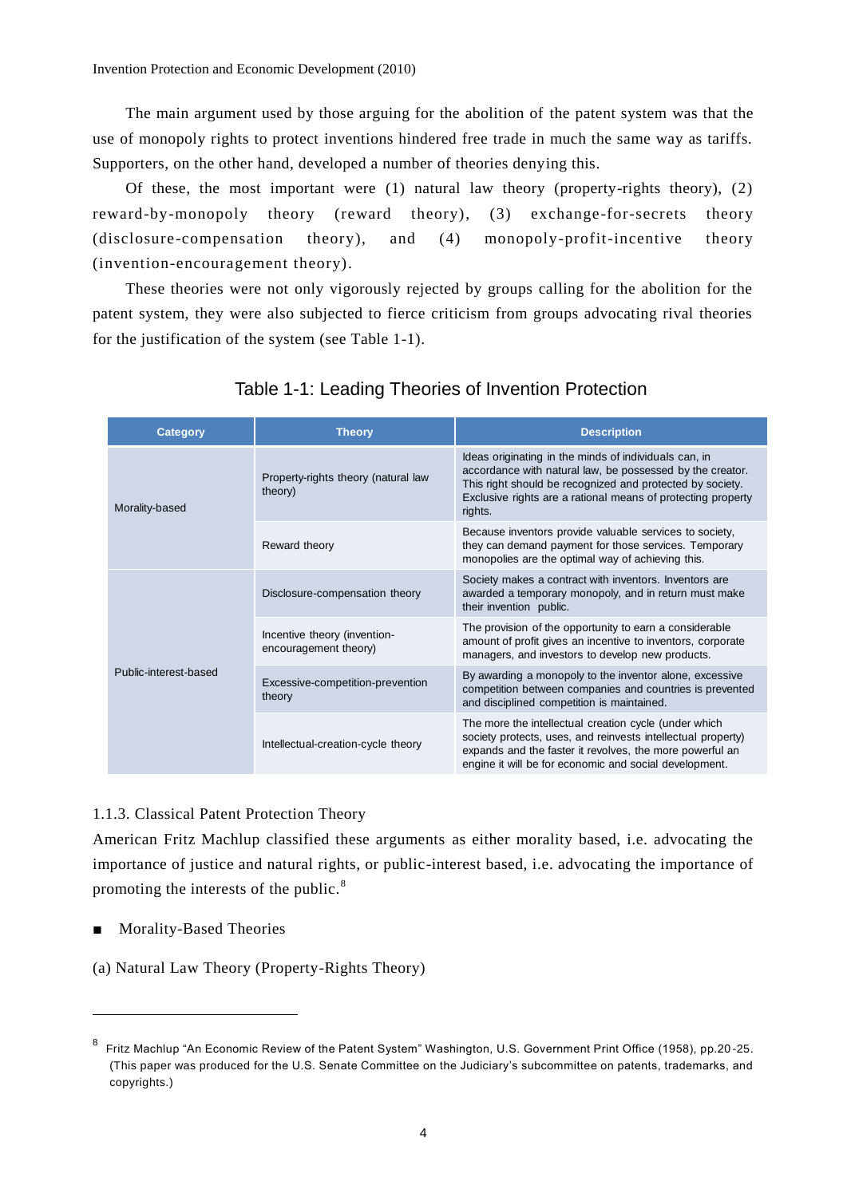The main argument used by those arguing for the abolition of the patent system was that the use of monopoly rights to protect inventions hindered free trade in much the same way as tariffs. Supporters, on the other hand, developed a number of theories denying this.

Of these, the most important were (1) natural law theory (property-rights theory), (2) reward-by-monopoly theory (reward theory), (3) exchange-for-secrets theory (disclosure-compensation theory), and (4) monopoly-profit-incentive theory (invention-encouragement theory).

These theories were not only vigorously rejected by groups calling for the abolition for the patent system, they were also subjected to fierce criticism from groups advocating rival theories for the justification of the system (see Table 1-1).

Table 1-1: Leading Theories of Invention Protection

| Category | Theory | Description |
|---|---|---|
| Morality-based | Property-rights theory (natural law theory) | Ideas originating in the minds of individuals can, in accordance with natural law, be possessed by the creator. This right should be recognized and protected by society. Exclusive rights are a rational means of protecting property rights. |
| | Reward theory | Because inventors provide valuable services to society, they can demand payment for those services. Temporary monopolies are the optimal way of achieving this. |
| Public-interest-based | Disclosure-compensation theory | Society makes a contract with inventors. Inventors are awarded a temporary monopoly, and in return must make their invention public. |
| | Incentive theory (invention-encouragement theory) | The provision of the opportunity to earn a considerable amount of profit gives an incentive to inventors, corporate managers, and investors to develop new products. |
| | Excessive-competition-prevention theory | By awarding a monopoly to the inventor alone, excessive competition between companies and countries is prevented and disciplined competition is maintained. |
| | Intellectual-creation-cycle theory | The more the intellectual creation cycle (under which society protects, uses, and reinvests intellectual property) expands and the faster it revolves, the more powerful an engine it will be for economic and social development. |

### 1.1.3. Classical Patent Protection Theory

American Fritz Machlup classified these arguments as either morality based, i.e. advocating the importance of justice and natural rights, or public-interest based, i.e. advocating the importance of promoting the interests of the public.[8]

- Morality-Based Theories

(a) Natural Law Theory (Property-Rights Theory)

---

[8] Fritz Machlup "An Economic Review of the Patent System" Washington, U.S. Government Print Office (1958), pp.20-25. (This paper was produced for the U.S. Senate Committee on the Judiciary's subcommittee on patents, trademarks, and copyrights.)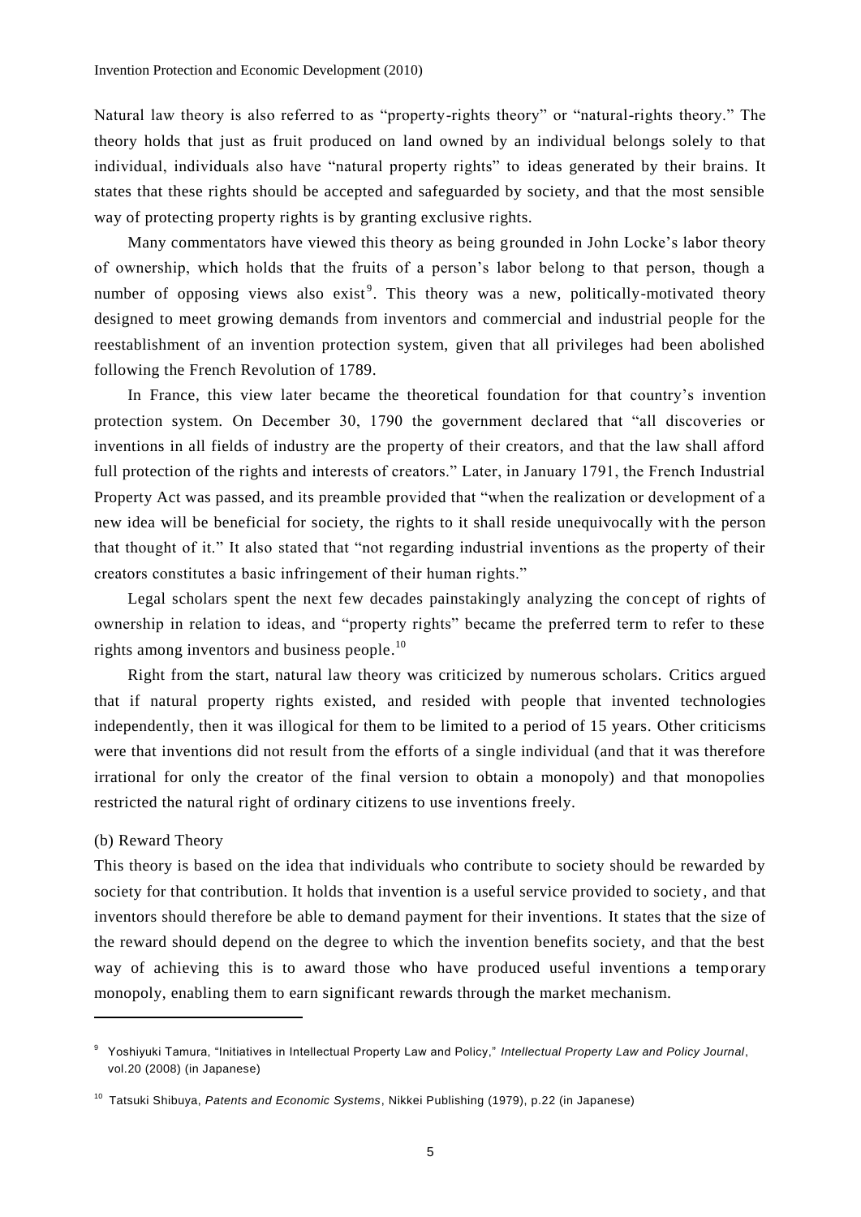Natural law theory is also referred to as "property-rights theory" or "natural-rights theory." The theory holds that just as fruit produced on land owned by an individual belongs solely to that individual, individuals also have "natural property rights" to ideas generated by their brains. It states that these rights should be accepted and safeguarded by society, and that the most sensible way of protecting property rights is by granting exclusive rights.

Many commentators have viewed this theory as being grounded in John Locke's labor theory of ownership, which holds that the fruits of a person's labor belong to that person, though a number of opposing views also exist[9]. This theory was a new, politically-motivated theory designed to meet growing demands from inventors and commercial and industrial people for the reestablishment of an invention protection system, given that all privileges had been abolished following the French Revolution of 1789.

In France, this view later became the theoretical foundation for that country's invention protection system. On December 30, 1790 the government declared that "all discoveries or inventions in all fields of industry are the property of their creators, and that the law shall afford full protection of the rights and interests of creators." Later, in January 1791, the French Industrial Property Act was passed, and its preamble provided that "when the realization or development of a new idea will be beneficial for society, the rights to it shall reside unequivocally with the person that thought of it." It also stated that "not regarding industrial inventions as the property of their creators constitutes a basic infringement of their human rights."

Legal scholars spent the next few decades painstakingly analyzing the concept of rights of ownership in relation to ideas, and "property rights" became the preferred term to refer to these rights among inventors and business people.[10]

Right from the start, natural law theory was criticized by numerous scholars. Critics argued that if natural property rights existed, and resided with people that invented technologies independently, then it was illogical for them to be limited to a period of 15 years. Other criticisms were that inventions did not result from the efforts of a single individual (and that it was therefore irrational for only the creator of the final version to obtain a monopoly) and that monopolies restricted the natural right of ordinary citizens to use inventions freely.

(b) Reward Theory

This theory is based on the idea that individuals who contribute to society should be rewarded by society for that contribution. It holds that invention is a useful service provided to society, and that inventors should therefore be able to demand payment for their inventions. It states that the size of the reward should depend on the degree to which the invention benefits society, and that the best way of achieving this is to award those who have produced useful inventions a temporary monopoly, enabling them to earn significant rewards through the market mechanism.

---

[9] Yoshiyuki Tamura, "Initiatives in Intellectual Property Law and Policy," *Intellectual Property Law and Policy Journal*, vol.20 (2008) (in Japanese)

[10] Tatsuki Shibuya, *Patents and Economic Systems*, Nikkei Publishing (1979), p.22 (in Japanese)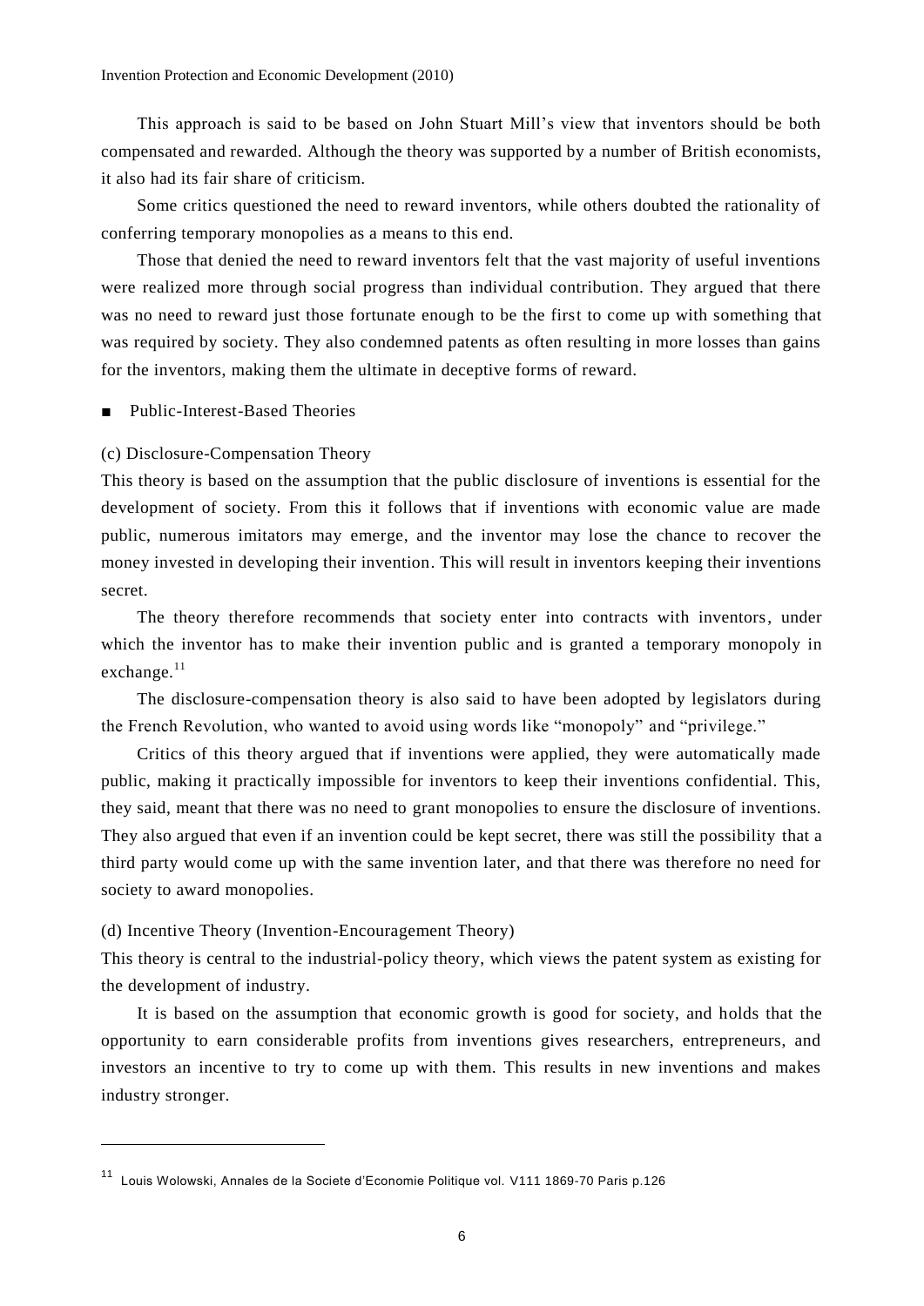This approach is said to be based on John Stuart Mill's view that inventors should be both compensated and rewarded. Although the theory was supported by a number of British economists, it also had its fair share of criticism.

Some critics questioned the need to reward inventors, while others doubted the rationality of conferring temporary monopolies as a means to this end.

Those that denied the need to reward inventors felt that the vast majority of useful inventions were realized more through social progress than individual contribution. They argued that there was no need to reward just those fortunate enough to be the first to come up with something that was required by society. They also condemned patents as often resulting in more losses than gains for the inventors, making them the ultimate in deceptive forms of reward.

■ Public-Interest-Based Theories

(c) Disclosure-Compensation Theory

This theory is based on the assumption that the public disclosure of inventions is essential for the development of society. From this it follows that if inventions with economic value are made public, numerous imitators may emerge, and the inventor may lose the chance to recover the money invested in developing their invention. This will result in inventors keeping their inventions secret.

The theory therefore recommends that society enter into contracts with inventors, under which the inventor has to make their invention public and is granted a temporary monopoly in exchange.[11]

The disclosure-compensation theory is also said to have been adopted by legislators during the French Revolution, who wanted to avoid using words like "monopoly" and "privilege."

Critics of this theory argued that if inventions were applied, they were automatically made public, making it practically impossible for inventors to keep their inventions confidential. This, they said, meant that there was no need to grant monopolies to ensure the disclosure of inventions. They also argued that even if an invention could be kept secret, there was still the possibility that a third party would come up with the same invention later, and that there was therefore no need for society to award monopolies.

(d) Incentive Theory (Invention-Encouragement Theory)

This theory is central to the industrial-policy theory, which views the patent system as existing for the development of industry.

It is based on the assumption that economic growth is good for society, and holds that the opportunity to earn considerable profits from inventions gives researchers, entrepreneurs, and investors an incentive to try to come up with them. This results in new inventions and makes industry stronger.

---

[11] Louis Wolowski, Annales de la Societe d'Economie Politique vol. V111 1869-70 Paris p.126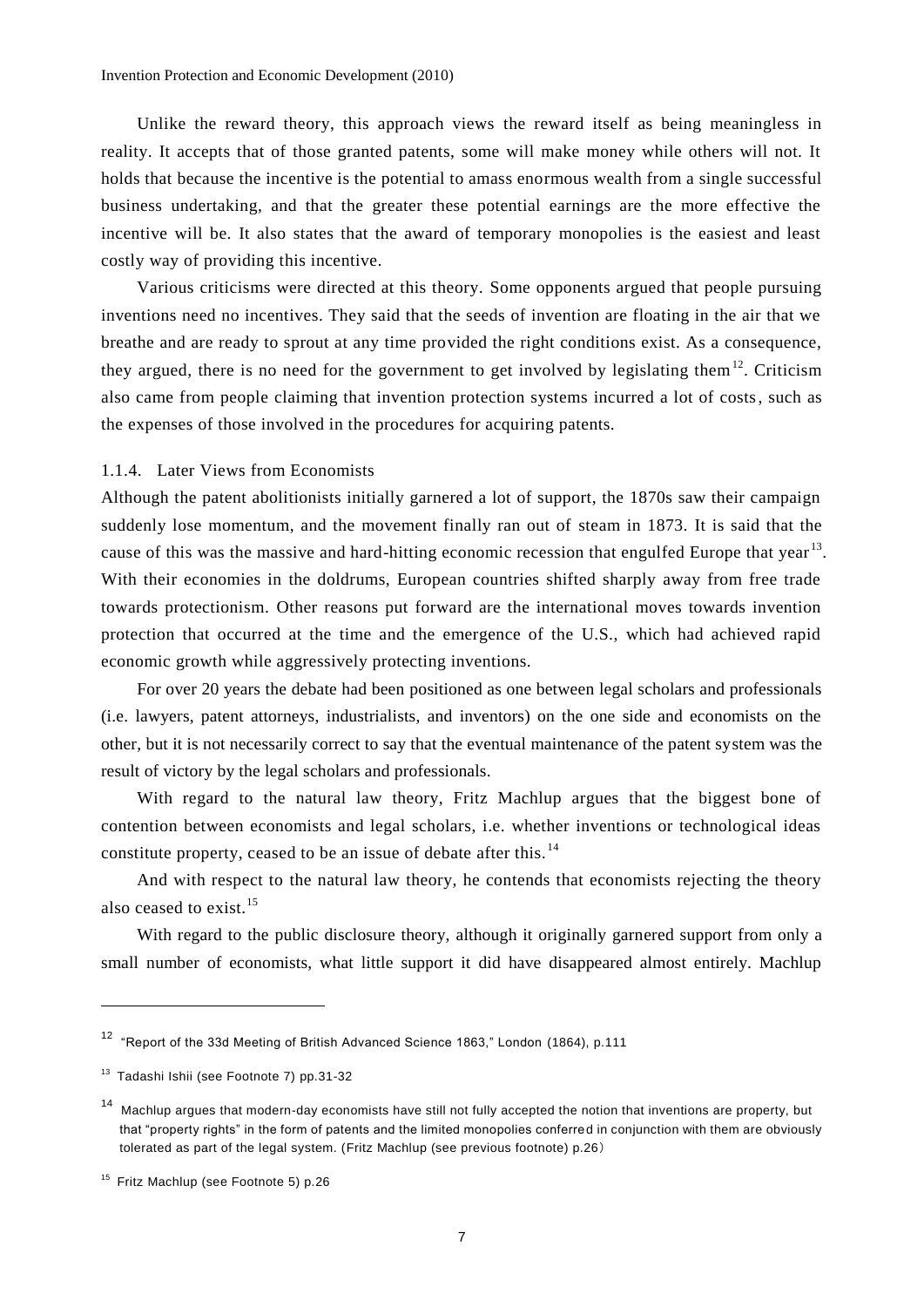Unlike the reward theory, this approach views the reward itself as being meaningless in reality. It accepts that of those granted patents, some will make money while others will not. It holds that because the incentive is the potential to amass enormous wealth from a single successful business undertaking, and that the greater these potential earnings are the more effective the incentive will be. It also states that the award of temporary monopolies is the easiest and least costly way of providing this incentive.

Various criticisms were directed at this theory. Some opponents argued that people pursuing inventions need no incentives. They said that the seeds of invention are floating in the air that we breathe and are ready to sprout at any time provided the right conditions exist. As a consequence, they argued, there is no need for the government to get involved by legislating them[12]. Criticism also came from people claiming that invention protection systems incurred a lot of costs, such as the expenses of those involved in the procedures for acquiring patents.

### 1.1.4. Later Views from Economists

Although the patent abolitionists initially garnered a lot of support, the 1870s saw their campaign suddenly lose momentum, and the movement finally ran out of steam in 1873. It is said that the cause of this was the massive and hard-hitting economic recession that engulfed Europe that year[13]. With their economies in the doldrums, European countries shifted sharply away from free trade towards protectionism. Other reasons put forward are the international moves towards invention protection that occurred at the time and the emergence of the U.S., which had achieved rapid economic growth while aggressively protecting inventions.

For over 20 years the debate had been positioned as one between legal scholars and professionals (i.e. lawyers, patent attorneys, industrialists, and inventors) on the one side and economists on the other, but it is not necessarily correct to say that the eventual maintenance of the patent system was the result of victory by the legal scholars and professionals.

With regard to the natural law theory, Fritz Machlup argues that the biggest bone of contention between economists and legal scholars, i.e. whether inventions or technological ideas constitute property, ceased to be an issue of debate after this.[14]

And with respect to the natural law theory, he contends that economists rejecting the theory also ceased to exist.[15]

With regard to the public disclosure theory, although it originally garnered support from only a small number of economists, what little support it did have disappeared almost entirely. Machlup

---

[12] "Report of the 33d Meeting of British Advanced Science 1863," London (1864), p.111

[13] Tadashi Ishii (see Footnote 7) pp.31-32

[14] Machlup argues that modern-day economists have still not fully accepted the notion that inventions are property, but that "property rights" in the form of patents and the limited monopolies conferred in conjunction with them are obviously tolerated as part of the legal system. (Fritz Machlup (see previous footnote) p.26)

[15] Fritz Machlup (see Footnote 5) p.26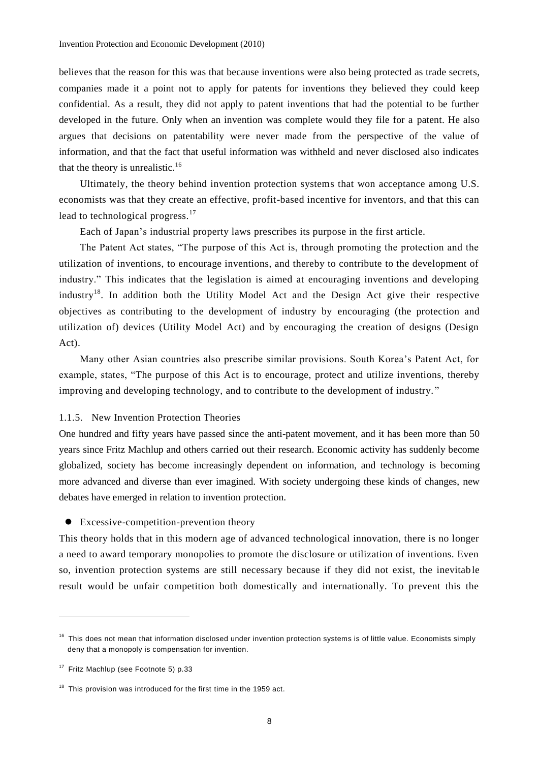believes that the reason for this was that because inventions were also being protected as trade secrets, companies made it a point not to apply for patents for inventions they believed they could keep confidential. As a result, they did not apply to patent inventions that had the potential to be further developed in the future. Only when an invention was complete would they file for a patent. He also argues that decisions on patentability were never made from the perspective of the value of information, and that the fact that useful information was withheld and never disclosed also indicates that the theory is unrealistic.[16]

Ultimately, the theory behind invention protection systems that won acceptance among U.S. economists was that they create an effective, profit-based incentive for inventors, and that this can lead to technological progress.[17]

Each of Japan's industrial property laws prescribes its purpose in the first article.

The Patent Act states, "The purpose of this Act is, through promoting the protection and the utilization of inventions, to encourage inventions, and thereby to contribute to the development of industry." This indicates that the legislation is aimed at encouraging inventions and developing industry[18]. In addition both the Utility Model Act and the Design Act give their respective objectives as contributing to the development of industry by encouraging (the protection and utilization of) devices (Utility Model Act) and by encouraging the creation of designs (Design Act).

Many other Asian countries also prescribe similar provisions. South Korea's Patent Act, for example, states, "The purpose of this Act is to encourage, protect and utilize inventions, thereby improving and developing technology, and to contribute to the development of industry."

### 1.1.5. New Invention Protection Theories

One hundred and fifty years have passed since the anti-patent movement, and it has been more than 50 years since Fritz Machlup and others carried out their research. Economic activity has suddenly become globalized, society has become increasingly dependent on information, and technology is becoming more advanced and diverse than ever imagined. With society undergoing these kinds of changes, new debates have emerged in relation to invention protection.

- Excessive-competition-prevention theory

This theory holds that in this modern age of advanced technological innovation, there is no longer a need to award temporary monopolies to promote the disclosure or utilization of inventions. Even so, invention protection systems are still necessary because if they did not exist, the inevitable result would be unfair competition both domestically and internationally. To prevent this the

---

[16] This does not mean that information disclosed under invention protection systems is of little value. Economists simply deny that a monopoly is compensation for invention.

[17] Fritz Machlup (see Footnote 5) p.33

[18] This provision was introduced for the first time in the 1959 act.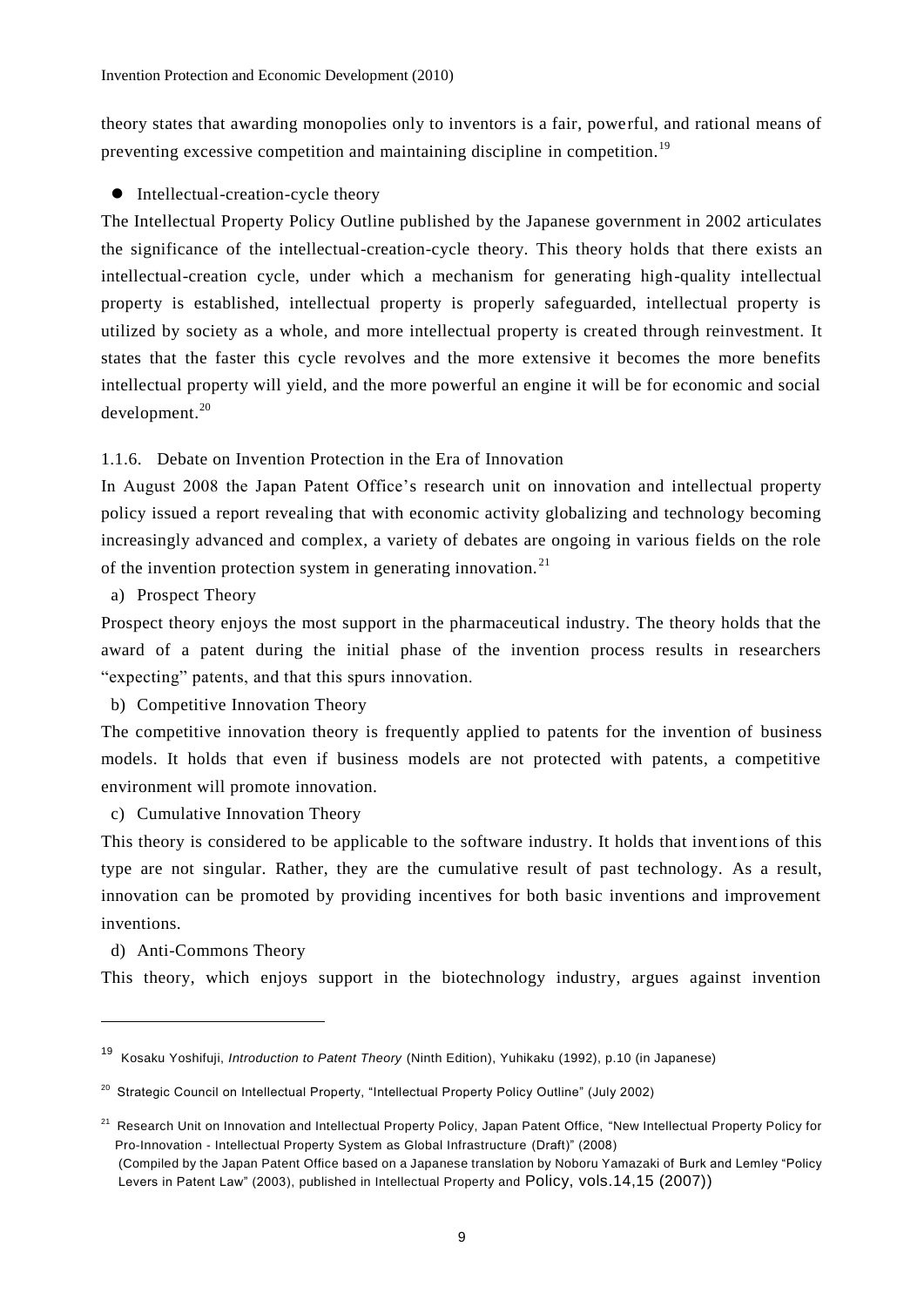theory states that awarding monopolies only to inventors is a fair, powerful, and rational means of preventing excessive competition and maintaining discipline in competition.[19]

- Intellectual-creation-cycle theory

The Intellectual Property Policy Outline published by the Japanese government in 2002 articulates the significance of the intellectual-creation-cycle theory. This theory holds that there exists an intellectual-creation cycle, under which a mechanism for generating high-quality intellectual property is established, intellectual property is properly safeguarded, intellectual property is utilized by society as a whole, and more intellectual property is created through reinvestment. It states that the faster this cycle revolves and the more extensive it becomes the more benefits intellectual property will yield, and the more powerful an engine it will be for economic and social development.[20]

### 1.1.6. Debate on Invention Protection in the Era of Innovation

In August 2008 the Japan Patent Office's research unit on innovation and intellectual property policy issued a report revealing that with economic activity globalizing and technology becoming increasingly advanced and complex, a variety of debates are ongoing in various fields on the role of the invention protection system in generating innovation.[21]

a) Prospect Theory

Prospect theory enjoys the most support in the pharmaceutical industry. The theory holds that the award of a patent during the initial phase of the invention process results in researchers "expecting" patents, and that this spurs innovation.

b) Competitive Innovation Theory

The competitive innovation theory is frequently applied to patents for the invention of business models. It holds that even if business models are not protected with patents, a competitive environment will promote innovation.

c) Cumulative Innovation Theory

This theory is considered to be applicable to the software industry. It holds that inventions of this type are not singular. Rather, they are the cumulative result of past technology. As a result, innovation can be promoted by providing incentives for both basic inventions and improvement inventions.

d) Anti-Commons Theory

This theory, which enjoys support in the biotechnology industry, argues against invention

---

[19] Kosaku Yoshifuji, *Introduction to Patent Theory* (Ninth Edition), Yuhikaku (1992), p.10 (in Japanese)

[20] Strategic Council on Intellectual Property, "Intellectual Property Policy Outline" (July 2002)

[21] Research Unit on Innovation and Intellectual Property Policy, Japan Patent Office, "New Intellectual Property Policy for Pro-Innovation - Intellectual Property System as Global Infrastructure (Draft)" (2008)
(Compiled by the Japan Patent Office based on a Japanese translation by Noboru Yamazaki of Burk and Lemley "Policy Levers in Patent Law" (2003), published in Intellectual Property and Policy, vols.14,15 (2007))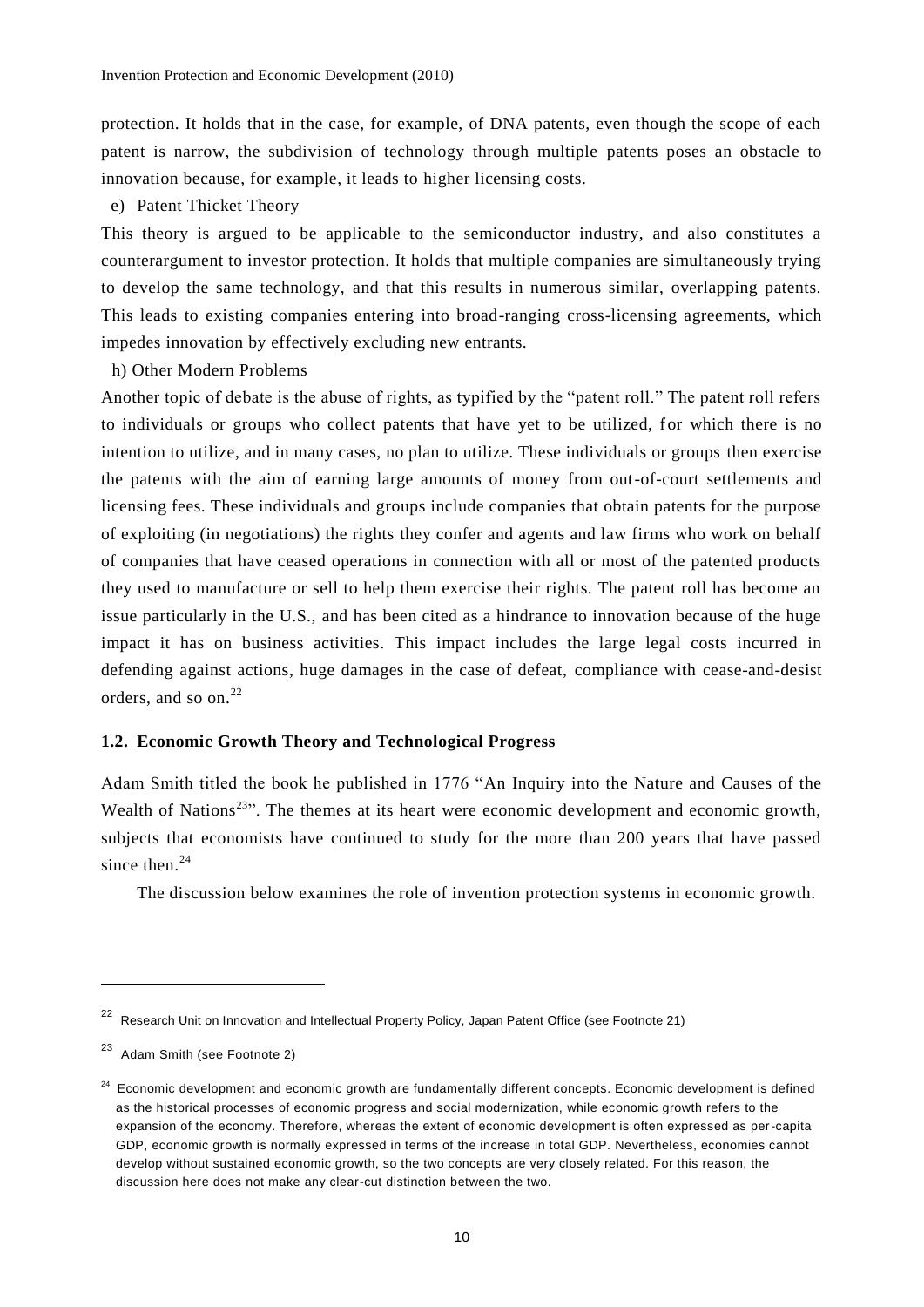protection. It holds that in the case, for example, of DNA patents, even though the scope of each patent is narrow, the subdivision of technology through multiple patents poses an obstacle to innovation because, for example, it leads to higher licensing costs.

e) Patent Thicket Theory

This theory is argued to be applicable to the semiconductor industry, and also constitutes a counterargument to investor protection. It holds that multiple companies are simultaneously trying to develop the same technology, and that this results in numerous similar, overlapping patents. This leads to existing companies entering into broad-ranging cross-licensing agreements, which impedes innovation by effectively excluding new entrants.

h) Other Modern Problems

Another topic of debate is the abuse of rights, as typified by the "patent roll." The patent roll refers to individuals or groups who collect patents that have yet to be utilized, for which there is no intention to utilize, and in many cases, no plan to utilize. These individuals or groups then exercise the patents with the aim of earning large amounts of money from out-of-court settlements and licensing fees. These individuals and groups include companies that obtain patents for the purpose of exploiting (in negotiations) the rights they confer and agents and law firms who work on behalf of companies that have ceased operations in connection with all or most of the patented products they used to manufacture or sell to help them exercise their rights. The patent roll has become an issue particularly in the U.S., and has been cited as a hindrance to innovation because of the huge impact it has on business activities. This impact includes the large legal costs incurred in defending against actions, huge damages in the case of defeat, compliance with cease-and-desist orders, and so on.[22]

### 1.2. Economic Growth Theory and Technological Progress

Adam Smith titled the book he published in 1776 "An Inquiry into the Nature and Causes of the Wealth of Nations[23]". The themes at its heart were economic development and economic growth, subjects that economists have continued to study for the more than 200 years that have passed since then.[24]

The discussion below examines the role of invention protection systems in economic growth.

---

[22] Research Unit on Innovation and Intellectual Property Policy, Japan Patent Office (see Footnote 21)

[23] Adam Smith (see Footnote 2)

[24] Economic development and economic growth are fundamentally different concepts. Economic development is defined as the historical processes of economic progress and social modernization, while economic growth refers to the expansion of the economy. Therefore, whereas the extent of economic development is often expressed as per-capita GDP, economic growth is normally expressed in terms of the increase in total GDP. Nevertheless, economies cannot develop without sustained economic growth, so the two concepts are very closely related. For this reason, the discussion here does not make any clear-cut distinction between the two.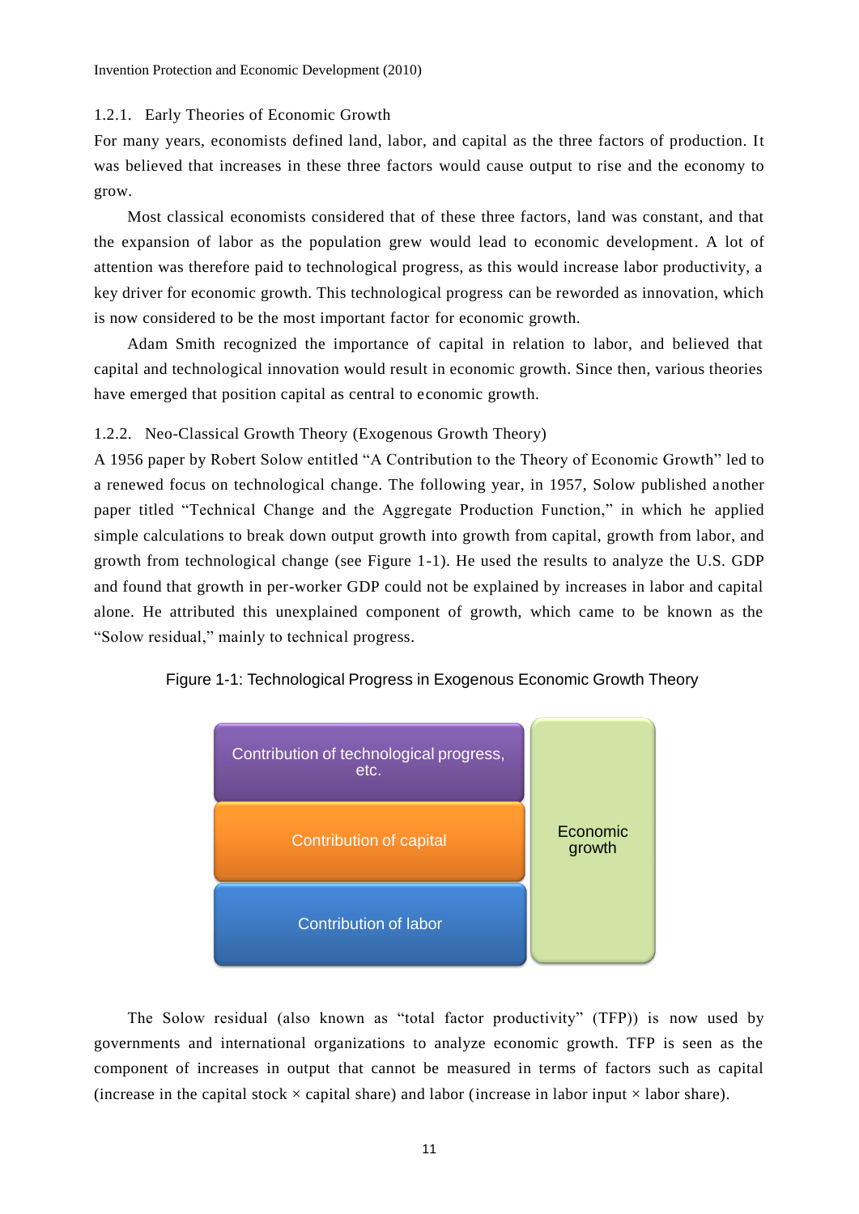### 1.2.1. Early Theories of Economic Growth

For many years, economists defined land, labor, and capital as the three factors of production. It was believed that increases in these three factors would cause output to rise and the economy to grow.

Most classical economists considered that of these three factors, land was constant, and that the expansion of labor as the population grew would lead to economic development. A lot of attention was therefore paid to technological progress, as this would increase labor productivity, a key driver for economic growth. This technological progress can be reworded as innovation, which is now considered to be the most important factor for economic growth.

Adam Smith recognized the importance of capital in relation to labor, and believed that capital and technological innovation would result in economic growth. Since then, various theories have emerged that position capital as central to economic growth.

### 1.2.2. Neo-Classical Growth Theory (Exogenous Growth Theory)

A 1956 paper by Robert Solow entitled "A Contribution to the Theory of Economic Growth" led to a renewed focus on technological change. The following year, in 1957, Solow published another paper titled "Technical Change and the Aggregate Production Function," in which he applied simple calculations to break down output growth into growth from capital, growth from labor, and growth from technological change (see Figure 1-1). He used the results to analyze the U.S. GDP and found that growth in per-worker GDP could not be explained by increases in labor and capital alone. He attributed this unexplained component of growth, which came to be known as the "Solow residual," mainly to technical progress.

Figure 1-1: Technological Progress in Exogenous Economic Growth Theory

| | |
|---|---|
| Contribution of technological progress, etc. | Economic growth |
| Contribution of capital | |
| Contribution of labor | |

The Solow residual (also known as "total factor productivity" (TFP)) is now used by governments and international organizations to analyze economic growth. TFP is seen as the component of increases in output that cannot be measured in terms of factors such as capital (increase in the capital stock × capital share) and labor (increase in labor input × labor share).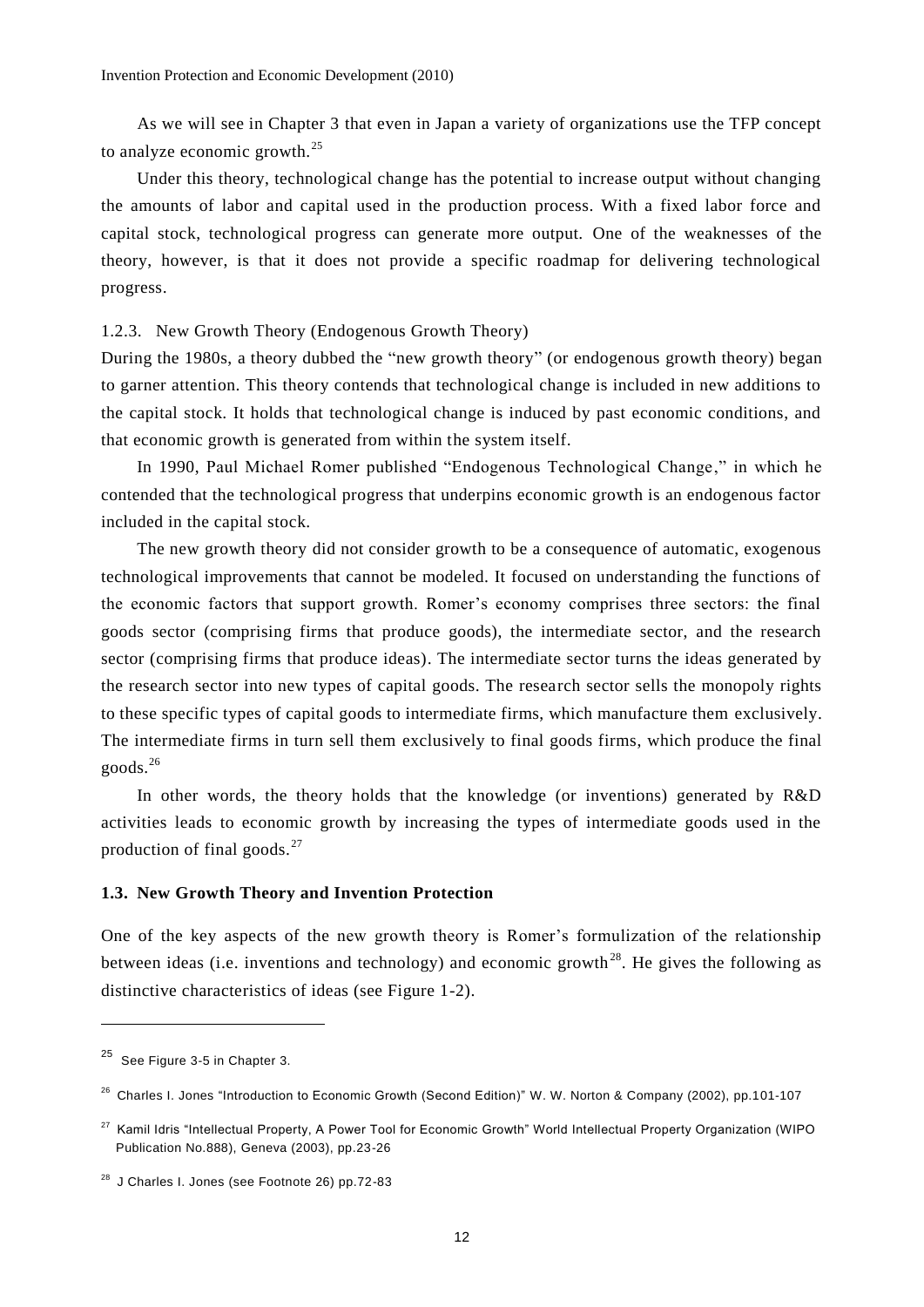As we will see in Chapter 3 that even in Japan a variety of organizations use the TFP concept to analyze economic growth.[25]

Under this theory, technological change has the potential to increase output without changing the amounts of labor and capital used in the production process. With a fixed labor force and capital stock, technological progress can generate more output. One of the weaknesses of the theory, however, is that it does not provide a specific roadmap for delivering technological progress.

### 1.2.3. New Growth Theory (Endogenous Growth Theory)

During the 1980s, a theory dubbed the "new growth theory" (or endogenous growth theory) began to garner attention. This theory contends that technological change is included in new additions to the capital stock. It holds that technological change is induced by past economic conditions, and that economic growth is generated from within the system itself.

In 1990, Paul Michael Romer published "Endogenous Technological Change," in which he contended that the technological progress that underpins economic growth is an endogenous factor included in the capital stock.

The new growth theory did not consider growth to be a consequence of automatic, exogenous technological improvements that cannot be modeled. It focused on understanding the functions of the economic factors that support growth. Romer's economy comprises three sectors: the final goods sector (comprising firms that produce goods), the intermediate sector, and the research sector (comprising firms that produce ideas). The intermediate sector turns the ideas generated by the research sector into new types of capital goods. The research sector sells the monopoly rights to these specific types of capital goods to intermediate firms, which manufacture them exclusively. The intermediate firms in turn sell them exclusively to final goods firms, which produce the final goods.[26]

In other words, the theory holds that the knowledge (or inventions) generated by R&D activities leads to economic growth by increasing the types of intermediate goods used in the production of final goods.[27]

## 1.3. New Growth Theory and Invention Protection

One of the key aspects of the new growth theory is Romer's formulization of the relationship between ideas (i.e. inventions and technology) and economic growth[28]. He gives the following as distinctive characteristics of ideas (see Figure 1-2).

---

[25] See Figure 3-5 in Chapter 3.

[26] Charles I. Jones "Introduction to Economic Growth (Second Edition)" W. W. Norton & Company (2002), pp.101-107

[27] Kamil Idris "Intellectual Property, A Power Tool for Economic Growth" World Intellectual Property Organization (WIPO Publication No.888), Geneva (2003), pp.23-26

[28] J Charles I. Jones (see Footnote 26) pp.72-83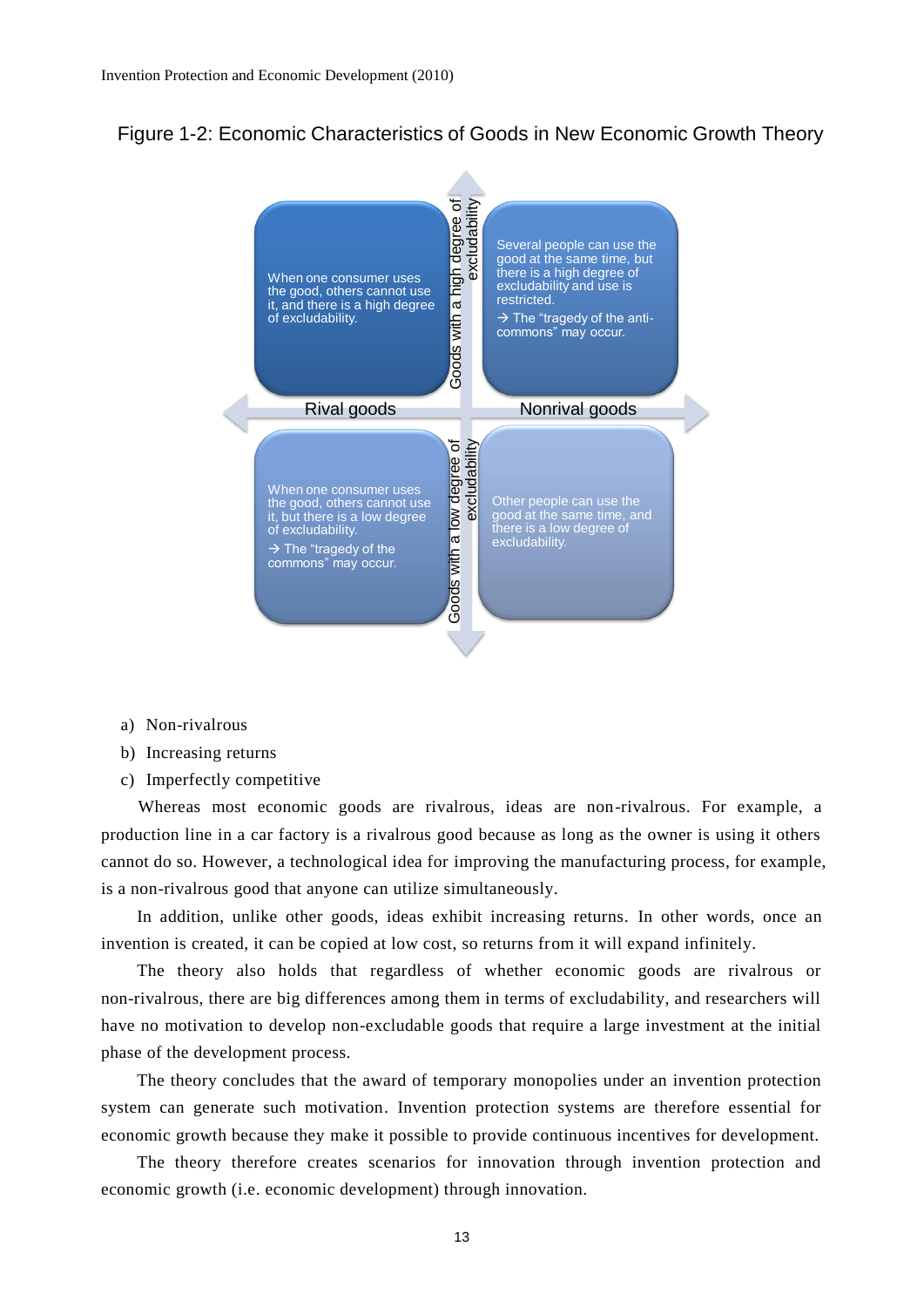Figure 1-2: Economic Characteristics of Goods in New Economic Growth Theory

| | Rival goods | Nonrival goods |
|---|---|---|
| Goods with a high degree of excludability | When one consumer uses the good, others cannot use it, and there is a high degree of excludability. | Several people can use the good at the same time, but there is a high degree of excludability and use is restricted. → The "tragedy of the anti-commons" may occur. |
| Goods with a low degree of excludability | When one consumer uses the good, others cannot use it, but there is a low degree of excludability. → The "tragedy of the commons" may occur. | Other people can use the good at the same time, and there is a low degree of excludability. |

a) Non-rivalrous
b) Increasing returns
c) Imperfectly competitive

Whereas most economic goods are rivalrous, ideas are non-rivalrous. For example, a production line in a car factory is a rivalrous good because as long as the owner is using it others cannot do so. However, a technological idea for improving the manufacturing process, for example, is a non-rivalrous good that anyone can utilize simultaneously.

In addition, unlike other goods, ideas exhibit increasing returns. In other words, once an invention is created, it can be copied at low cost, so returns from it will expand infinitely.

The theory also holds that regardless of whether economic goods are rivalrous or non-rivalrous, there are big differences among them in terms of excludability, and researchers will have no motivation to develop non-excludable goods that require a large investment at the initial phase of the development process.

The theory concludes that the award of temporary monopolies under an invention protection system can generate such motivation. Invention protection systems are therefore essential for economic growth because they make it possible to provide continuous incentives for development.

The theory therefore creates scenarios for innovation through invention protection and economic growth (i.e. economic development) through innovation.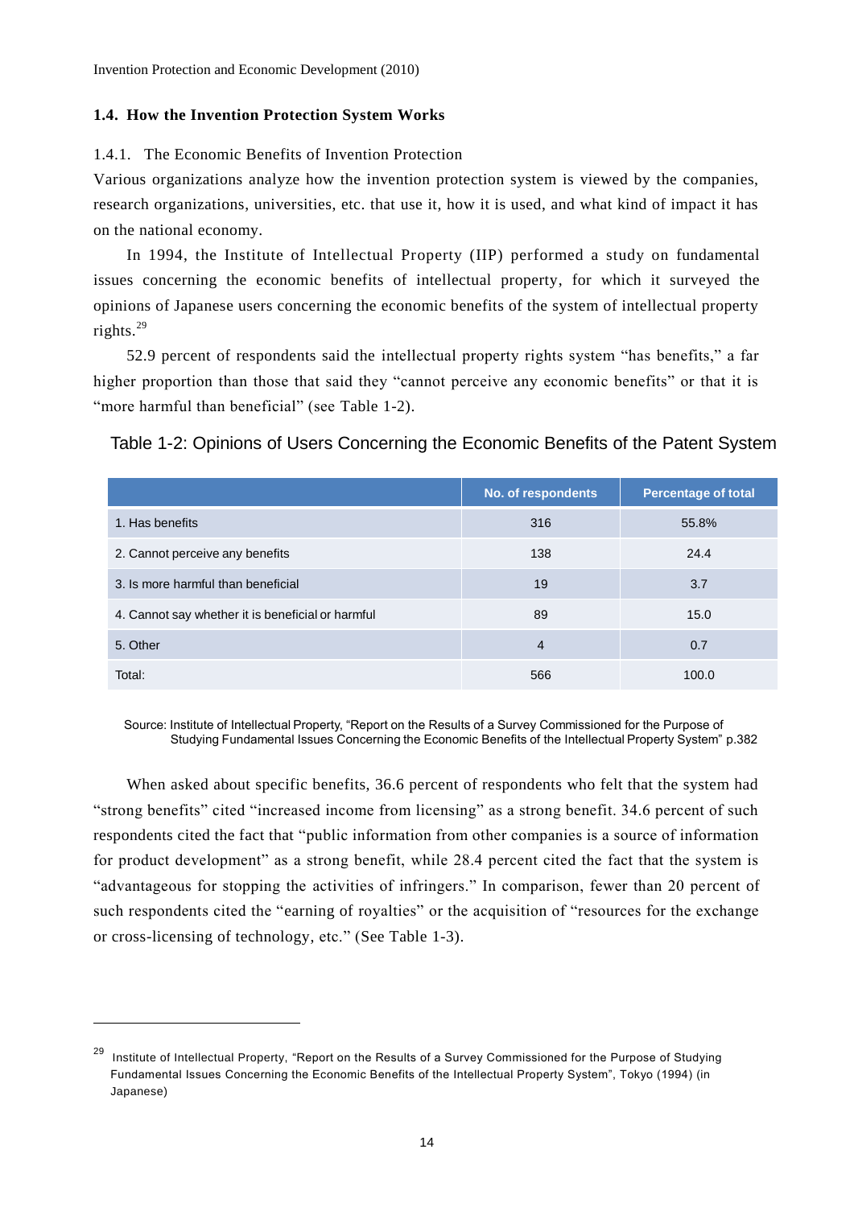## 1.4. How the Invention Protection System Works

### 1.4.1. The Economic Benefits of Invention Protection

Various organizations analyze how the invention protection system is viewed by the companies, research organizations, universities, etc. that use it, how it is used, and what kind of impact it has on the national economy.

In 1994, the Institute of Intellectual Property (IIP) performed a study on fundamental issues concerning the economic benefits of intellectual property, for which it surveyed the opinions of Japanese users concerning the economic benefits of the system of intellectual property rights.[29]

52.9 percent of respondents said the intellectual property rights system "has benefits," a far higher proportion than those that said they "cannot perceive any economic benefits" or that it is "more harmful than beneficial" (see Table 1-2).

Table 1-2: Opinions of Users Concerning the Economic Benefits of the Patent System

| | No. of respondents | Percentage of total |
|---|---|---|
| 1. Has benefits | 316 | 55.8% |
| 2. Cannot perceive any benefits | 138 | 24.4 |
| 3. Is more harmful than beneficial | 19 | 3.7 |
| 4. Cannot say whether it is beneficial or harmful | 89 | 15.0 |
| 5. Other | 4 | 0.7 |
| Total: | 566 | 100.0 |

Source: Institute of Intellectual Property, "Report on the Results of a Survey Commissioned for the Purpose of Studying Fundamental Issues Concerning the Economic Benefits of the Intellectual Property System" p.382

When asked about specific benefits, 36.6 percent of respondents who felt that the system had "strong benefits" cited "increased income from licensing" as a strong benefit. 34.6 percent of such respondents cited the fact that "public information from other companies is a source of information for product development" as a strong benefit, while 28.4 percent cited the fact that the system is "advantageous for stopping the activities of infringers." In comparison, fewer than 20 percent of such respondents cited the "earning of royalties" or the acquisition of "resources for the exchange or cross-licensing of technology, etc." (See Table 1-3).

---

[29] Institute of Intellectual Property, "Report on the Results of a Survey Commissioned for the Purpose of Studying Fundamental Issues Concerning the Economic Benefits of the Intellectual Property System", Tokyo (1994) (in Japanese)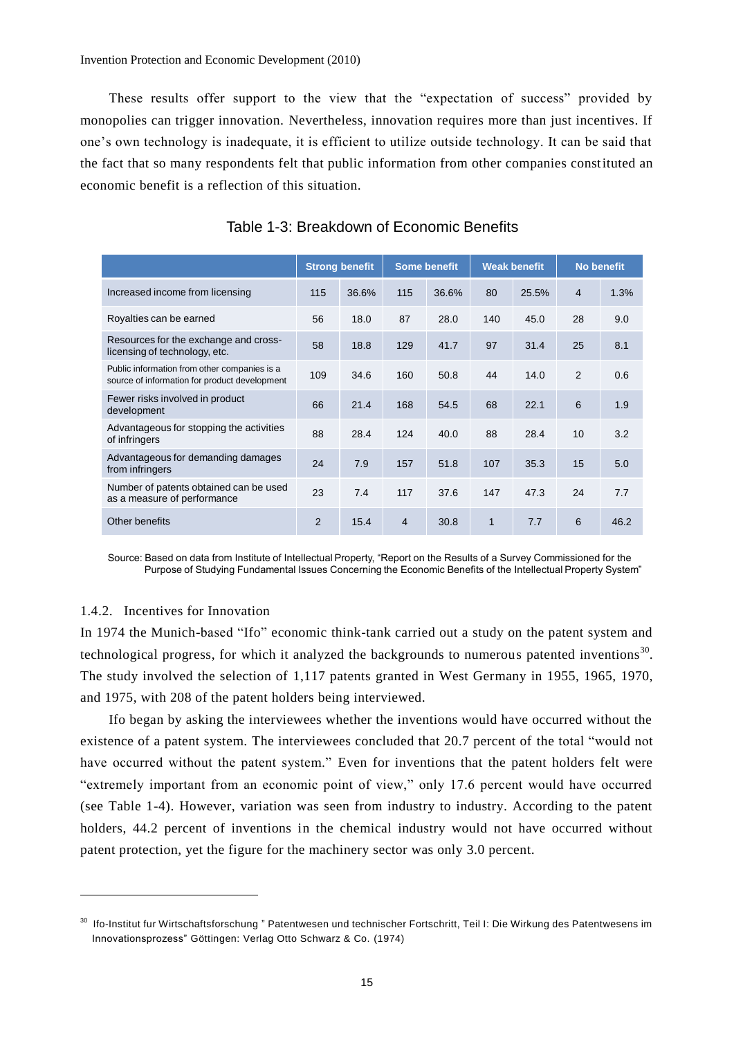These results offer support to the view that the "expectation of success" provided by monopolies can trigger innovation. Nevertheless, innovation requires more than just incentives. If one's own technology is inadequate, it is efficient to utilize outside technology. It can be said that the fact that so many respondents felt that public information from other companies constituted an economic benefit is a reflection of this situation.

Table 1-3: Breakdown of Economic Benefits

| | Strong benefit | | Some benefit | | Weak benefit | | No benefit | |
|---|---|---|---|---|---|---|---|---|
| Increased income from licensing | 115 | 36.6% | 115 | 36.6% | 80 | 25.5% | 4 | 1.3% |
| Royalties can be earned | 56 | 18.0 | 87 | 28.0 | 140 | 45.0 | 28 | 9.0 |
| Resources for the exchange and cross-licensing of technology, etc. | 58 | 18.8 | 129 | 41.7 | 97 | 31.4 | 25 | 8.1 |
| Public information from other companies is a source of information for product development | 109 | 34.6 | 160 | 50.8 | 44 | 14.0 | 2 | 0.6 |
| Fewer risks involved in product development | 66 | 21.4 | 168 | 54.5 | 68 | 22.1 | 6 | 1.9 |
| Advantageous for stopping the activities of infringers | 88 | 28.4 | 124 | 40.0 | 88 | 28.4 | 10 | 3.2 |
| Advantageous for demanding damages from infringers | 24 | 7.9 | 157 | 51.8 | 107 | 35.3 | 15 | 5.0 |
| Number of patents obtained can be used as a measure of performance | 23 | 7.4 | 117 | 37.6 | 147 | 47.3 | 24 | 7.7 |
| Other benefits | 2 | 15.4 | 4 | 30.8 | 1 | 7.7 | 6 | 46.2 |

Source: Based on data from Institute of Intellectual Property, "Report on the Results of a Survey Commissioned for the Purpose of Studying Fundamental Issues Concerning the Economic Benefits of the Intellectual Property System"

### 1.4.2. Incentives for Innovation

In 1974 the Munich-based "Ifo" economic think-tank carried out a study on the patent system and technological progress, for which it analyzed the backgrounds to numerous patented inventions[30]. The study involved the selection of 1,117 patents granted in West Germany in 1955, 1965, 1970, and 1975, with 208 of the patent holders being interviewed.

Ifo began by asking the interviewees whether the inventions would have occurred without the existence of a patent system. The interviewees concluded that 20.7 percent of the total "would not have occurred without the patent system." Even for inventions that the patent holders felt were "extremely important from an economic point of view," only 17.6 percent would have occurred (see Table 1-4). However, variation was seen from industry to industry. According to the patent holders, 44.2 percent of inventions in the chemical industry would not have occurred without patent protection, yet the figure for the machinery sector was only 3.0 percent.

---

[30] Ifo-Institut fur Wirtschaftsforschung " Patentwesen und technischer Fortschritt, Teil I: Die Wirkung des Patentwesens im Innovationsprozess" Göttingen: Verlag Otto Schwarz & Co. (1974)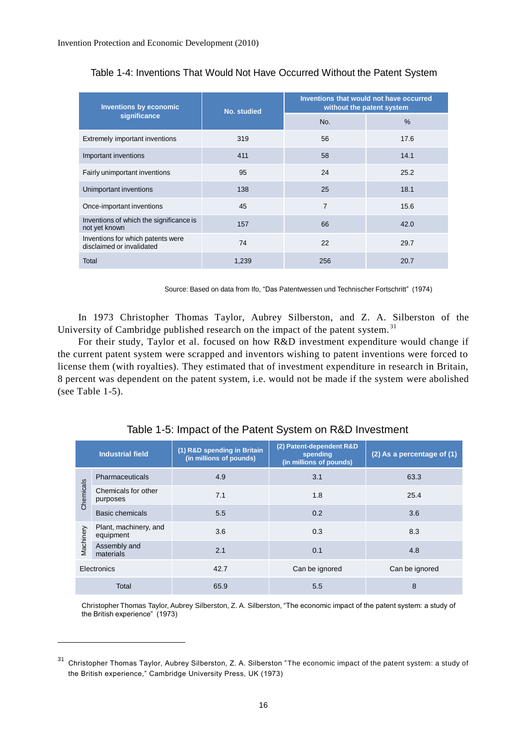Table 1-4: Inventions That Would Not Have Occurred Without the Patent System

| Inventions by economic significance | No. studied | Inventions that would not have occurred without the patent system | |
|---|---|---|---|
| | | No. | % |
| Extremely important inventions | 319 | 56 | 17.6 |
| Important inventions | 411 | 58 | 14.1 |
| Fairly unimportant inventions | 95 | 24 | 25.2 |
| Unimportant inventions | 138 | 25 | 18.1 |
| Once-important inventions | 45 | 7 | 15.6 |
| Inventions of which the significance is not yet known | 157 | 66 | 42.0 |
| Inventions for which patents were disclaimed or invalidated | 74 | 22 | 29.7 |
| Total | 1,239 | 256 | 20.7 |

Source: Based on data from Ifo, "Das Patentwessen und Technischer Fortschritt" (1974)

In 1973 Christopher Thomas Taylor, Aubrey Silberston, and Z. A. Silberston of the University of Cambridge published research on the impact of the patent system.[31]

For their study, Taylor et al. focused on how R&D investment expenditure would change if the current patent system were scrapped and inventors wishing to patent inventions were forced to license them (with royalties). They estimated that of investment expenditure in research in Britain, 8 percent was dependent on the patent system, i.e. would not be made if the system were abolished (see Table 1-5).

Table 1-5: Impact of the Patent System on R&D Investment

| Industrial field | | (1) R&D spending in Britain (in millions of pounds) | (2) Patent-dependent R&D spending (in millions of pounds) | (2) As a percentage of (1) |
|---|---|---|---|---|
| Chemicals | Pharmaceuticals | 4.9 | 3.1 | 63.3 |
| Chemicals | Chemicals for other purposes | 7.1 | 1.8 | 25.4 |
| Chemicals | Basic chemicals | 5.5 | 0.2 | 3.6 |
| Machinery | Plant, machinery, and equipment | 3.6 | 0.3 | 8.3 |
| Machinery | Assembly and materials | 2.1 | 0.1 | 4.8 |
| Electronics | | 42.7 | Can be ignored | Can be ignored |
| Total | | 65.9 | 5.5 | 8 |

Christopher Thomas Taylor, Aubrey Silberston, Z. A. Silberston, "The economic impact of the patent system: a study of the British experience" (1973)

---

[31] Christopher Thomas Taylor, Aubrey Silberston, Z. A. Silberston "The economic impact of the patent system: a study of the British experience," Cambridge University Press, UK (1973)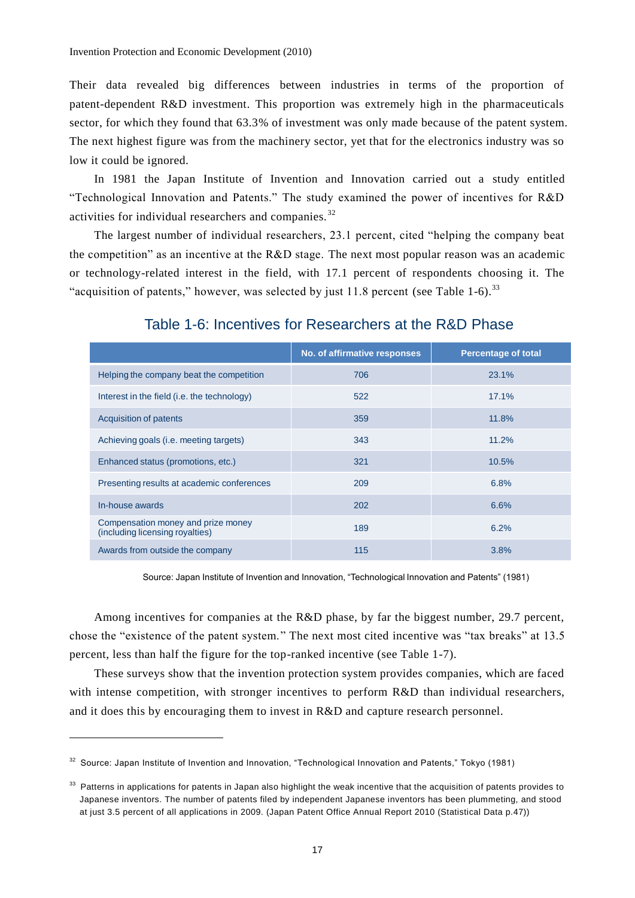Their data revealed big differences between industries in terms of the proportion of patent-dependent R&D investment. This proportion was extremely high in the pharmaceuticals sector, for which they found that 63.3% of investment was only made because of the patent system. The next highest figure was from the machinery sector, yet that for the electronics industry was so low it could be ignored.

In 1981 the Japan Institute of Invention and Innovation carried out a study entitled "Technological Innovation and Patents." The study examined the power of incentives for R&D activities for individual researchers and companies.[32]

The largest number of individual researchers, 23.1 percent, cited "helping the company beat the competition" as an incentive at the R&D stage. The next most popular reason was an academic or technology-related interest in the field, with 17.1 percent of respondents choosing it. The "acquisition of patents," however, was selected by just 11.8 percent (see Table 1-6).[33]

## Table 1-6: Incentives for Researchers at the R&D Phase

| | No. of affirmative responses | Percentage of total |
|---|---|---|
| Helping the company beat the competition | 706 | 23.1% |
| Interest in the field (i.e. the technology) | 522 | 17.1% |
| Acquisition of patents | 359 | 11.8% |
| Achieving goals (i.e. meeting targets) | 343 | 11.2% |
| Enhanced status (promotions, etc.) | 321 | 10.5% |
| Presenting results at academic conferences | 209 | 6.8% |
| In-house awards | 202 | 6.6% |
| Compensation money and prize money (including licensing royalties) | 189 | 6.2% |
| Awards from outside the company | 115 | 3.8% |

Source: Japan Institute of Invention and Innovation, "Technological Innovation and Patents" (1981)

Among incentives for companies at the R&D phase, by far the biggest number, 29.7 percent, chose the "existence of the patent system." The next most cited incentive was "tax breaks" at 13.5 percent, less than half the figure for the top-ranked incentive (see Table 1-7).

These surveys show that the invention protection system provides companies, which are faced with intense competition, with stronger incentives to perform R&D than individual researchers, and it does this by encouraging them to invest in R&D and capture research personnel.

---

[32] Source: Japan Institute of Invention and Innovation, "Technological Innovation and Patents," Tokyo (1981)

[33] Patterns in applications for patents in Japan also highlight the weak incentive that the acquisition of patents provides to Japanese inventors. The number of patents filed by independent Japanese inventors has been plummeting, and stood at just 3.5 percent of all applications in 2009. (Japan Patent Office Annual Report 2010 (Statistical Data p.47))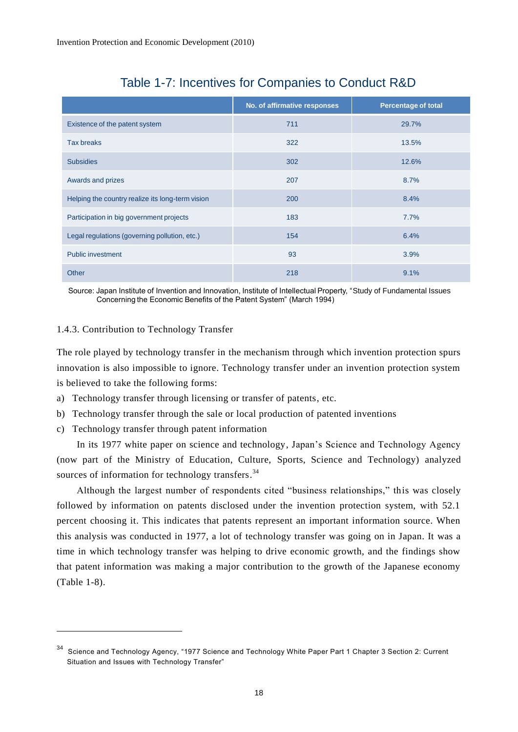## Table 1-7: Incentives for Companies to Conduct R&D

| | No. of affirmative responses | Percentage of total |
|---|---|---|
| Existence of the patent system | 711 | 29.7% |
| Tax breaks | 322 | 13.5% |
| Subsidies | 302 | 12.6% |
| Awards and prizes | 207 | 8.7% |
| Helping the country realize its long-term vision | 200 | 8.4% |
| Participation in big government projects | 183 | 7.7% |
| Legal regulations (governing pollution, etc.) | 154 | 6.4% |
| Public investment | 93 | 3.9% |
| Other | 218 | 9.1% |

Source: Japan Institute of Invention and Innovation, Institute of Intellectual Property, "Study of Fundamental Issues Concerning the Economic Benefits of the Patent System" (March 1994)

### 1.4.3. Contribution to Technology Transfer

The role played by technology transfer in the mechanism through which invention protection spurs innovation is also impossible to ignore. Technology transfer under an invention protection system is believed to take the following forms:

a) Technology transfer through licensing or transfer of patents, etc.
b) Technology transfer through the sale or local production of patented inventions
c) Technology transfer through patent information

In its 1977 white paper on science and technology, Japan's Science and Technology Agency (now part of the Ministry of Education, Culture, Sports, Science and Technology) analyzed sources of information for technology transfers.[34]

Although the largest number of respondents cited "business relationships," this was closely followed by information on patents disclosed under the invention protection system, with 52.1 percent choosing it. This indicates that patents represent an important information source. When this analysis was conducted in 1977, a lot of technology transfer was going on in Japan. It was a time in which technology transfer was helping to drive economic growth, and the findings show that patent information was making a major contribution to the growth of the Japanese economy (Table 1-8).

---

[34] Science and Technology Agency, "1977 Science and Technology White Paper Part 1 Chapter 3 Section 2: Current Situation and Issues with Technology Transfer"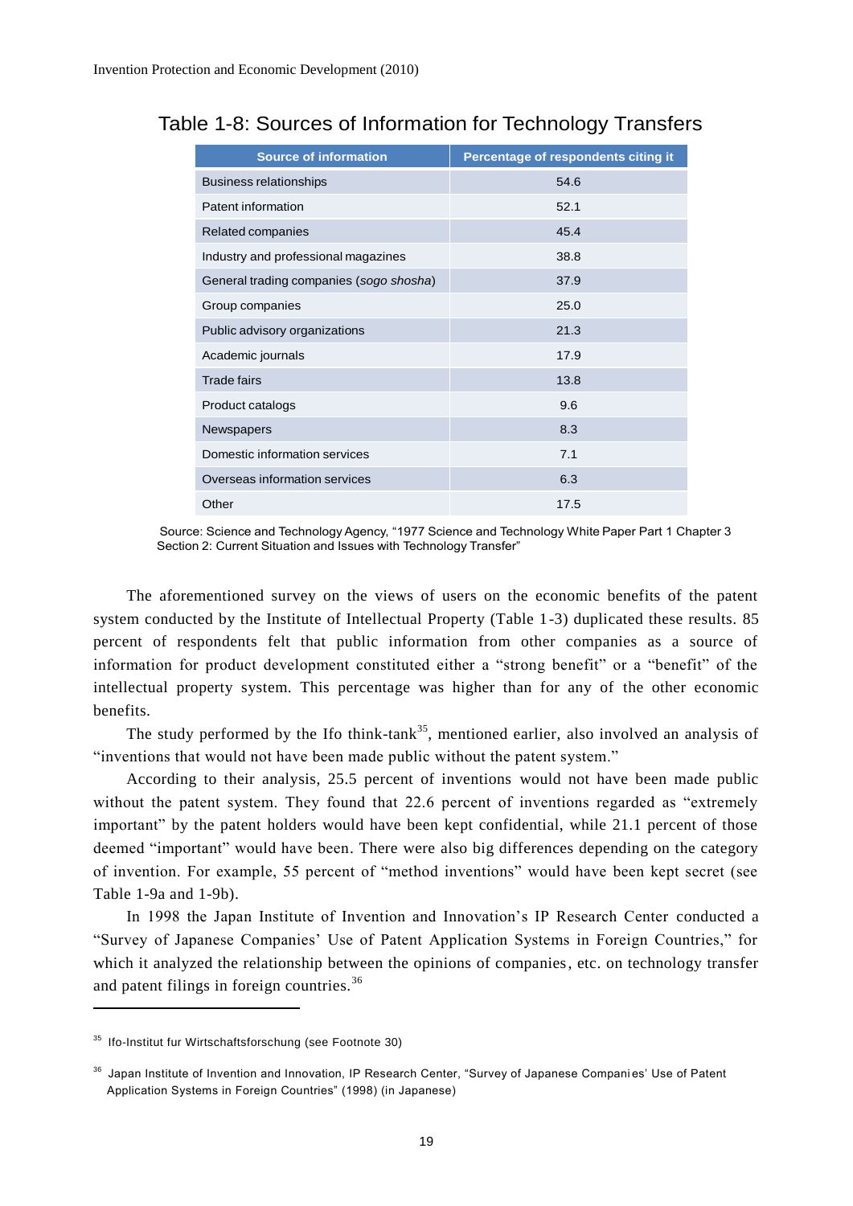## Table 1-8: Sources of Information for Technology Transfers

| Source of information | Percentage of respondents citing it |
|---|---|
| Business relationships | 54.6 |
| Patent information | 52.1 |
| Related companies | 45.4 |
| Industry and professional magazines | 38.8 |
| General trading companies (*sogo shosha*) | 37.9 |
| Group companies | 25.0 |
| Public advisory organizations | 21.3 |
| Academic journals | 17.9 |
| Trade fairs | 13.8 |
| Product catalogs | 9.6 |
| Newspapers | 8.3 |
| Domestic information services | 7.1 |
| Overseas information services | 6.3 |
| Other | 17.5 |

Source: Science and Technology Agency, "1977 Science and Technology White Paper Part 1 Chapter 3 Section 2: Current Situation and Issues with Technology Transfer"

The aforementioned survey on the views of users on the economic benefits of the patent system conducted by the Institute of Intellectual Property (Table 1-3) duplicated these results. 85 percent of respondents felt that public information from other companies as a source of information for product development constituted either a "strong benefit" or a "benefit" of the intellectual property system. This percentage was higher than for any of the other economic benefits.

The study performed by the Ifo think-tank[35], mentioned earlier, also involved an analysis of "inventions that would not have been made public without the patent system."

According to their analysis, 25.5 percent of inventions would not have been made public without the patent system. They found that 22.6 percent of inventions regarded as "extremely important" by the patent holders would have been kept confidential, while 21.1 percent of those deemed "important" would have been. There were also big differences depending on the category of invention. For example, 55 percent of "method inventions" would have been kept secret (see Table 1-9a and 1-9b).

In 1998 the Japan Institute of Invention and Innovation's IP Research Center conducted a "Survey of Japanese Companies' Use of Patent Application Systems in Foreign Countries," for which it analyzed the relationship between the opinions of companies, etc. on technology transfer and patent filings in foreign countries.[36]

---

[35] Ifo-Institut fur Wirtschaftsforschung (see Footnote 30)

[36] Japan Institute of Invention and Innovation, IP Research Center, "Survey of Japanese Companies' Use of Patent Application Systems in Foreign Countries" (1998) (in Japanese)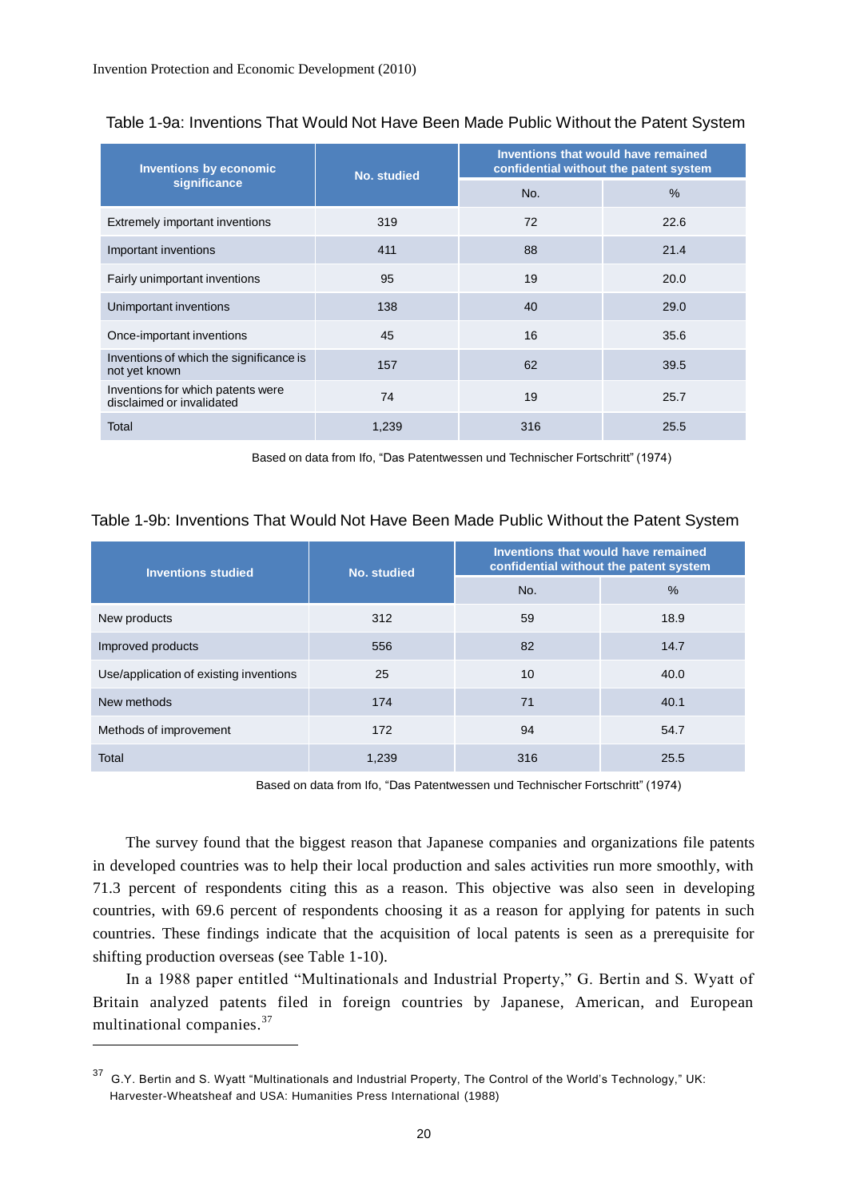Table 1-9a: Inventions That Would Not Have Been Made Public Without the Patent System

| Inventions by economic significance | No. studied | Inventions that would have remained confidential without the patent system | |
|---|---|---|---|
| | | No. | % |
| Extremely important inventions | 319 | 72 | 22.6 |
| Important inventions | 411 | 88 | 21.4 |
| Fairly unimportant inventions | 95 | 19 | 20.0 |
| Unimportant inventions | 138 | 40 | 29.0 |
| Once-important inventions | 45 | 16 | 35.6 |
| Inventions of which the significance is not yet known | 157 | 62 | 39.5 |
| Inventions for which patents were disclaimed or invalidated | 74 | 19 | 25.7 |
| Total | 1,239 | 316 | 25.5 |

Based on data from Ifo, "Das Patentwessen und Technischer Fortschritt" (1974)

Table 1-9b: Inventions That Would Not Have Been Made Public Without the Patent System

| Inventions studied | No. studied | Inventions that would have remained confidential without the patent system | |
|---|---|---|---|
| | | No. | % |
| New products | 312 | 59 | 18.9 |
| Improved products | 556 | 82 | 14.7 |
| Use/application of existing inventions | 25 | 10 | 40.0 |
| New methods | 174 | 71 | 40.1 |
| Methods of improvement | 172 | 94 | 54.7 |
| Total | 1,239 | 316 | 25.5 |

Based on data from Ifo, "Das Patentwessen und Technischer Fortschritt" (1974)

The survey found that the biggest reason that Japanese companies and organizations file patents in developed countries was to help their local production and sales activities run more smoothly, with 71.3 percent of respondents citing this as a reason. This objective was also seen in developing countries, with 69.6 percent of respondents choosing it as a reason for applying for patents in such countries. These findings indicate that the acquisition of local patents is seen as a prerequisite for shifting production overseas (see Table 1-10).

In a 1988 paper entitled "Multinationals and Industrial Property," G. Bertin and S. Wyatt of Britain analyzed patents filed in foreign countries by Japanese, American, and European multinational companies.[37]

[37] G.Y. Bertin and S. Wyatt "Multinationals and Industrial Property, The Control of the World's Technology," UK: Harvester-Wheatsheaf and USA: Humanities Press International (1988)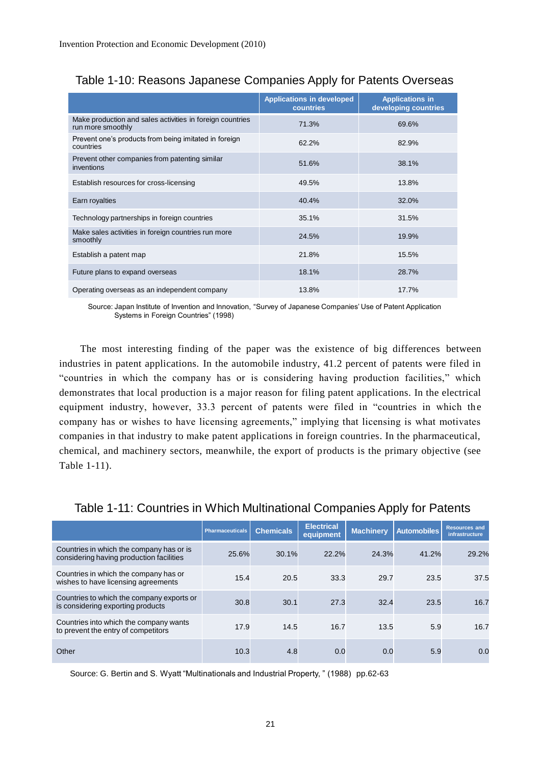Table 1-10: Reasons Japanese Companies Apply for Patents Overseas

| | Applications in developed countries | Applications in developing countries |
|---|---|---|
| Make production and sales activities in foreign countries run more smoothly | 71.3% | 69.6% |
| Prevent one's products from being imitated in foreign countries | 62.2% | 82.9% |
| Prevent other companies from patenting similar inventions | 51.6% | 38.1% |
| Establish resources for cross-licensing | 49.5% | 13.8% |
| Earn royalties | 40.4% | 32.0% |
| Technology partnerships in foreign countries | 35.1% | 31.5% |
| Make sales activities in foreign countries run more smoothly | 24.5% | 19.9% |
| Establish a patent map | 21.8% | 15.5% |
| Future plans to expand overseas | 18.1% | 28.7% |
| Operating overseas as an independent company | 13.8% | 17.7% |

Source: Japan Institute of Invention and Innovation, "Survey of Japanese Companies' Use of Patent Application Systems in Foreign Countries" (1998)

The most interesting finding of the paper was the existence of big differences between industries in patent applications. In the automobile industry, 41.2 percent of patents were filed in "countries in which the company has or is considering having production facilities," which demonstrates that local production is a major reason for filing patent applications. In the electrical equipment industry, however, 33.3 percent of patents were filed in "countries in which the company has or wishes to have licensing agreements," implying that licensing is what motivates companies in that industry to make patent applications in foreign countries. In the pharmaceutical, chemical, and machinery sectors, meanwhile, the export of products is the primary objective (see Table 1-11).

Table 1-11: Countries in Which Multinational Companies Apply for Patents

| | Pharmaceuticals | Chemicals | Electrical equipment | Machinery | Automobiles | Resources and infrastructure |
|---|---|---|---|---|---|---|
| Countries in which the company has or is considering having production facilities | 25.6% | 30.1% | 22.2% | 24.3% | 41.2% | 29.2% |
| Countries in which the company has or wishes to have licensing agreements | 15.4 | 20.5 | 33.3 | 29.7 | 23.5 | 37.5 |
| Countries to which the company exports or is considering exporting products | 30.8 | 30.1 | 27.3 | 32.4 | 23.5 | 16.7 |
| Countries into which the company wants to prevent the entry of competitors | 17.9 | 14.5 | 16.7 | 13.5 | 5.9 | 16.7 |
| Other | 10.3 | 4.8 | 0.0 | 0.0 | 5.9 | 0.0 |

Source: G. Bertin and S. Wyatt "Multinationals and Industrial Property," (1988) pp.62-63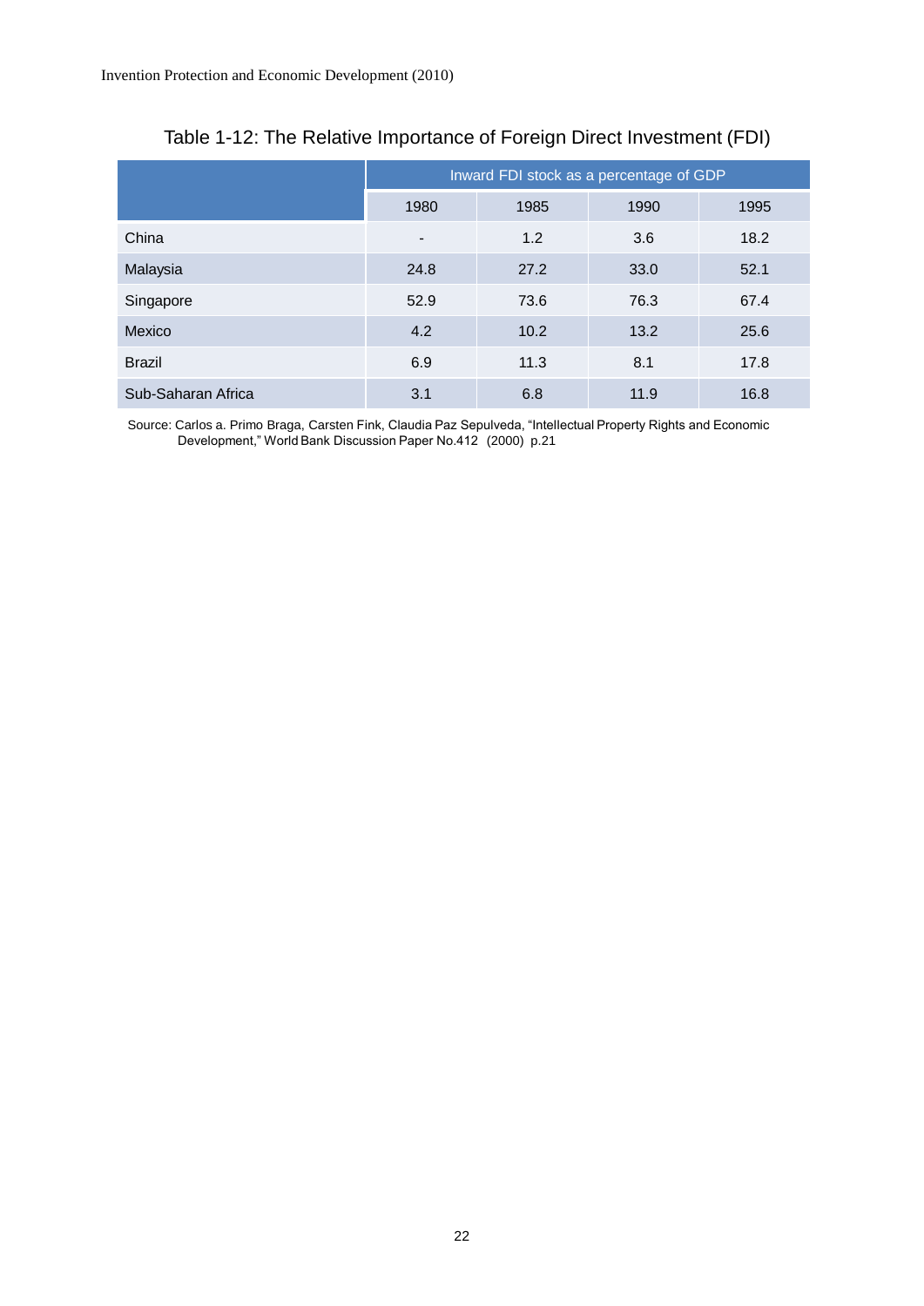Table 1-12: The Relative Importance of Foreign Direct Investment (FDI)

| | Inward FDI stock as a percentage of GDP | | | |
|---|---|---|---|---|
| | 1980 | 1985 | 1990 | 1995 |
| China | - | 1.2 | 3.6 | 18.2 |
| Malaysia | 24.8 | 27.2 | 33.0 | 52.1 |
| Singapore | 52.9 | 73.6 | 76.3 | 67.4 |
| Mexico | 4.2 | 10.2 | 13.2 | 25.6 |
| Brazil | 6.9 | 11.3 | 8.1 | 17.8 |
| Sub-Saharan Africa | 3.1 | 6.8 | 11.9 | 16.8 |

Source: Carlos a. Primo Braga, Carsten Fink, Claudia Paz Sepulveda, "Intellectual Property Rights and Economic Development," World Bank Discussion Paper No.412 (2000) p.21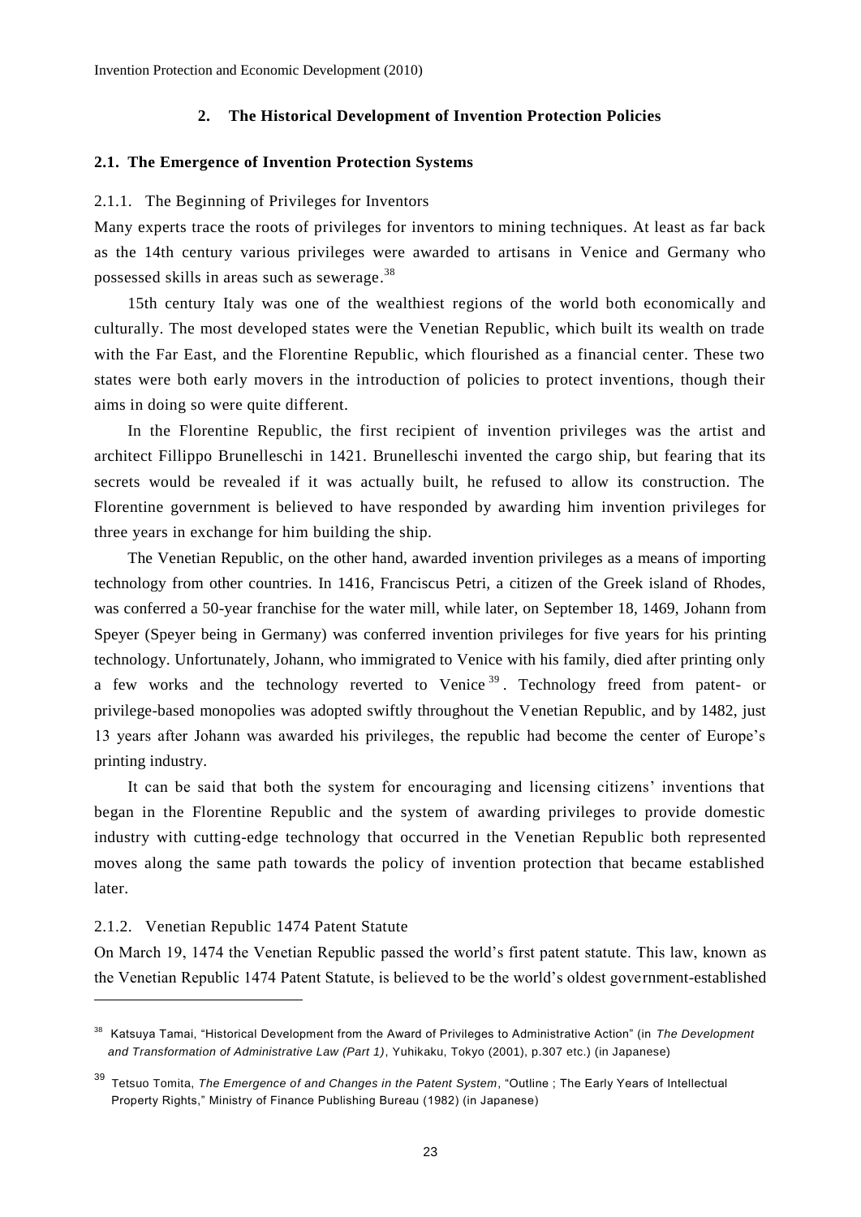## 2. The Historical Development of Invention Protection Policies

### 2.1. The Emergence of Invention Protection Systems

#### 2.1.1. The Beginning of Privileges for Inventors

Many experts trace the roots of privileges for inventors to mining techniques. At least as far back as the 14th century various privileges were awarded to artisans in Venice and Germany who possessed skills in areas such as sewerage.[38]

15th century Italy was one of the wealthiest regions of the world both economically and culturally. The most developed states were the Venetian Republic, which built its wealth on trade with the Far East, and the Florentine Republic, which flourished as a financial center. These two states were both early movers in the introduction of policies to protect inventions, though their aims in doing so were quite different.

In the Florentine Republic, the first recipient of invention privileges was the artist and architect Fillippo Brunelleschi in 1421. Brunelleschi invented the cargo ship, but fearing that its secrets would be revealed if it was actually built, he refused to allow its construction. The Florentine government is believed to have responded by awarding him invention privileges for three years in exchange for him building the ship.

The Venetian Republic, on the other hand, awarded invention privileges as a means of importing technology from other countries. In 1416, Franciscus Petri, a citizen of the Greek island of Rhodes, was conferred a 50-year franchise for the water mill, while later, on September 18, 1469, Johann from Speyer (Speyer being in Germany) was conferred invention privileges for five years for his printing technology. Unfortunately, Johann, who immigrated to Venice with his family, died after printing only a few works and the technology reverted to Venice[39]. Technology freed from patent- or privilege-based monopolies was adopted swiftly throughout the Venetian Republic, and by 1482, just 13 years after Johann was awarded his privileges, the republic had become the center of Europe's printing industry.

It can be said that both the system for encouraging and licensing citizens' inventions that began in the Florentine Republic and the system of awarding privileges to provide domestic industry with cutting-edge technology that occurred in the Venetian Republic both represented moves along the same path towards the policy of invention protection that became established later.

#### 2.1.2. Venetian Republic 1474 Patent Statute

On March 19, 1474 the Venetian Republic passed the world's first patent statute. This law, known as the Venetian Republic 1474 Patent Statute, is believed to be the world's oldest government-established

---

[38] Katsuya Tamai, "Historical Development from the Award of Privileges to Administrative Action" (in *The Development and Transformation of Administrative Law (Part 1)*, Yuhikaku, Tokyo (2001), p.307 etc.) (in Japanese)

[39] Tetsuo Tomita, *The Emergence of and Changes in the Patent System*, "Outline ; The Early Years of Intellectual Property Rights," Ministry of Finance Publishing Bureau (1982) (in Japanese)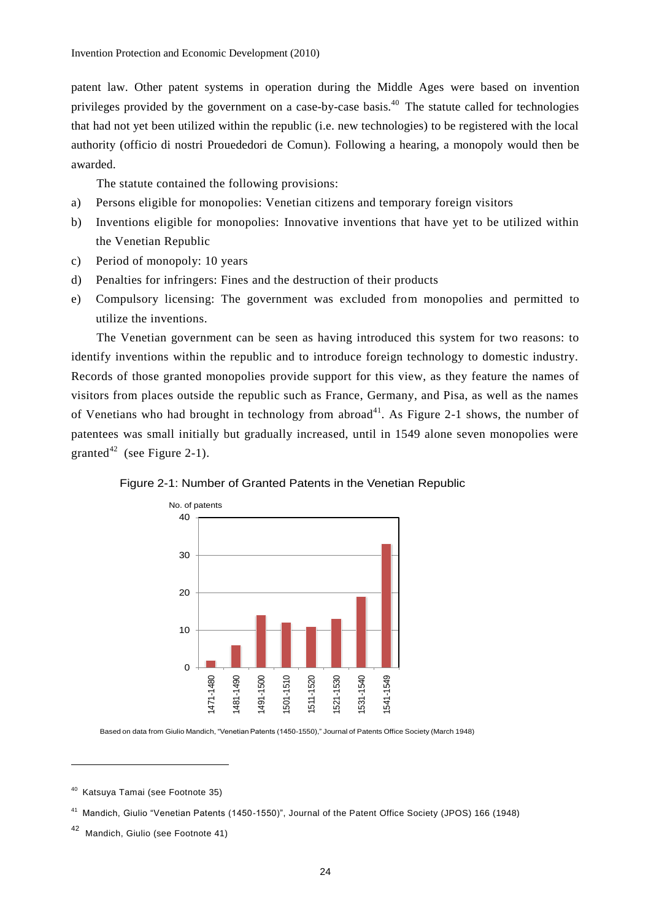patent law. Other patent systems in operation during the Middle Ages were based on invention privileges provided by the government on a case-by-case basis.[40] The statute called for technologies that had not yet been utilized within the republic (i.e. new technologies) to be registered with the local authority (officio di nostri Prouededori de Comun). Following a hearing, a monopoly would then be awarded.

The statute contained the following provisions:

a) Persons eligible for monopolies: Venetian citizens and temporary foreign visitors
b) Inventions eligible for monopolies: Innovative inventions that have yet to be utilized within the Venetian Republic
c) Period of monopoly: 10 years
d) Penalties for infringers: Fines and the destruction of their products
e) Compulsory licensing: The government was excluded from monopolies and permitted to utilize the inventions.

The Venetian government can be seen as having introduced this system for two reasons: to identify inventions within the republic and to introduce foreign technology to domestic industry. Records of those granted monopolies provide support for this view, as they feature the names of visitors from places outside the republic such as France, Germany, and Pisa, as well as the names of Venetians who had brought in technology from abroad[41]. As Figure 2-1 shows, the number of patentees was small initially but gradually increased, until in 1549 alone seven monopolies were granted[42] (see Figure 2-1).

Figure 2-1: Number of Granted Patents in the Venetian Republic

| Period | No. of patents |
|---|---|
| 1471-1480 | 2 |
| 1481-1490 | 6 |
| 1491-1500 | 14 |
| 1501-1510 | 12 |
| 1511-1520 | 11 |
| 1521-1530 | 13 |
| 1531-1540 | 19 |
| 1541-1549 | 33 |

Based on data from Giulio Mandich, "Venetian Patents (1450-1550)," Journal of Patents Office Society (March 1948)

---

[40] Katsuya Tamai (see Footnote 35)

[41] Mandich, Giulio "Venetian Patents (1450-1550)", Journal of the Patent Office Society (JPOS) 166 (1948)

[42] Mandich, Giulio (see Footnote 41)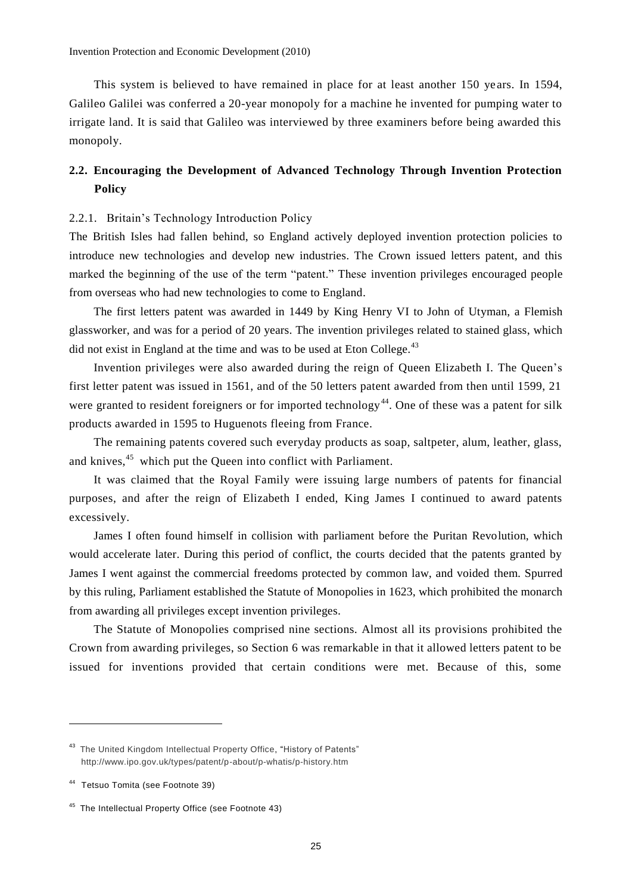This system is believed to have remained in place for at least another 150 years. In 1594, Galileo Galilei was conferred a 20-year monopoly for a machine he invented for pumping water to irrigate land. It is said that Galileo was interviewed by three examiners before being awarded this monopoly.

## 2.2. Encouraging the Development of Advanced Technology Through Invention Protection Policy

### 2.2.1. Britain's Technology Introduction Policy

The British Isles had fallen behind, so England actively deployed invention protection policies to introduce new technologies and develop new industries. The Crown issued letters patent, and this marked the beginning of the use of the term "patent." These invention privileges encouraged people from overseas who had new technologies to come to England.

The first letters patent was awarded in 1449 by King Henry VI to John of Utyman, a Flemish glassworker, and was for a period of 20 years. The invention privileges related to stained glass, which did not exist in England at the time and was to be used at Eton College.[43]

Invention privileges were also awarded during the reign of Queen Elizabeth I. The Queen's first letter patent was issued in 1561, and of the 50 letters patent awarded from then until 1599, 21 were granted to resident foreigners or for imported technology[44]. One of these was a patent for silk products awarded in 1595 to Huguenots fleeing from France.

The remaining patents covered such everyday products as soap, saltpeter, alum, leather, glass, and knives,[45] which put the Queen into conflict with Parliament.

It was claimed that the Royal Family were issuing large numbers of patents for financial purposes, and after the reign of Elizabeth I ended, King James I continued to award patents excessively.

James I often found himself in collision with parliament before the Puritan Revolution, which would accelerate later. During this period of conflict, the courts decided that the patents granted by James I went against the commercial freedoms protected by common law, and voided them. Spurred by this ruling, Parliament established the Statute of Monopolies in 1623, which prohibited the monarch from awarding all privileges except invention privileges.

The Statute of Monopolies comprised nine sections. Almost all its provisions prohibited the Crown from awarding privileges, so Section 6 was remarkable in that it allowed letters patent to be issued for inventions provided that certain conditions were met. Because of this, some

---

[43] The United Kingdom Intellectual Property Office, "History of Patents" http://www.ipo.gov.uk/types/patent/p-about/p-whatis/p-history.htm

[44] Tetsuo Tomita (see Footnote 39)

[45] The Intellectual Property Office (see Footnote 43)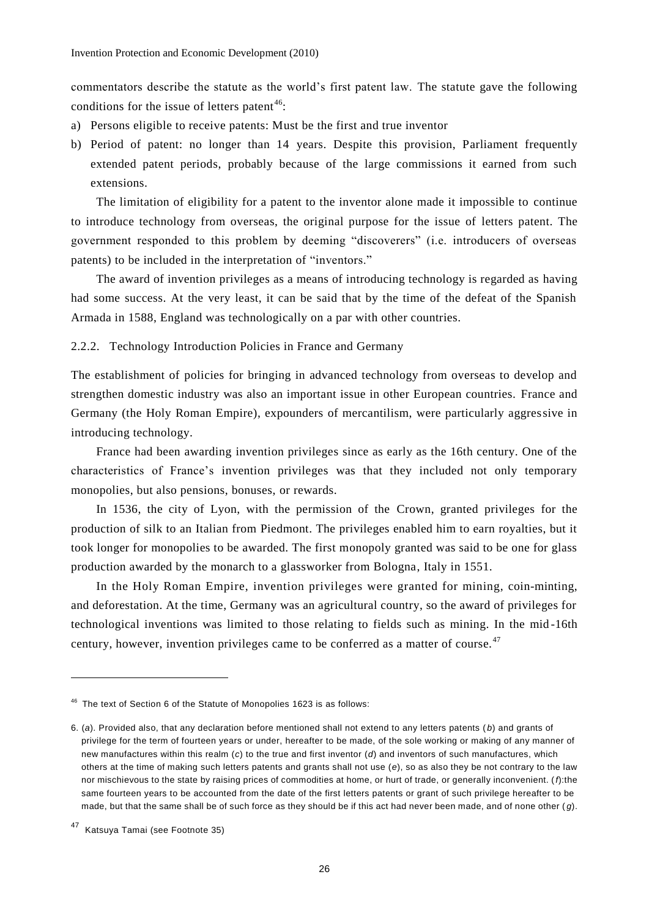commentators describe the statute as the world's first patent law. The statute gave the following conditions for the issue of letters patent[46]:

a) Persons eligible to receive patents: Must be the first and true inventor
b) Period of patent: no longer than 14 years. Despite this provision, Parliament frequently extended patent periods, probably because of the large commissions it earned from such extensions.

The limitation of eligibility for a patent to the inventor alone made it impossible to continue to introduce technology from overseas, the original purpose for the issue of letters patent. The government responded to this problem by deeming "discoverers" (i.e. introducers of overseas patents) to be included in the interpretation of "inventors."

The award of invention privileges as a means of introducing technology is regarded as having had some success. At the very least, it can be said that by the time of the defeat of the Spanish Armada in 1588, England was technologically on a par with other countries.

### 2.2.2. Technology Introduction Policies in France and Germany

The establishment of policies for bringing in advanced technology from overseas to develop and strengthen domestic industry was also an important issue in other European countries. France and Germany (the Holy Roman Empire), expounders of mercantilism, were particularly aggressive in introducing technology.

France had been awarding invention privileges since as early as the 16th century. One of the characteristics of France's invention privileges was that they included not only temporary monopolies, but also pensions, bonuses, or rewards.

In 1536, the city of Lyon, with the permission of the Crown, granted privileges for the production of silk to an Italian from Piedmont. The privileges enabled him to earn royalties, but it took longer for monopolies to be awarded. The first monopoly granted was said to be one for glass production awarded by the monarch to a glassworker from Bologna, Italy in 1551.

In the Holy Roman Empire, invention privileges were granted for mining, coin-minting, and deforestation. At the time, Germany was an agricultural country, so the award of privileges for technological inventions was limited to those relating to fields such as mining. In the mid-16th century, however, invention privileges came to be conferred as a matter of course.[47]

---

[46] The text of Section 6 of the Statute of Monopolies 1623 is as follows:

6. (*a*). Provided also, that any declaration before mentioned shall not extend to any letters patents (*b*) and grants of privilege for the term of fourteen years or under, hereafter to be made, of the sole working or making of any manner of new manufactures within this realm (*c*) to the true and first inventor (*d*) and inventors of such manufactures, which others at the time of making such letters patents and grants shall not use (*e*), so as also they be not contrary to the law nor mischievous to the state by raising prices of commodities at home, or hurt of trade, or generally inconvenient. (*f*):the same fourteen years to be accounted from the date of the first letters patents or grant of such privilege hereafter to be made, but that the same shall be of such force as they should be if this act had never been made, and of none other (*g*).

[47] Katsuya Tamai (see Footnote 35)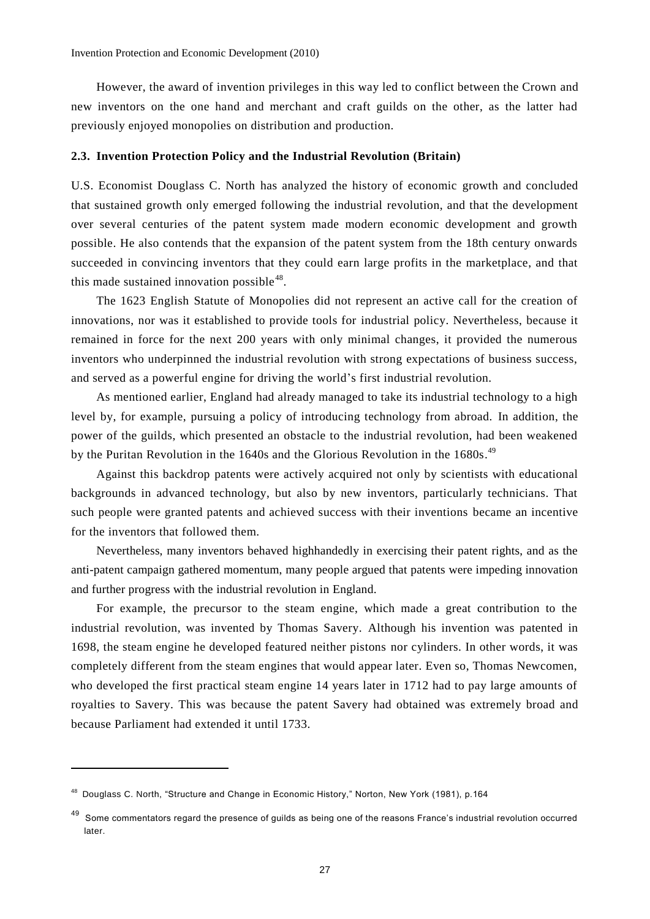However, the award of invention privileges in this way led to conflict between the Crown and new inventors on the one hand and merchant and craft guilds on the other, as the latter had previously enjoyed monopolies on distribution and production.

### 2.3. Invention Protection Policy and the Industrial Revolution (Britain)

U.S. Economist Douglass C. North has analyzed the history of economic growth and concluded that sustained growth only emerged following the industrial revolution, and that the development over several centuries of the patent system made modern economic development and growth possible. He also contends that the expansion of the patent system from the 18th century onwards succeeded in convincing inventors that they could earn large profits in the marketplace, and that this made sustained innovation possible[48].

The 1623 English Statute of Monopolies did not represent an active call for the creation of innovations, nor was it established to provide tools for industrial policy. Nevertheless, because it remained in force for the next 200 years with only minimal changes, it provided the numerous inventors who underpinned the industrial revolution with strong expectations of business success, and served as a powerful engine for driving the world's first industrial revolution.

As mentioned earlier, England had already managed to take its industrial technology to a high level by, for example, pursuing a policy of introducing technology from abroad. In addition, the power of the guilds, which presented an obstacle to the industrial revolution, had been weakened by the Puritan Revolution in the 1640s and the Glorious Revolution in the 1680s.[49]

Against this backdrop patents were actively acquired not only by scientists with educational backgrounds in advanced technology, but also by new inventors, particularly technicians. That such people were granted patents and achieved success with their inventions became an incentive for the inventors that followed them.

Nevertheless, many inventors behaved highhandedly in exercising their patent rights, and as the anti-patent campaign gathered momentum, many people argued that patents were impeding innovation and further progress with the industrial revolution in England.

For example, the precursor to the steam engine, which made a great contribution to the industrial revolution, was invented by Thomas Savery. Although his invention was patented in 1698, the steam engine he developed featured neither pistons nor cylinders. In other words, it was completely different from the steam engines that would appear later. Even so, Thomas Newcomen, who developed the first practical steam engine 14 years later in 1712 had to pay large amounts of royalties to Savery. This was because the patent Savery had obtained was extremely broad and because Parliament had extended it until 1733.

---

[48] Douglass C. North, "Structure and Change in Economic History," Norton, New York (1981), p.164

[49] Some commentators regard the presence of guilds as being one of the reasons France's industrial revolution occurred later.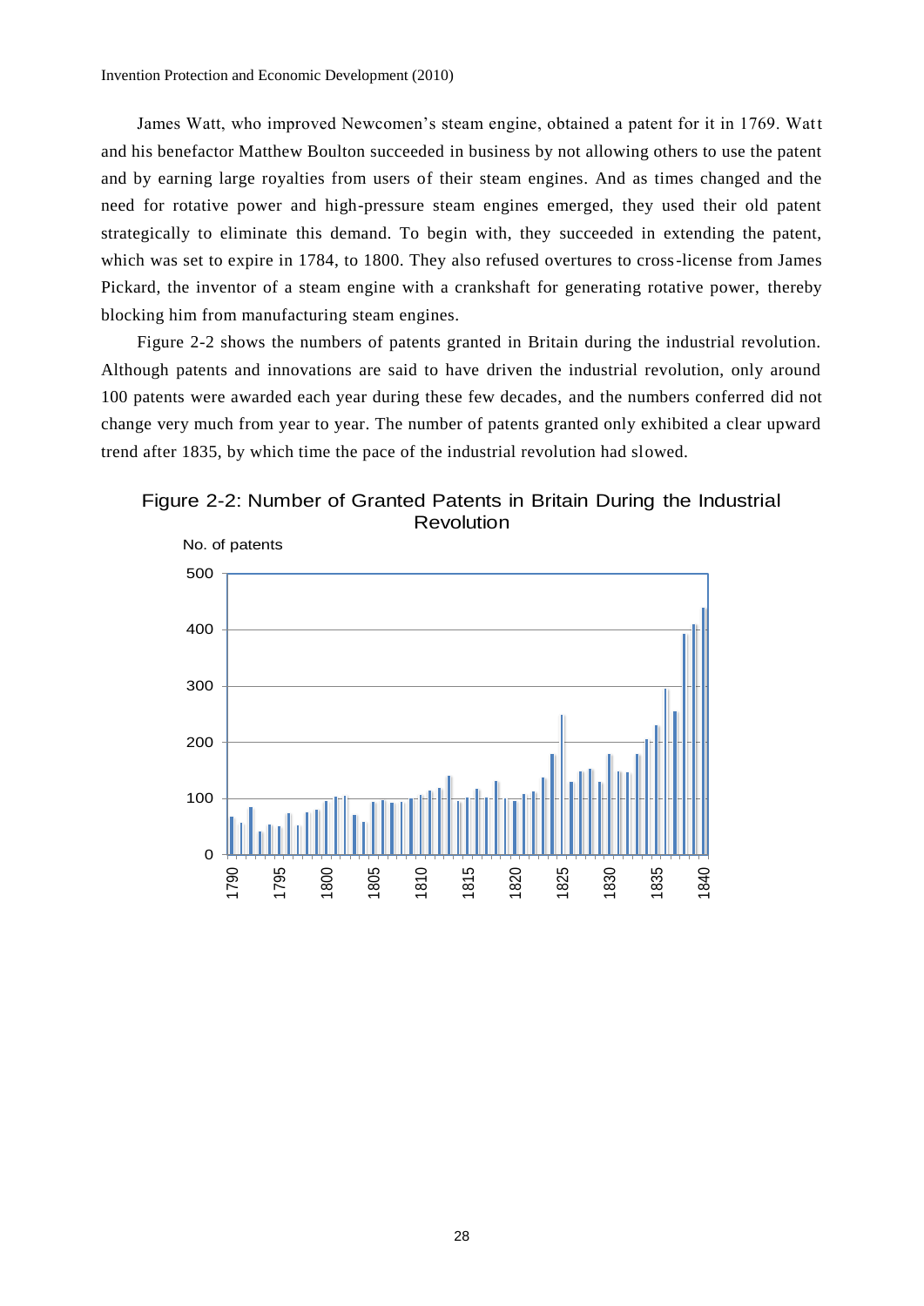James Watt, who improved Newcomen's steam engine, obtained a patent for it in 1769. Watt and his benefactor Matthew Boulton succeeded in business by not allowing others to use the patent and by earning large royalties from users of their steam engines. And as times changed and the need for rotative power and high-pressure steam engines emerged, they used their old patent strategically to eliminate this demand. To begin with, they succeeded in extending the patent, which was set to expire in 1784, to 1800. They also refused overtures to cross-license from James Pickard, the inventor of a steam engine with a crankshaft for generating rotative power, thereby blocking him from manufacturing steam engines.

Figure 2-2 shows the numbers of patents granted in Britain during the industrial revolution. Although patents and innovations are said to have driven the industrial revolution, only around 100 patents were awarded each year during these few decades, and the numbers conferred did not change very much from year to year. The number of patents granted only exhibited a clear upward trend after 1835, by which time the pace of the industrial revolution had slowed.

Figure 2-2: Number of Granted Patents in Britain During the Industrial Revolution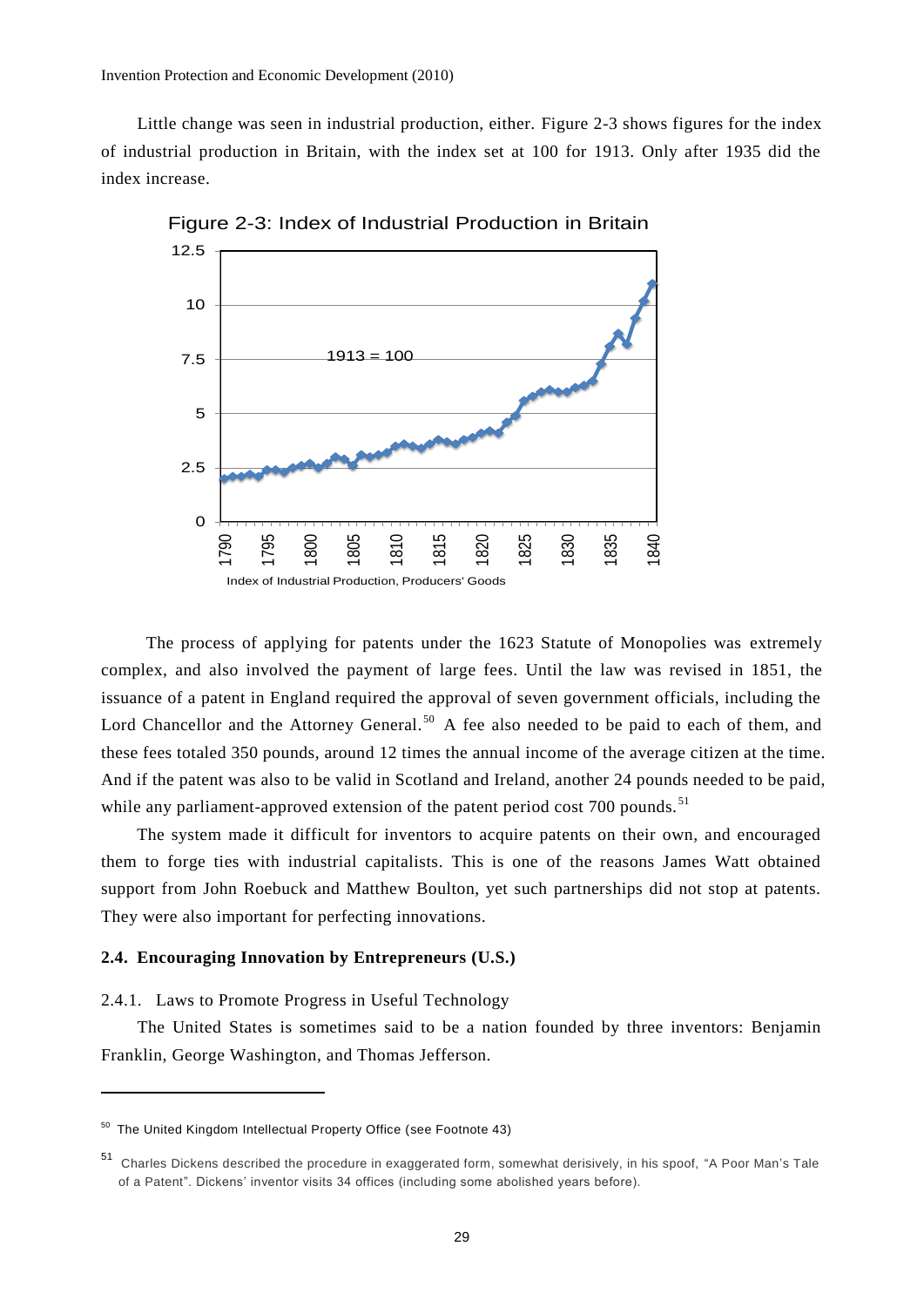Little change was seen in industrial production, either. Figure 2-3 shows figures for the index of industrial production in Britain, with the index set at 100 for 1913. Only after 1935 did the index increase.

Figure 2-3: Index of Industrial Production in Britain

1913 = 100

Index of Industrial Production, Producers' Goods

The process of applying for patents under the 1623 Statute of Monopolies was extremely complex, and also involved the payment of large fees. Until the law was revised in 1851, the issuance of a patent in England required the approval of seven government officials, including the Lord Chancellor and the Attorney General.[50] A fee also needed to be paid to each of them, and these fees totaled 350 pounds, around 12 times the annual income of the average citizen at the time. And if the patent was also to be valid in Scotland and Ireland, another 24 pounds needed to be paid, while any parliament-approved extension of the patent period cost 700 pounds.[51]

The system made it difficult for inventors to acquire patents on their own, and encouraged them to forge ties with industrial capitalists. This is one of the reasons James Watt obtained support from John Roebuck and Matthew Boulton, yet such partnerships did not stop at patents. They were also important for perfecting innovations.

### 2.4. Encouraging Innovation by Entrepreneurs (U.S.)

#### 2.4.1. Laws to Promote Progress in Useful Technology

The United States is sometimes said to be a nation founded by three inventors: Benjamin Franklin, George Washington, and Thomas Jefferson.

---

[50] The United Kingdom Intellectual Property Office (see Footnote 43)

[51] Charles Dickens described the procedure in exaggerated form, somewhat derisively, in his spoof, "A Poor Man's Tale of a Patent". Dickens' inventor visits 34 offices (including some abolished years before).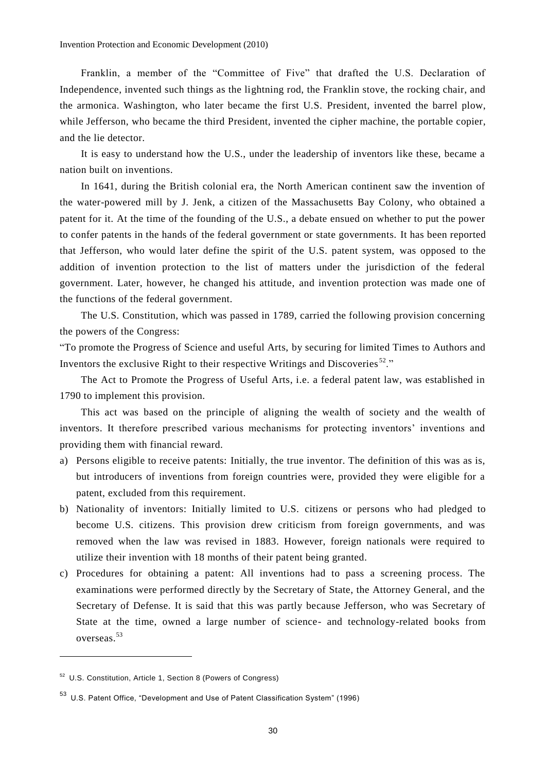Franklin, a member of the "Committee of Five" that drafted the U.S. Declaration of Independence, invented such things as the lightning rod, the Franklin stove, the rocking chair, and the armonica. Washington, who later became the first U.S. President, invented the barrel plow, while Jefferson, who became the third President, invented the cipher machine, the portable copier, and the lie detector.

It is easy to understand how the U.S., under the leadership of inventors like these, became a nation built on inventions.

In 1641, during the British colonial era, the North American continent saw the invention of the water-powered mill by J. Jenk, a citizen of the Massachusetts Bay Colony, who obtained a patent for it. At the time of the founding of the U.S., a debate ensued on whether to put the power to confer patents in the hands of the federal government or state governments. It has been reported that Jefferson, who would later define the spirit of the U.S. patent system, was opposed to the addition of invention protection to the list of matters under the jurisdiction of the federal government. Later, however, he changed his attitude, and invention protection was made one of the functions of the federal government.

The U.S. Constitution, which was passed in 1789, carried the following provision concerning the powers of the Congress:

"To promote the Progress of Science and useful Arts, by securing for limited Times to Authors and Inventors the exclusive Right to their respective Writings and Discoveries[52]."

The Act to Promote the Progress of Useful Arts, i.e. a federal patent law, was established in 1790 to implement this provision.

This act was based on the principle of aligning the wealth of society and the wealth of inventors. It therefore prescribed various mechanisms for protecting inventors' inventions and providing them with financial reward.

a) Persons eligible to receive patents: Initially, the true inventor. The definition of this was as is, but introducers of inventions from foreign countries were, provided they were eligible for a patent, excluded from this requirement.
b) Nationality of inventors: Initially limited to U.S. citizens or persons who had pledged to become U.S. citizens. This provision drew criticism from foreign governments, and was removed when the law was revised in 1883. However, foreign nationals were required to utilize their invention with 18 months of their patent being granted.
c) Procedures for obtaining a patent: All inventions had to pass a screening process. The examinations were performed directly by the Secretary of State, the Attorney General, and the Secretary of Defense. It is said that this was partly because Jefferson, who was Secretary of State at the time, owned a large number of science- and technology-related books from overseas.[53]

---

[52] U.S. Constitution, Article 1, Section 8 (Powers of Congress)

[53] U.S. Patent Office, "Development and Use of Patent Classification System" (1996)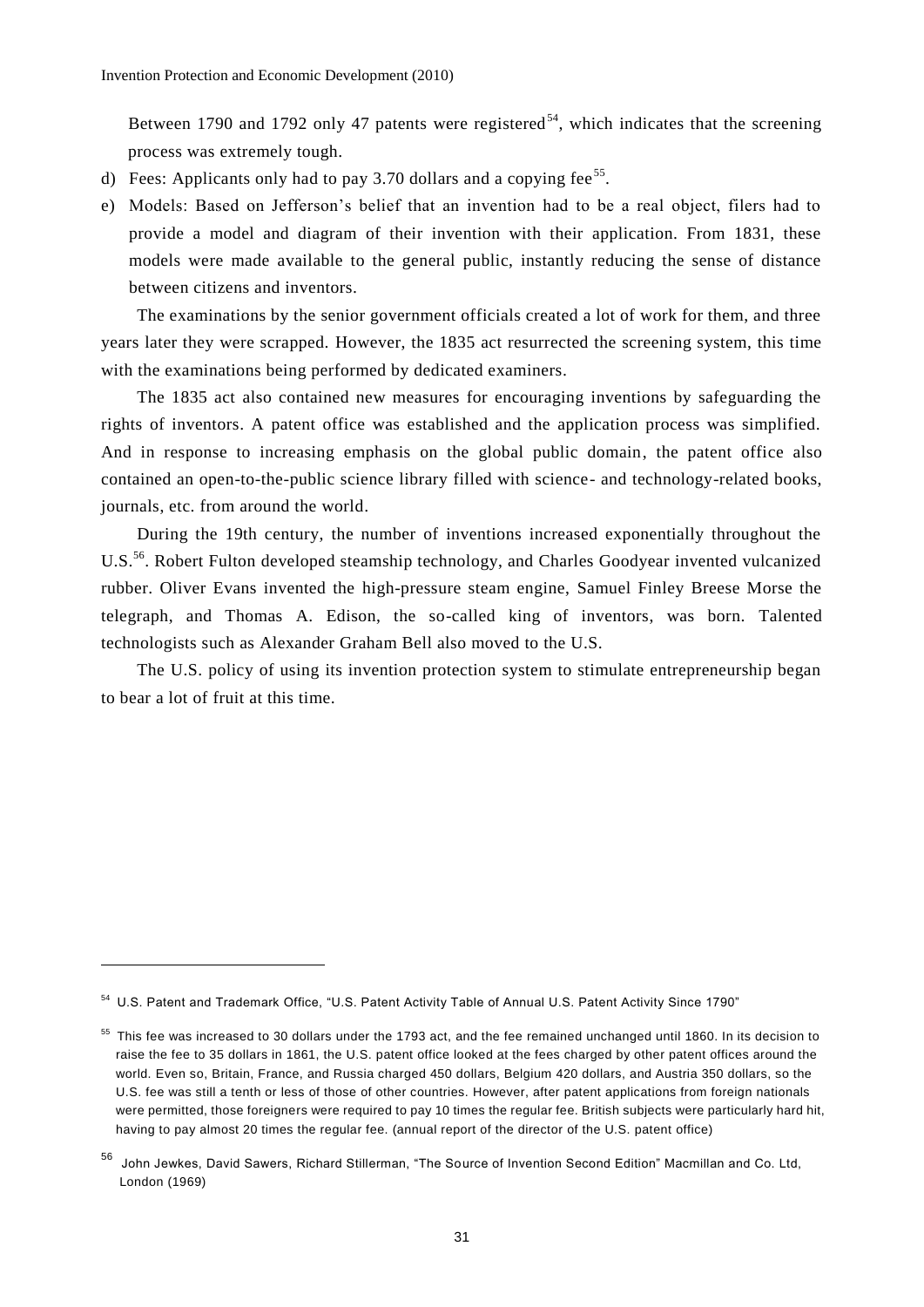Between 1790 and 1792 only 47 patents were registered[54], which indicates that the screening process was extremely tough.

d) Fees: Applicants only had to pay 3.70 dollars and a copying fee[55].

e) Models: Based on Jefferson's belief that an invention had to be a real object, filers had to provide a model and diagram of their invention with their application. From 1831, these models were made available to the general public, instantly reducing the sense of distance between citizens and inventors.

The examinations by the senior government officials created a lot of work for them, and three years later they were scrapped. However, the 1835 act resurrected the screening system, this time with the examinations being performed by dedicated examiners.

The 1835 act also contained new measures for encouraging inventions by safeguarding the rights of inventors. A patent office was established and the application process was simplified. And in response to increasing emphasis on the global public domain, the patent office also contained an open-to-the-public science library filled with science- and technology-related books, journals, etc. from around the world.

During the 19th century, the number of inventions increased exponentially throughout the U.S.[56]. Robert Fulton developed steamship technology, and Charles Goodyear invented vulcanized rubber. Oliver Evans invented the high-pressure steam engine, Samuel Finley Breese Morse the telegraph, and Thomas A. Edison, the so-called king of inventors, was born. Talented technologists such as Alexander Graham Bell also moved to the U.S.

The U.S. policy of using its invention protection system to stimulate entrepreneurship began to bear a lot of fruit at this time.

---

[54] U.S. Patent and Trademark Office, "U.S. Patent Activity Table of Annual U.S. Patent Activity Since 1790"

[55] This fee was increased to 30 dollars under the 1793 act, and the fee remained unchanged until 1860. In its decision to raise the fee to 35 dollars in 1861, the U.S. patent office looked at the fees charged by other patent offices around the world. Even so, Britain, France, and Russia charged 450 dollars, Belgium 420 dollars, and Austria 350 dollars, so the U.S. fee was still a tenth or less of those of other countries. However, after patent applications from foreign nationals were permitted, those foreigners were required to pay 10 times the regular fee. British subjects were particularly hard hit, having to pay almost 20 times the regular fee. (annual report of the director of the U.S. patent office)

[56] John Jewkes, David Sawers, Richard Stillerman, "The Source of Invention Second Edition" Macmillan and Co. Ltd, London (1969)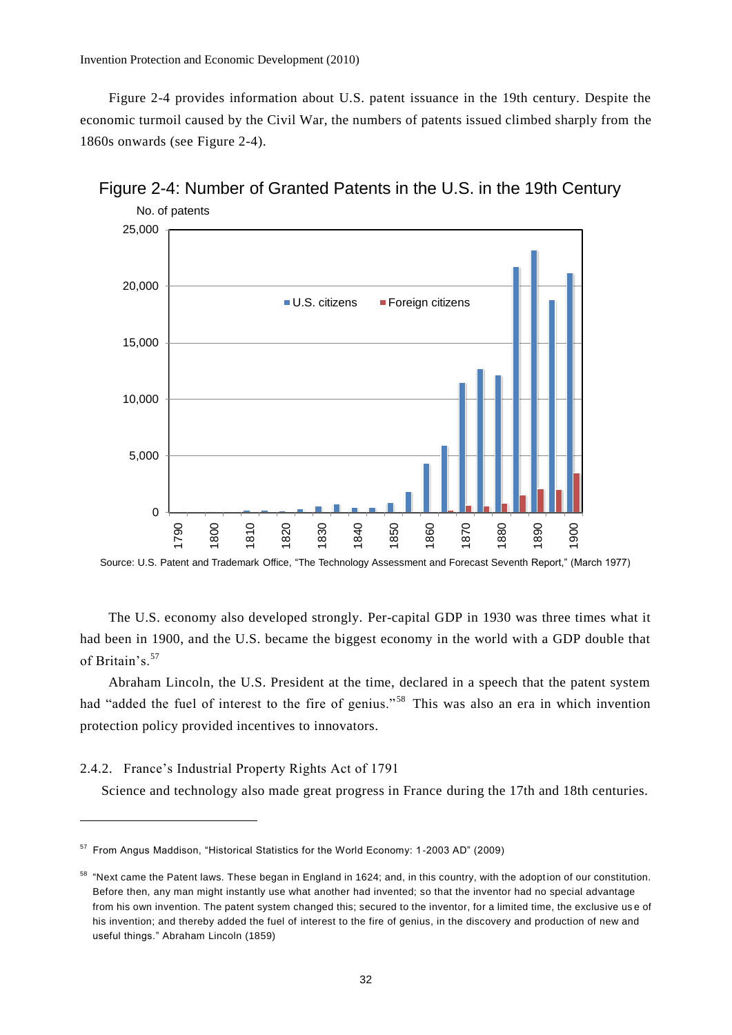Figure 2-4 provides information about U.S. patent issuance in the 19th century. Despite the economic turmoil caused by the Civil War, the numbers of patents issued climbed sharply from the 1860s onwards (see Figure 2-4).

Figure 2-4: Number of Granted Patents in the U.S. in the 19th Century

Source: U.S. Patent and Trademark Office, "The Technology Assessment and Forecast Seventh Report," (March 1977)

The U.S. economy also developed strongly. Per-capital GDP in 1930 was three times what it had been in 1900, and the U.S. became the biggest economy in the world with a GDP double that of Britain's.[57]

Abraham Lincoln, the U.S. President at the time, declared in a speech that the patent system had "added the fuel of interest to the fire of genius."[58] This was also an era in which invention protection policy provided incentives to innovators.

### 2.4.2. France's Industrial Property Rights Act of 1791

Science and technology also made great progress in France during the 17th and 18th centuries.

---

[57] From Angus Maddison, "Historical Statistics for the World Economy: 1-2003 AD" (2009)

[58] "Next came the Patent laws. These began in England in 1624; and, in this country, with the adoption of our constitution. Before then, any man might instantly use what another had invented; so that the inventor had no special advantage from his own invention. The patent system changed this; secured to the inventor, for a limited time, the exclusive use of his invention; and thereby added the fuel of interest to the fire of genius, in the discovery and production of new and useful things." Abraham Lincoln (1859)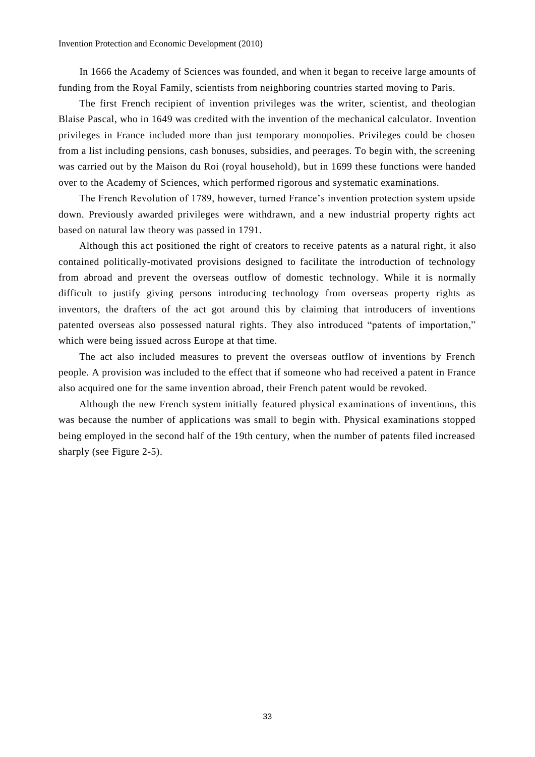In 1666 the Academy of Sciences was founded, and when it began to receive large amounts of funding from the Royal Family, scientists from neighboring countries started moving to Paris.

The first French recipient of invention privileges was the writer, scientist, and theologian Blaise Pascal, who in 1649 was credited with the invention of the mechanical calculator. Invention privileges in France included more than just temporary monopolies. Privileges could be chosen from a list including pensions, cash bonuses, subsidies, and peerages. To begin with, the screening was carried out by the Maison du Roi (royal household), but in 1699 these functions were handed over to the Academy of Sciences, which performed rigorous and systematic examinations.

The French Revolution of 1789, however, turned France's invention protection system upside down. Previously awarded privileges were withdrawn, and a new industrial property rights act based on natural law theory was passed in 1791.

Although this act positioned the right of creators to receive patents as a natural right, it also contained politically-motivated provisions designed to facilitate the introduction of technology from abroad and prevent the overseas outflow of domestic technology. While it is normally difficult to justify giving persons introducing technology from overseas property rights as inventors, the drafters of the act got around this by claiming that introducers of inventions patented overseas also possessed natural rights. They also introduced "patents of importation," which were being issued across Europe at that time.

The act also included measures to prevent the overseas outflow of inventions by French people. A provision was included to the effect that if someone who had received a patent in France also acquired one for the same invention abroad, their French patent would be revoked.

Although the new French system initially featured physical examinations of inventions, this was because the number of applications was small to begin with. Physical examinations stopped being employed in the second half of the 19th century, when the number of patents filed increased sharply (see Figure 2-5).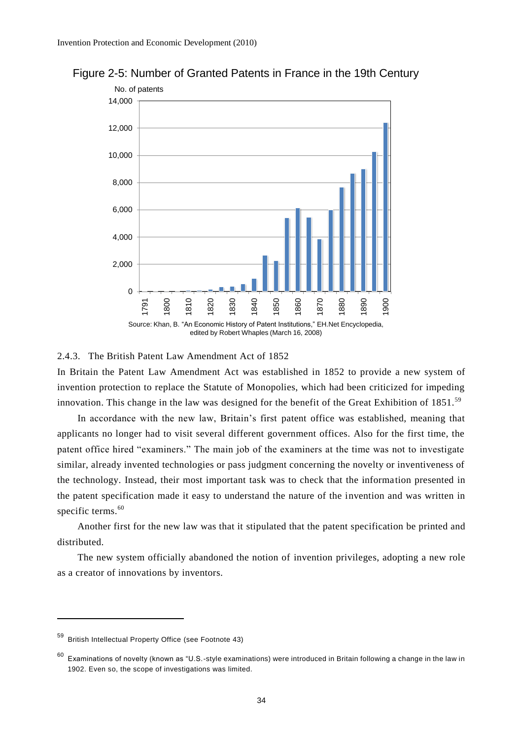Figure 2-5: Number of Granted Patents in France in the 19th Century

Source: Khan, B. "An Economic History of Patent Institutions," EH.Net Encyclopedia, edited by Robert Whaples (March 16, 2008)

### 2.4.3. The British Patent Law Amendment Act of 1852

In Britain the Patent Law Amendment Act was established in 1852 to provide a new system of invention protection to replace the Statute of Monopolies, which had been criticized for impeding innovation. This change in the law was designed for the benefit of the Great Exhibition of 1851.[59]

In accordance with the new law, Britain's first patent office was established, meaning that applicants no longer had to visit several different government offices. Also for the first time, the patent office hired "examiners." The main job of the examiners at the time was not to investigate similar, already invented technologies or pass judgment concerning the novelty or inventiveness of the technology. Instead, their most important task was to check that the information presented in the patent specification made it easy to understand the nature of the invention and was written in specific terms.[60]

Another first for the new law was that it stipulated that the patent specification be printed and distributed.

The new system officially abandoned the notion of invention privileges, adopting a new role as a creator of innovations by inventors.

---

[59] British Intellectual Property Office (see Footnote 43)

[60] Examinations of novelty (known as "U.S.-style examinations) were introduced in Britain following a change in the law in 1902. Even so, the scope of investigations was limited.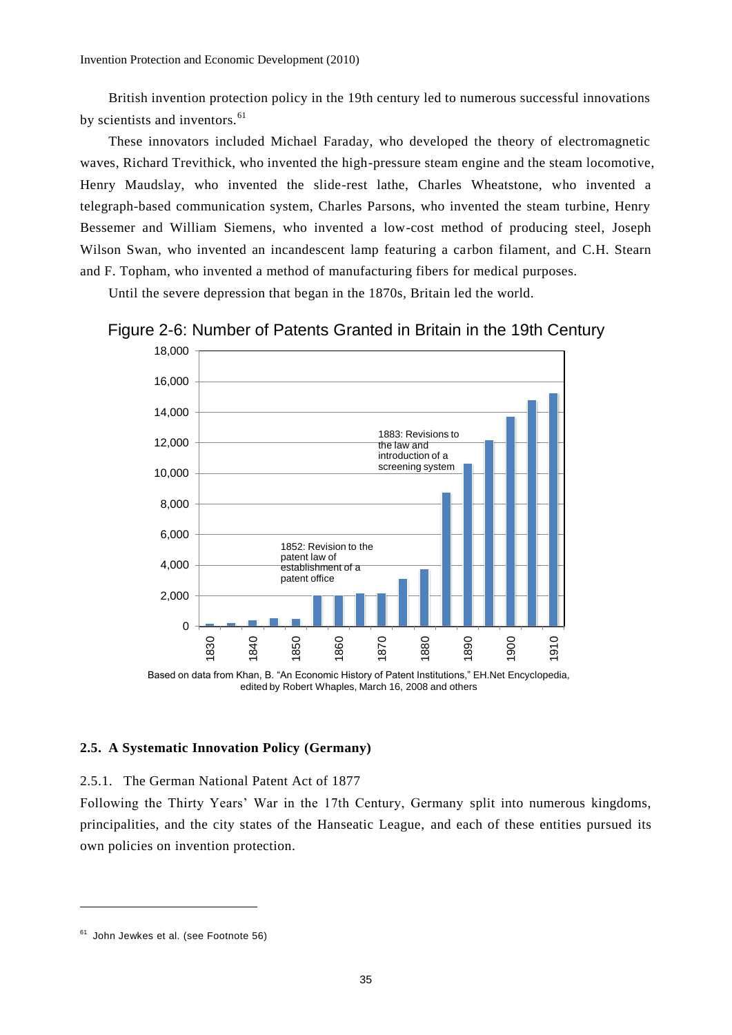British invention protection policy in the 19th century led to numerous successful innovations by scientists and inventors.[61]

These innovators included Michael Faraday, who developed the theory of electromagnetic waves, Richard Trevithick, who invented the high-pressure steam engine and the steam locomotive, Henry Maudslay, who invented the slide-rest lathe, Charles Wheatstone, who invented a telegraph-based communication system, Charles Parsons, who invented the steam turbine, Henry Bessemer and William Siemens, who invented a low-cost method of producing steel, Joseph Wilson Swan, who invented an incandescent lamp featuring a carbon filament, and C.H. Stearn and F. Topham, who invented a method of manufacturing fibers for medical purposes.

Until the severe depression that began in the 1870s, Britain led the world.

Figure 2-6: Number of Patents Granted in Britain in the 19th Century

Based on data from Khan, B. "An Economic History of Patent Institutions," EH.Net Encyclopedia, edited by Robert Whaples, March 16, 2008 and others

### 2.5. A Systematic Innovation Policy (Germany)

#### 2.5.1. The German National Patent Act of 1877

Following the Thirty Years' War in the 17th Century, Germany split into numerous kingdoms, principalities, and the city states of the Hanseatic League, and each of these entities pursued its own policies on invention protection.

---

[61] John Jewkes et al. (see Footnote 56)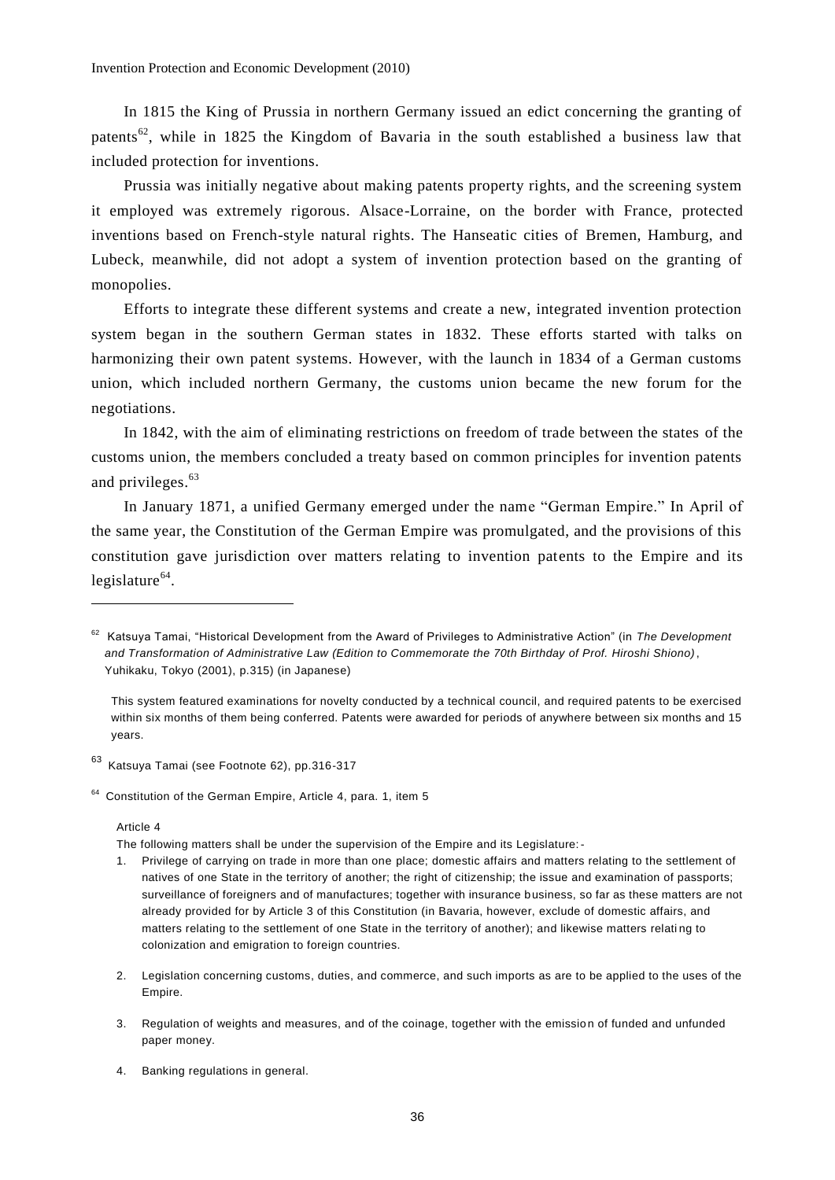In 1815 the King of Prussia in northern Germany issued an edict concerning the granting of patents[62], while in 1825 the Kingdom of Bavaria in the south established a business law that included protection for inventions.

Prussia was initially negative about making patents property rights, and the screening system it employed was extremely rigorous. Alsace-Lorraine, on the border with France, protected inventions based on French-style natural rights. The Hanseatic cities of Bremen, Hamburg, and Lubeck, meanwhile, did not adopt a system of invention protection based on the granting of monopolies.

Efforts to integrate these different systems and create a new, integrated invention protection system began in the southern German states in 1832. These efforts started with talks on harmonizing their own patent systems. However, with the launch in 1834 of a German customs union, which included northern Germany, the customs union became the new forum for the negotiations.

In 1842, with the aim of eliminating restrictions on freedom of trade between the states of the customs union, the members concluded a treaty based on common principles for invention patents and privileges.[63]

In January 1871, a unified Germany emerged under the name "German Empire." In April of the same year, the Constitution of the German Empire was promulgated, and the provisions of this constitution gave jurisdiction over matters relating to invention patents to the Empire and its legislature[64].

---

[62] Katsuya Tamai, "Historical Development from the Award of Privileges to Administrative Action" (in *The Development and Transformation of Administrative Law (Edition to Commemorate the 70th Birthday of Prof. Hiroshi Shiono)*, Yuhikaku, Tokyo (2001), p.315) (in Japanese)

This system featured examinations for novelty conducted by a technical council, and required patents to be exercised within six months of them being conferred. Patents were awarded for periods of anywhere between six months and 15 years.

[63] Katsuya Tamai (see Footnote 62), pp.316-317

[64] Constitution of the German Empire, Article 4, para. 1, item 5

Article 4

The following matters shall be under the supervision of the Empire and its Legislature:-

1. Privilege of carrying on trade in more than one place; domestic affairs and matters relating to the settlement of natives of one State in the territory of another; the right of citizenship; the issue and examination of passports; surveillance of foreigners and of manufactures; together with insurance business, so far as these matters are not already provided for by Article 3 of this Constitution (in Bavaria, however, exclude of domestic affairs, and matters relating to the settlement of one State in the territory of another); and likewise matters relating to colonization and emigration to foreign countries.

2. Legislation concerning customs, duties, and commerce, and such imports as are to be applied to the uses of the Empire.

3. Regulation of weights and measures, and of the coinage, together with the emission of funded and unfunded paper money.

4. Banking regulations in general.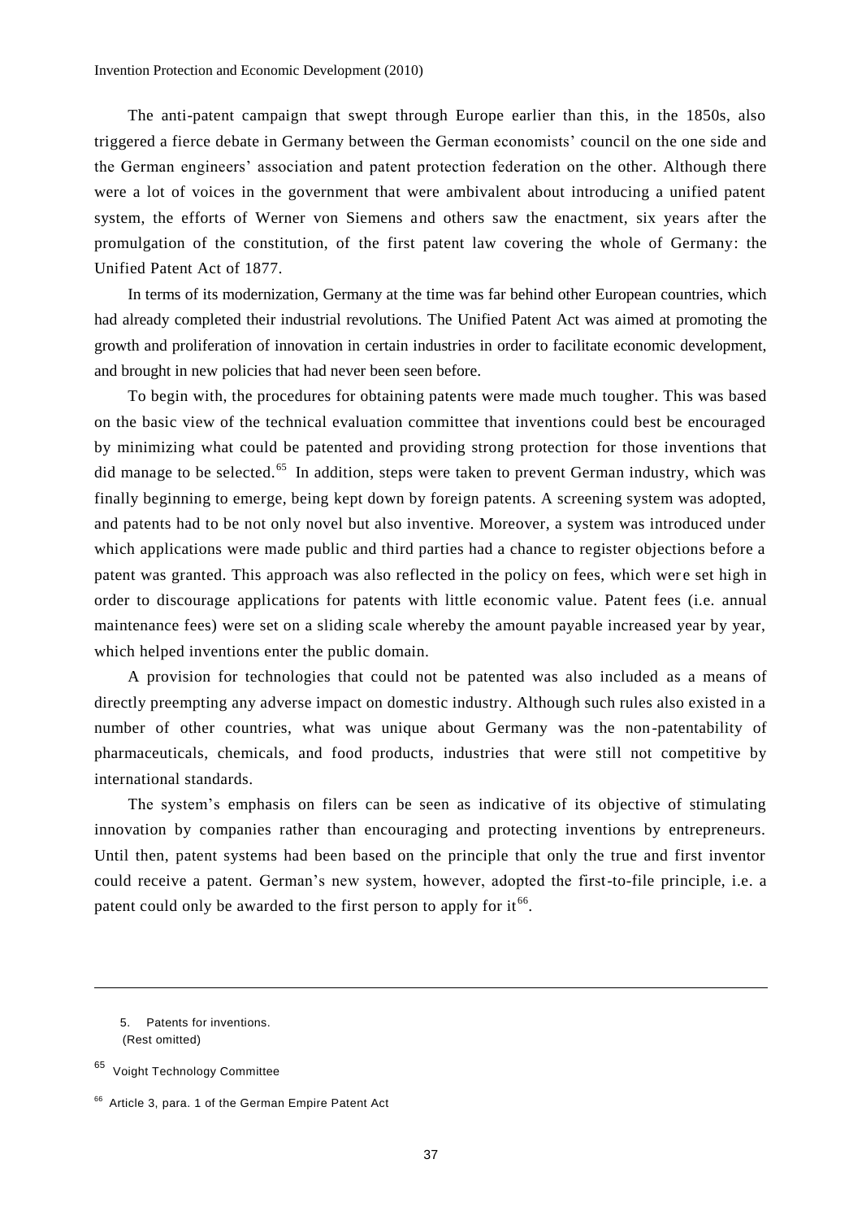The anti-patent campaign that swept through Europe earlier than this, in the 1850s, also triggered a fierce debate in Germany between the German economists' council on the one side and the German engineers' association and patent protection federation on the other. Although there were a lot of voices in the government that were ambivalent about introducing a unified patent system, the efforts of Werner von Siemens and others saw the enactment, six years after the promulgation of the constitution, of the first patent law covering the whole of Germany: the Unified Patent Act of 1877.

In terms of its modernization, Germany at the time was far behind other European countries, which had already completed their industrial revolutions. The Unified Patent Act was aimed at promoting the growth and proliferation of innovation in certain industries in order to facilitate economic development, and brought in new policies that had never been seen before.

To begin with, the procedures for obtaining patents were made much tougher. This was based on the basic view of the technical evaluation committee that inventions could best be encouraged by minimizing what could be patented and providing strong protection for those inventions that did manage to be selected.[65] In addition, steps were taken to prevent German industry, which was finally beginning to emerge, being kept down by foreign patents. A screening system was adopted, and patents had to be not only novel but also inventive. Moreover, a system was introduced under which applications were made public and third parties had a chance to register objections before a patent was granted. This approach was also reflected in the policy on fees, which were set high in order to discourage applications for patents with little economic value. Patent fees (i.e. annual maintenance fees) were set on a sliding scale whereby the amount payable increased year by year, which helped inventions enter the public domain.

A provision for technologies that could not be patented was also included as a means of directly preempting any adverse impact on domestic industry. Although such rules also existed in a number of other countries, what was unique about Germany was the non-patentability of pharmaceuticals, chemicals, and food products, industries that were still not competitive by international standards.

The system's emphasis on filers can be seen as indicative of its objective of stimulating innovation by companies rather than encouraging and protecting inventions by entrepreneurs. Until then, patent systems had been based on the principle that only the true and first inventor could receive a patent. German's new system, however, adopted the first-to-file principle, i.e. a patent could only be awarded to the first person to apply for it[66].

---

5. Patents for inventions.
(Rest omitted)

[65] Voight Technology Committee

[66] Article 3, para. 1 of the German Empire Patent Act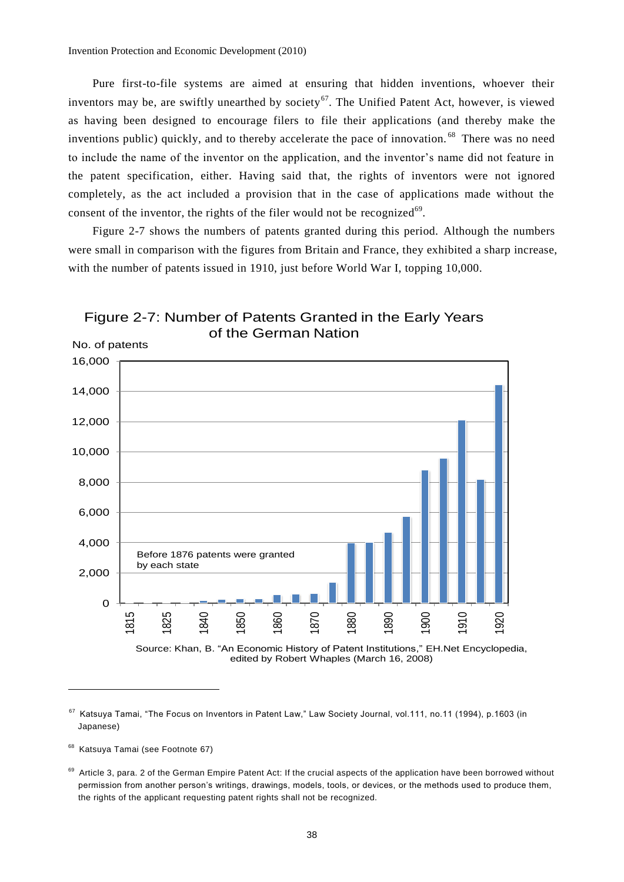Pure first-to-file systems are aimed at ensuring that hidden inventions, whoever their inventors may be, are swiftly unearthed by society[67]. The Unified Patent Act, however, is viewed as having been designed to encourage filers to file their applications (and thereby make the inventions public) quickly, and to thereby accelerate the pace of innovation.[68] There was no need to include the name of the inventor on the application, and the inventor's name did not feature in the patent specification, either. Having said that, the rights of inventors were not ignored completely, as the act included a provision that in the case of applications made without the consent of the inventor, the rights of the filer would not be recognized[69].

Figure 2-7 shows the numbers of patents granted during this period. Although the numbers were small in comparison with the figures from Britain and France, they exhibited a sharp increase, with the number of patents issued in 1910, just before World War I, topping 10,000.

Figure 2-7: Number of Patents Granted in the Early Years of the German Nation

No. of patents

Before 1876 patents were granted by each state

Source: Khan, B. "An Economic History of Patent Institutions," EH.Net Encyclopedia, edited by Robert Whaples (March 16, 2008)

---

[67] Katsuya Tamai, "The Focus on Inventors in Patent Law," Law Society Journal, vol.111, no.11 (1994), p.1603 (in Japanese)

[68] Katsuya Tamai (see Footnote 67)

[69] Article 3, para. 2 of the German Empire Patent Act: If the crucial aspects of the application have been borrowed without permission from another person's writings, drawings, models, tools, or devices, or the methods used to produce them, the rights of the applicant requesting patent rights shall not be recognized.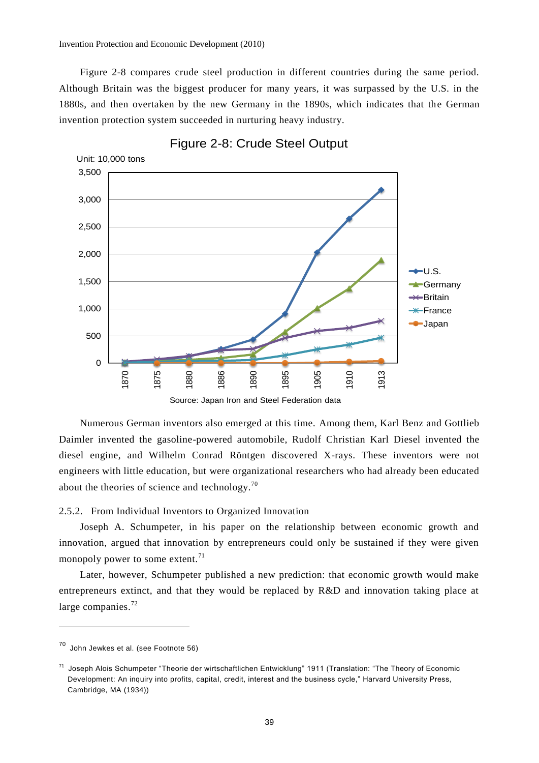Figure 2-8 compares crude steel production in different countries during the same period. Although Britain was the biggest producer for many years, it was surpassed by the U.S. in the 1880s, and then overtaken by the new Germany in the 1890s, which indicates that the German invention protection system succeeded in nurturing heavy industry.

Figure 2-8: Crude Steel Output

Source: Japan Iron and Steel Federation data

Numerous German inventors also emerged at this time. Among them, Karl Benz and Gottlieb Daimler invented the gasoline-powered automobile, Rudolf Christian Karl Diesel invented the diesel engine, and Wilhelm Conrad Röntgen discovered X-rays. These inventors were not engineers with little education, but were organizational researchers who had already been educated about the theories of science and technology.[70]

### 2.5.2. From Individual Inventors to Organized Innovation

Joseph A. Schumpeter, in his paper on the relationship between economic growth and innovation, argued that innovation by entrepreneurs could only be sustained if they were given monopoly power to some extent.[71]

Later, however, Schumpeter published a new prediction: that economic growth would make entrepreneurs extinct, and that they would be replaced by R&D and innovation taking place at large companies.[72]

---

[70] John Jewkes et al. (see Footnote 56)

[71] Joseph Alois Schumpeter "Theorie der wirtschaftlichen Entwicklung" 1911 (Translation: "The Theory of Economic Development: An inquiry into profits, capital, credit, interest and the business cycle," Harvard University Press, Cambridge, MA (1934))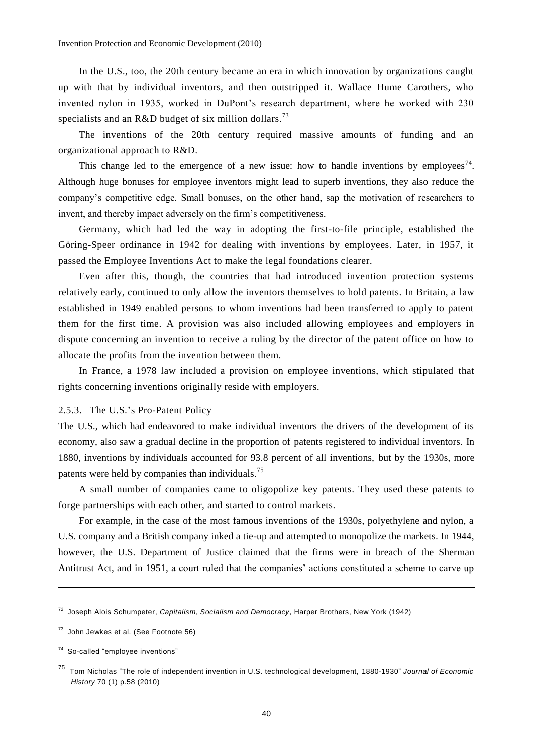In the U.S., too, the 20th century became an era in which innovation by organizations caught up with that by individual inventors, and then outstripped it. Wallace Hume Carothers, who invented nylon in 1935, worked in DuPont's research department, where he worked with 230 specialists and an R&D budget of six million dollars.[73]

The inventions of the 20th century required massive amounts of funding and an organizational approach to R&D.

This change led to the emergence of a new issue: how to handle inventions by employees[74]. Although huge bonuses for employee inventors might lead to superb inventions, they also reduce the company's competitive edge. Small bonuses, on the other hand, sap the motivation of researchers to invent, and thereby impact adversely on the firm's competitiveness.

Germany, which had led the way in adopting the first-to-file principle, established the Göring-Speer ordinance in 1942 for dealing with inventions by employees. Later, in 1957, it passed the Employee Inventions Act to make the legal foundations clearer.

Even after this, though, the countries that had introduced invention protection systems relatively early, continued to only allow the inventors themselves to hold patents. In Britain, a law established in 1949 enabled persons to whom inventions had been transferred to apply to patent them for the first time. A provision was also included allowing employees and employers in dispute concerning an invention to receive a ruling by the director of the patent office on how to allocate the profits from the invention between them.

In France, a 1978 law included a provision on employee inventions, which stipulated that rights concerning inventions originally reside with employers.

### 2.5.3. The U.S.'s Pro-Patent Policy

The U.S., which had endeavored to make individual inventors the drivers of the development of its economy, also saw a gradual decline in the proportion of patents registered to individual inventors. In 1880, inventions by individuals accounted for 93.8 percent of all inventions, but by the 1930s, more patents were held by companies than individuals.[75]

A small number of companies came to oligopolize key patents. They used these patents to forge partnerships with each other, and started to control markets.

For example, in the case of the most famous inventions of the 1930s, polyethylene and nylon, a U.S. company and a British company inked a tie-up and attempted to monopolize the markets. In 1944, however, the U.S. Department of Justice claimed that the firms were in breach of the Sherman Antitrust Act, and in 1951, a court ruled that the companies' actions constituted a scheme to carve up

---

[72] Joseph Alois Schumpeter, *Capitalism, Socialism and Democracy*, Harper Brothers, New York (1942)

[73] John Jewkes et al. (See Footnote 56)

[74] So-called "employee inventions"

[75] Tom Nicholas "The role of independent invention in U.S. technological development, 1880-1930" *Journal of Economic History* 70 (1) p.58 (2010)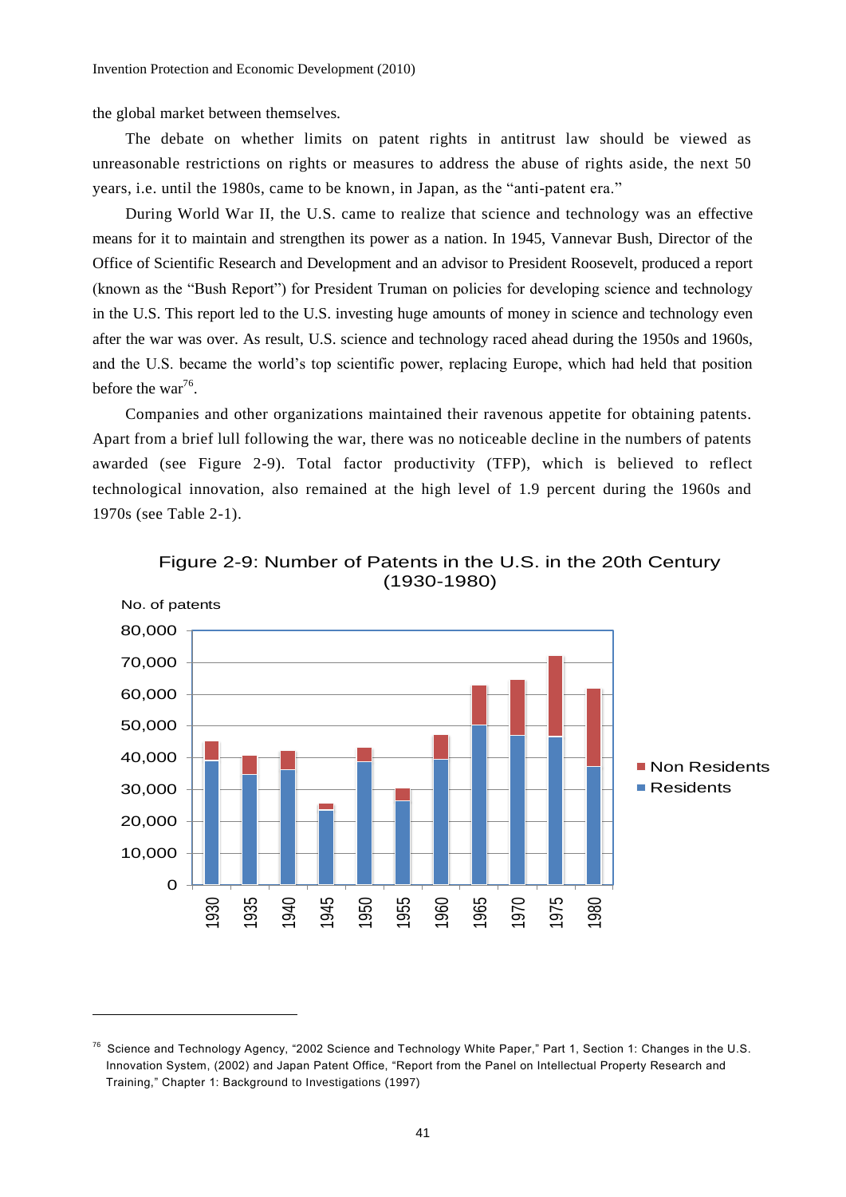the global market between themselves.

The debate on whether limits on patent rights in antitrust law should be viewed as unreasonable restrictions on rights or measures to address the abuse of rights aside, the next 50 years, i.e. until the 1980s, came to be known, in Japan, as the "anti-patent era."

During World War II, the U.S. came to realize that science and technology was an effective means for it to maintain and strengthen its power as a nation. In 1945, Vannevar Bush, Director of the Office of Scientific Research and Development and an advisor to President Roosevelt, produced a report (known as the "Bush Report") for President Truman on policies for developing science and technology in the U.S. This report led to the U.S. investing huge amounts of money in science and technology even after the war was over. As result, U.S. science and technology raced ahead during the 1950s and 1960s, and the U.S. became the world's top scientific power, replacing Europe, which had held that position before the war[76].

Companies and other organizations maintained their ravenous appetite for obtaining patents. Apart from a brief lull following the war, there was no noticeable decline in the numbers of patents awarded (see Figure 2-9). Total factor productivity (TFP), which is believed to reflect technological innovation, also remained at the high level of 1.9 percent during the 1960s and 1970s (see Table 2-1).

Figure 2-9: Number of Patents in the U.S. in the 20th Century (1930-1980)

No. of patents

| Year | Residents | Non Residents | Total |
|---|---|---|---|
| 1930 | ~39,000 | ~6,000 | ~45,000 |
| 1935 | ~35,000 | ~6,000 | ~41,000 |
| 1940 | ~36,000 | ~6,000 | ~42,000 |
| 1945 | ~24,000 | ~2,000 | ~26,000 |
| 1950 | ~39,000 | ~4,000 | ~43,000 |
| 1955 | ~26,500 | ~4,000 | ~30,500 |
| 1960 | ~39,500 | ~8,000 | ~47,500 |
| 1965 | ~50,500 | ~12,500 | ~63,000 |
| 1970 | ~47,000 | ~18,000 | ~65,000 |
| 1975 | ~46,500 | ~26,000 | ~72,500 |
| 1980 | ~37,000 | ~25,000 | ~62,000 |

---

[76] Science and Technology Agency, "2002 Science and Technology White Paper," Part 1, Section 1: Changes in the U.S. Innovation System, (2002) and Japan Patent Office, "Report from the Panel on Intellectual Property Research and Training," Chapter 1: Background to Investigations (1997)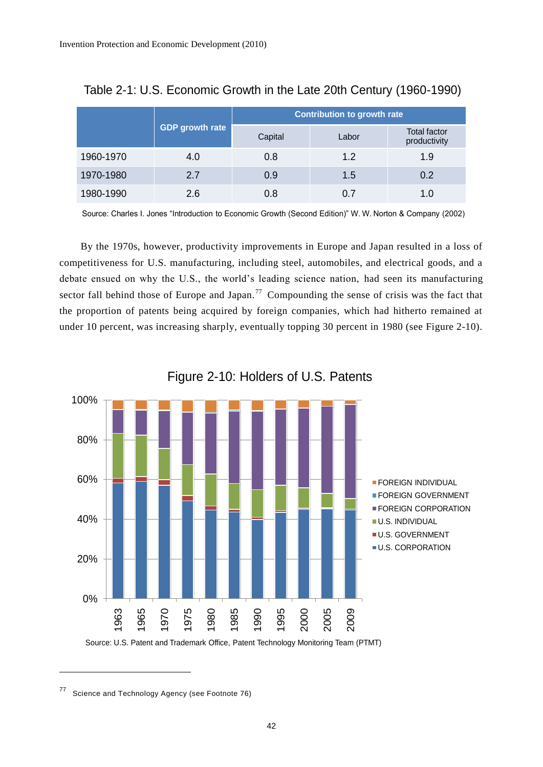Table 2-1: U.S. Economic Growth in the Late 20th Century (1960-1990)

| | GDP growth rate | Contribution to growth rate | | |
|---|---|---|---|---|
| | | Capital | Labor | Total factor productivity |
| 1960-1970 | 4.0 | 0.8 | 1.2 | 1.9 |
| 1970-1980 | 2.7 | 0.9 | 1.5 | 0.2 |
| 1980-1990 | 2.6 | 0.8 | 0.7 | 1.0 |

Source: Charles I. Jones "Introduction to Economic Growth (Second Edition)" W. W. Norton & Company (2002)

By the 1970s, however, productivity improvements in Europe and Japan resulted in a loss of competitiveness for U.S. manufacturing, including steel, automobiles, and electrical goods, and a debate ensued on why the U.S., the world's leading science nation, had seen its manufacturing sector fall behind those of Europe and Japan.[77] Compounding the sense of crisis was the fact that the proportion of patents being acquired by foreign companies, which had hitherto remained at under 10 percent, was increasing sharply, eventually topping 30 percent in 1980 (see Figure 2-10).

Figure 2-10: Holders of U.S. Patents

Source: U.S. Patent and Trademark Office, Patent Technology Monitoring Team (PTMT)

[77] Science and Technology Agency (see Footnote 76)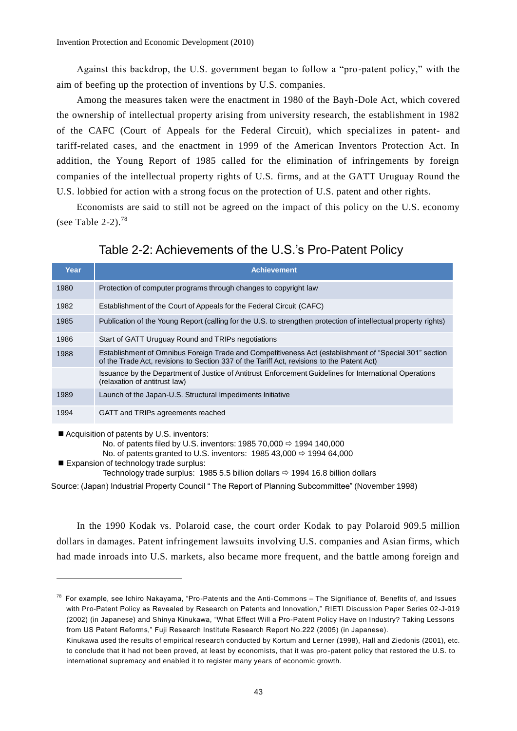Against this backdrop, the U.S. government began to follow a "pro-patent policy," with the aim of beefing up the protection of inventions by U.S. companies.

Among the measures taken were the enactment in 1980 of the Bayh-Dole Act, which covered the ownership of intellectual property arising from university research, the establishment in 1982 of the CAFC (Court of Appeals for the Federal Circuit), which specializes in patent- and tariff-related cases, and the enactment in 1999 of the American Inventors Protection Act. In addition, the Young Report of 1985 called for the elimination of infringements by foreign companies of the intellectual property rights of U.S. firms, and at the GATT Uruguay Round the U.S. lobbied for action with a strong focus on the protection of U.S. patent and other rights.

Economists are said to still not be agreed on the impact of this policy on the U.S. economy (see Table 2-2).[78]

Table 2-2: Achievements of the U.S.'s Pro-Patent Policy

| Year | Achievement |
|---|---|
| 1980 | Protection of computer programs through changes to copyright law |
| 1982 | Establishment of the Court of Appeals for the Federal Circuit (CAFC) |
| 1985 | Publication of the Young Report (calling for the U.S. to strengthen protection of intellectual property rights) |
| 1986 | Start of GATT Uruguay Round and TRIPs negotiations |
| 1988 | Establishment of Omnibus Foreign Trade and Competitiveness Act (establishment of "Special 301" section of the Trade Act, revisions to Section 337 of the Tariff Act, revisions to the Patent Act) |
| | Issuance by the Department of Justice of Antitrust Enforcement Guidelines for International Operations (relaxation of antitrust law) |
| 1989 | Launch of the Japan-U.S. Structural Impediments Initiative |
| 1994 | GATT and TRIPs agreements reached |

■ Acquisition of patents by U.S. inventors:
No. of patents filed by U.S. inventors: 1985 70,000 ⇨ 1994 140,000
No. of patents granted to U.S. inventors: 1985 43,000 ⇨ 1994 64,000

■ Expansion of technology trade surplus:
Technology trade surplus: 1985 5.5 billion dollars ⇨ 1994 16.8 billion dollars

Source: (Japan) Industrial Property Council " The Report of Planning Subcommittee" (November 1998)

In the 1990 Kodak vs. Polaroid case, the court order Kodak to pay Polaroid 909.5 million dollars in damages. Patent infringement lawsuits involving U.S. companies and Asian firms, which had made inroads into U.S. markets, also became more frequent, and the battle among foreign and

---

[78] For example, see Ichiro Nakayama, "Pro-Patents and the Anti-Commons – The Signifiance of, Benefits of, and Issues with Pro-Patent Policy as Revealed by Research on Patents and Innovation," RIETI Discussion Paper Series 02-J-019 (2002) (in Japanese) and Shinya Kinukawa, "What Effect Will a Pro-Patent Policy Have on Industry? Taking Lessons from US Patent Reforms," Fuji Research Institute Research Report No.222 (2005) (in Japanese).
Kinukawa used the results of empirical research conducted by Kortum and Lerner (1998), Hall and Ziedonis (2001), etc. to conclude that it had not been proved, at least by economists, that it was pro-patent policy that restored the U.S. to international supremacy and enabled it to register many years of economic growth.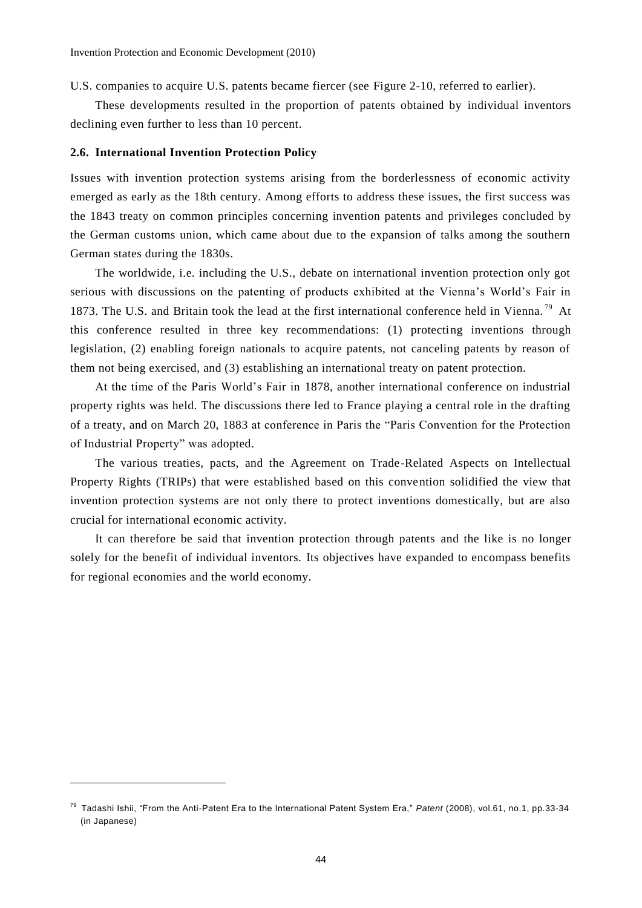U.S. companies to acquire U.S. patents became fiercer (see Figure 2-10, referred to earlier).

These developments resulted in the proportion of patents obtained by individual inventors declining even further to less than 10 percent.

### 2.6. International Invention Protection Policy

Issues with invention protection systems arising from the borderlessness of economic activity emerged as early as the 18th century. Among efforts to address these issues, the first success was the 1843 treaty on common principles concerning invention patents and privileges concluded by the German customs union, which came about due to the expansion of talks among the southern German states during the 1830s.

The worldwide, i.e. including the U.S., debate on international invention protection only got serious with discussions on the patenting of products exhibited at the Vienna's World's Fair in 1873. The U.S. and Britain took the lead at the first international conference held in Vienna.[79] At this conference resulted in three key recommendations: (1) protecting inventions through legislation, (2) enabling foreign nationals to acquire patents, not canceling patents by reason of them not being exercised, and (3) establishing an international treaty on patent protection.

At the time of the Paris World's Fair in 1878, another international conference on industrial property rights was held. The discussions there led to France playing a central role in the drafting of a treaty, and on March 20, 1883 at conference in Paris the "Paris Convention for the Protection of Industrial Property" was adopted.

The various treaties, pacts, and the Agreement on Trade-Related Aspects on Intellectual Property Rights (TRIPs) that were established based on this convention solidified the view that invention protection systems are not only there to protect inventions domestically, but are also crucial for international economic activity.

It can therefore be said that invention protection through patents and the like is no longer solely for the benefit of individual inventors. Its objectives have expanded to encompass benefits for regional economies and the world economy.

---

[79] Tadashi Ishii, "From the Anti-Patent Era to the International Patent System Era," *Patent* (2008), vol.61, no.1, pp.33-34 (in Japanese)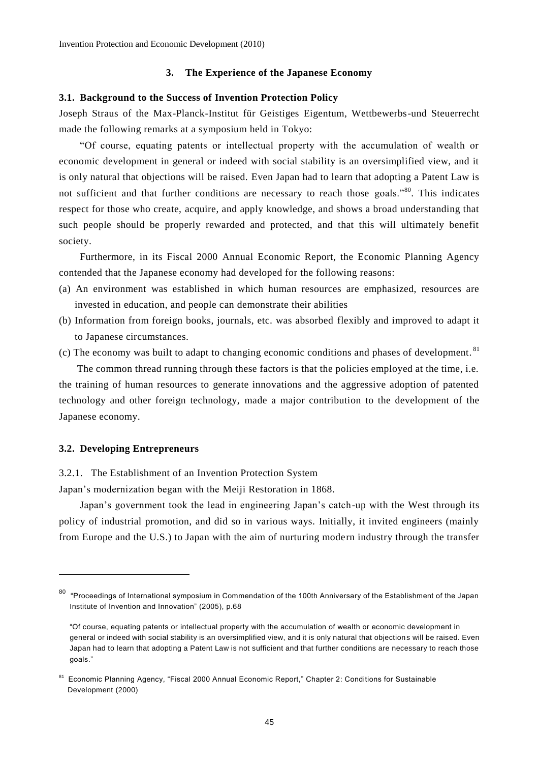## 3. The Experience of the Japanese Economy

### 3.1. Background to the Success of Invention Protection Policy

Joseph Straus of the Max-Planck-Institut für Geistiges Eigentum, Wettbewerbs-und Steuerrecht made the following remarks at a symposium held in Tokyo:

"Of course, equating patents or intellectual property with the accumulation of wealth or economic development in general or indeed with social stability is an oversimplified view, and it is only natural that objections will be raised. Even Japan had to learn that adopting a Patent Law is not sufficient and that further conditions are necessary to reach those goals."[80]. This indicates respect for those who create, acquire, and apply knowledge, and shows a broad understanding that such people should be properly rewarded and protected, and that this will ultimately benefit society.

Furthermore, in its Fiscal 2000 Annual Economic Report, the Economic Planning Agency contended that the Japanese economy had developed for the following reasons:

(a) An environment was established in which human resources are emphasized, resources are invested in education, and people can demonstrate their abilities

(b) Information from foreign books, journals, etc. was absorbed flexibly and improved to adapt it to Japanese circumstances.

(c) The economy was built to adapt to changing economic conditions and phases of development.[81]

The common thread running through these factors is that the policies employed at the time, i.e. the training of human resources to generate innovations and the aggressive adoption of patented technology and other foreign technology, made a major contribution to the development of the Japanese economy.

### 3.2. Developing Entrepreneurs

3.2.1. The Establishment of an Invention Protection System

Japan's modernization began with the Meiji Restoration in 1868.

Japan's government took the lead in engineering Japan's catch-up with the West through its policy of industrial promotion, and did so in various ways. Initially, it invited engineers (mainly from Europe and the U.S.) to Japan with the aim of nurturing modern industry through the transfer

---

[80] "Proceedings of International symposium in Commendation of the 100th Anniversary of the Establishment of the Japan Institute of Invention and Innovation" (2005), p.68

"Of course, equating patents or intellectual property with the accumulation of wealth or economic development in general or indeed with social stability is an oversimplified view, and it is only natural that objections will be raised. Even Japan had to learn that adopting a Patent Law is not sufficient and that further conditions are necessary to reach those goals."

[81] Economic Planning Agency, "Fiscal 2000 Annual Economic Report," Chapter 2: Conditions for Sustainable Development (2000)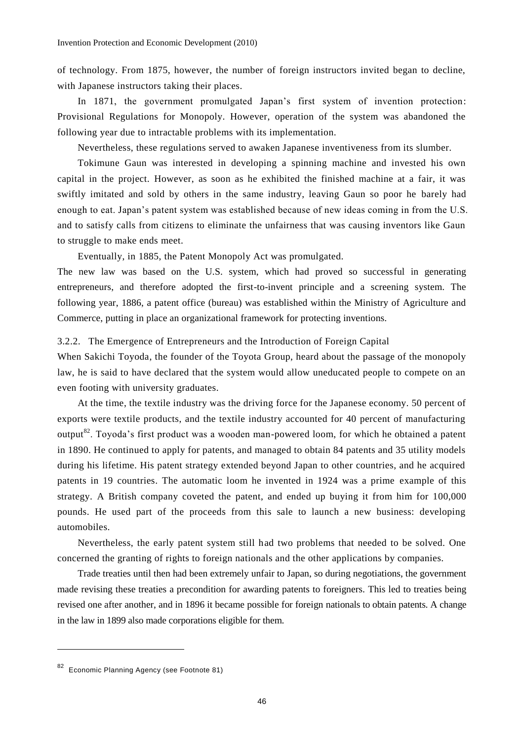of technology. From 1875, however, the number of foreign instructors invited began to decline, with Japanese instructors taking their places.

In 1871, the government promulgated Japan's first system of invention protection: Provisional Regulations for Monopoly. However, operation of the system was abandoned the following year due to intractable problems with its implementation.

Nevertheless, these regulations served to awaken Japanese inventiveness from its slumber.

Tokimune Gaun was interested in developing a spinning machine and invested his own capital in the project. However, as soon as he exhibited the finished machine at a fair, it was swiftly imitated and sold by others in the same industry, leaving Gaun so poor he barely had enough to eat. Japan's patent system was established because of new ideas coming in from the U.S. and to satisfy calls from citizens to eliminate the unfairness that was causing inventors like Gaun to struggle to make ends meet.

Eventually, in 1885, the Patent Monopoly Act was promulgated.

The new law was based on the U.S. system, which had proved so successful in generating entrepreneurs, and therefore adopted the first-to-invent principle and a screening system. The following year, 1886, a patent office (bureau) was established within the Ministry of Agriculture and Commerce, putting in place an organizational framework for protecting inventions.

### 3.2.2. The Emergence of Entrepreneurs and the Introduction of Foreign Capital

When Sakichi Toyoda, the founder of the Toyota Group, heard about the passage of the monopoly law, he is said to have declared that the system would allow uneducated people to compete on an even footing with university graduates.

At the time, the textile industry was the driving force for the Japanese economy. 50 percent of exports were textile products, and the textile industry accounted for 40 percent of manufacturing output[82]. Toyoda's first product was a wooden man-powered loom, for which he obtained a patent in 1890. He continued to apply for patents, and managed to obtain 84 patents and 35 utility models during his lifetime. His patent strategy extended beyond Japan to other countries, and he acquired patents in 19 countries. The automatic loom he invented in 1924 was a prime example of this strategy. A British company coveted the patent, and ended up buying it from him for 100,000 pounds. He used part of the proceeds from this sale to launch a new business: developing automobiles.

Nevertheless, the early patent system still had two problems that needed to be solved. One concerned the granting of rights to foreign nationals and the other applications by companies.

Trade treaties until then had been extremely unfair to Japan, so during negotiations, the government made revising these treaties a precondition for awarding patents to foreigners. This led to treaties being revised one after another, and in 1896 it became possible for foreign nationals to obtain patents. A change in the law in 1899 also made corporations eligible for them.

---

[82] Economic Planning Agency (see Footnote 81)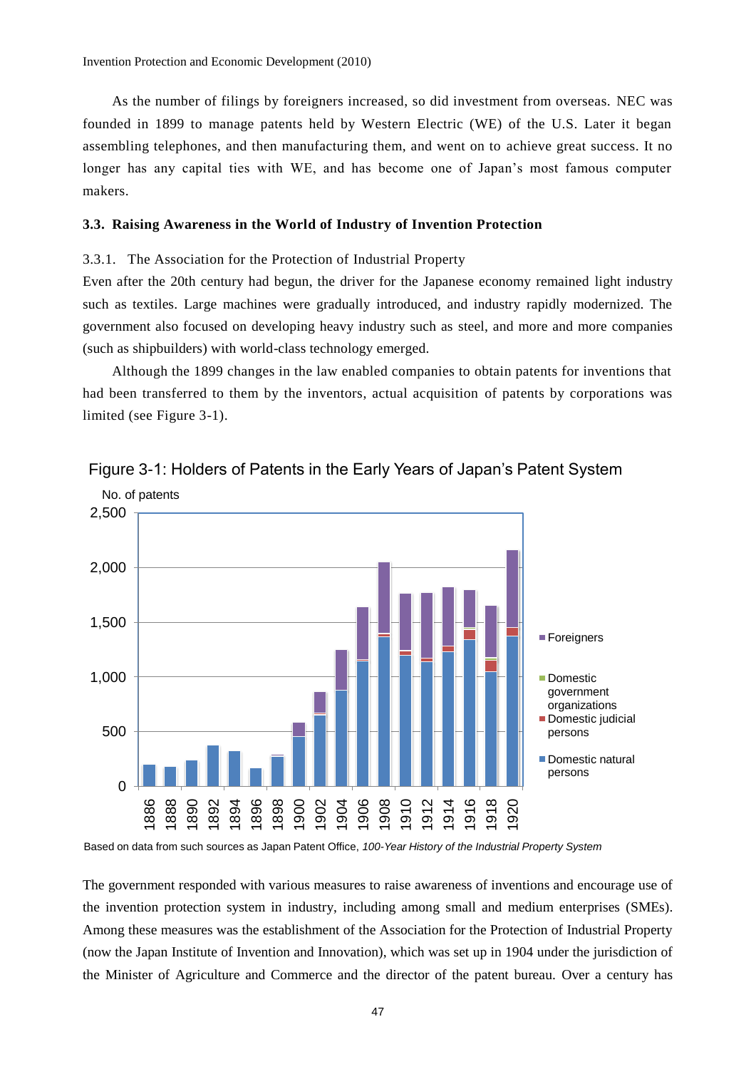As the number of filings by foreigners increased, so did investment from overseas. NEC was founded in 1899 to manage patents held by Western Electric (WE) of the U.S. Later it began assembling telephones, and then manufacturing them, and went on to achieve great success. It no longer has any capital ties with WE, and has become one of Japan's most famous computer makers.

### 3.3. Raising Awareness in the World of Industry of Invention Protection

3.3.1. The Association for the Protection of Industrial Property

Even after the 20th century had begun, the driver for the Japanese economy remained light industry such as textiles. Large machines were gradually introduced, and industry rapidly modernized. The government also focused on developing heavy industry such as steel, and more and more companies (such as shipbuilders) with world-class technology emerged.

Although the 1899 changes in the law enabled companies to obtain patents for inventions that had been transferred to them by the inventors, actual acquisition of patents by corporations was limited (see Figure 3-1).

Figure 3-1: Holders of Patents in the Early Years of Japan's Patent System

Based on data from such sources as Japan Patent Office, *100-Year History of the Industrial Property System*

The government responded with various measures to raise awareness of inventions and encourage use of the invention protection system in industry, including among small and medium enterprises (SMEs). Among these measures was the establishment of the Association for the Protection of Industrial Property (now the Japan Institute of Invention and Innovation), which was set up in 1904 under the jurisdiction of the Minister of Agriculture and Commerce and the director of the patent bureau. Over a century has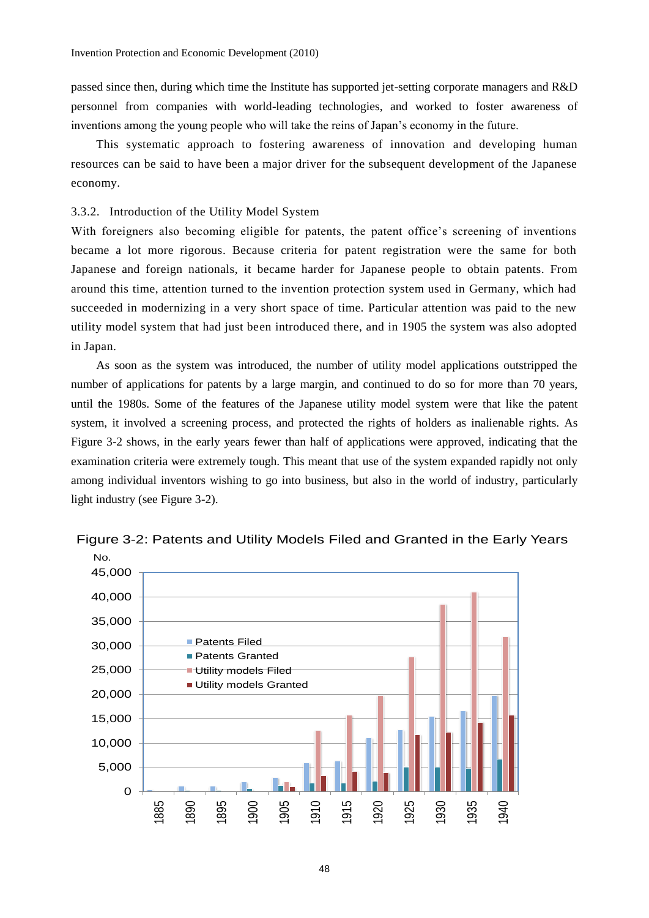passed since then, during which time the Institute has supported jet-setting corporate managers and R&D personnel from companies with world-leading technologies, and worked to foster awareness of inventions among the young people who will take the reins of Japan's economy in the future.

This systematic approach to fostering awareness of innovation and developing human resources can be said to have been a major driver for the subsequent development of the Japanese economy.

### 3.3.2. Introduction of the Utility Model System

With foreigners also becoming eligible for patents, the patent office's screening of inventions became a lot more rigorous. Because criteria for patent registration were the same for both Japanese and foreign nationals, it became harder for Japanese people to obtain patents. From around this time, attention turned to the invention protection system used in Germany, which had succeeded in modernizing in a very short space of time. Particular attention was paid to the new utility model system that had just been introduced there, and in 1905 the system was also adopted in Japan.

As soon as the system was introduced, the number of utility model applications outstripped the number of applications for patents by a large margin, and continued to do so for more than 70 years, until the 1980s. Some of the features of the Japanese utility model system were that like the patent system, it involved a screening process, and protected the rights of holders as inalienable rights. As Figure 3-2 shows, in the early years fewer than half of applications were approved, indicating that the examination criteria were extremely tough. This meant that use of the system expanded rapidly not only among individual inventors wishing to go into business, but also in the world of industry, particularly light industry (see Figure 3-2).

Figure 3-2: Patents and Utility Models Filed and Granted in the Early Years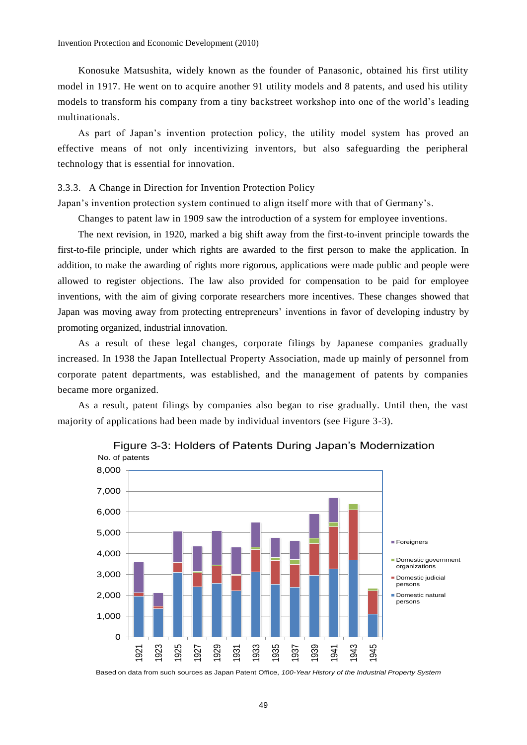Konosuke Matsushita, widely known as the founder of Panasonic, obtained his first utility model in 1917. He went on to acquire another 91 utility models and 8 patents, and used his utility models to transform his company from a tiny backstreet workshop into one of the world's leading multinationals.

As part of Japan's invention protection policy, the utility model system has proved an effective means of not only incentivizing inventors, but also safeguarding the peripheral technology that is essential for innovation.

### 3.3.3. A Change in Direction for Invention Protection Policy

Japan's invention protection system continued to align itself more with that of Germany's.

Changes to patent law in 1909 saw the introduction of a system for employee inventions.

The next revision, in 1920, marked a big shift away from the first-to-invent principle towards the first-to-file principle, under which rights are awarded to the first person to make the application. In addition, to make the awarding of rights more rigorous, applications were made public and people were allowed to register objections. The law also provided for compensation to be paid for employee inventions, with the aim of giving corporate researchers more incentives. These changes showed that Japan was moving away from protecting entrepreneurs' inventions in favor of developing industry by promoting organized, industrial innovation.

As a result of these legal changes, corporate filings by Japanese companies gradually increased. In 1938 the Japan Intellectual Property Association, made up mainly of personnel from corporate patent departments, was established, and the management of patents by companies became more organized.

As a result, patent filings by companies also began to rise gradually. Until then, the vast majority of applications had been made by individual inventors (see Figure 3-3).

Figure 3-3: Holders of Patents During Japan's Modernization

Based on data from such sources as Japan Patent Office, *100-Year History of the Industrial Property System*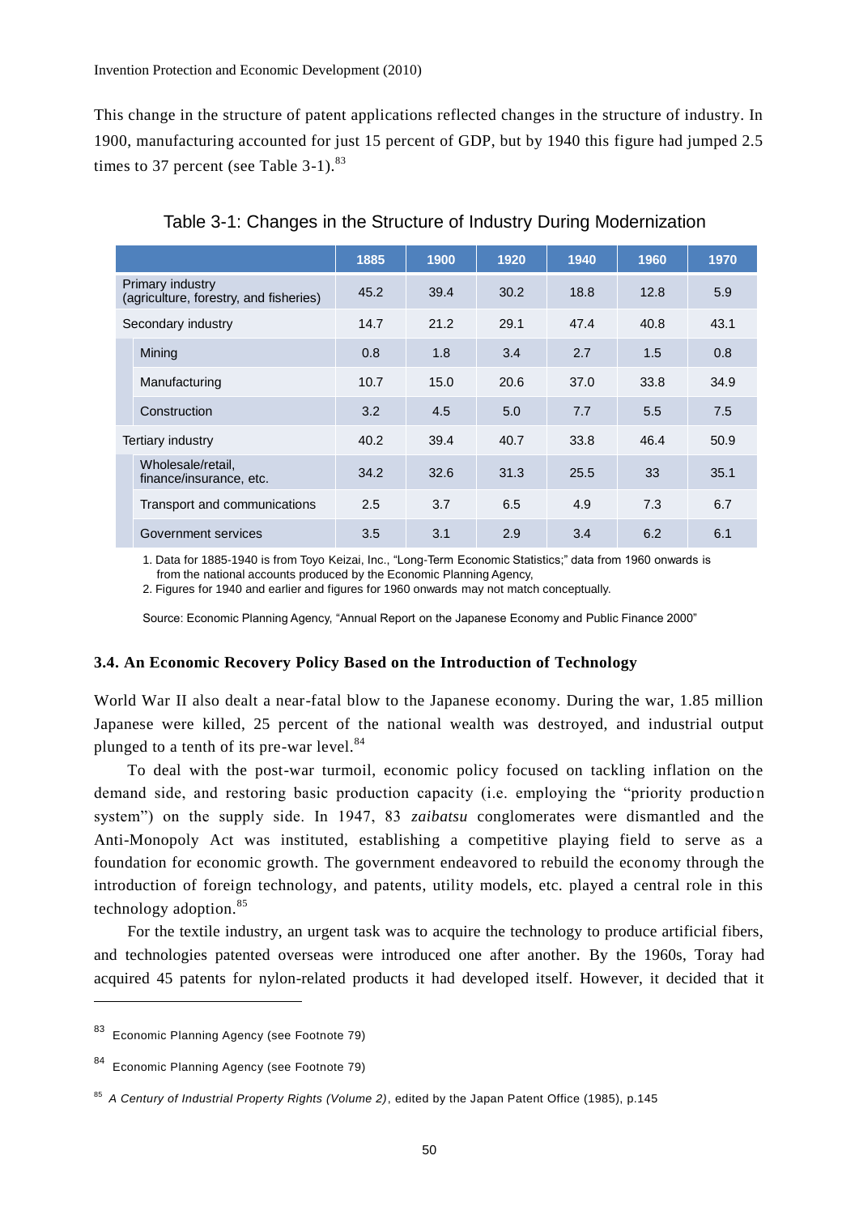This change in the structure of patent applications reflected changes in the structure of industry. In 1900, manufacturing accounted for just 15 percent of GDP, but by 1940 this figure had jumped 2.5 times to 37 percent (see Table 3-1).[83]

Table 3-1: Changes in the Structure of Industry During Modernization

| | 1885 | 1900 | 1920 | 1940 | 1960 | 1970 |
|---|---|---|---|---|---|---|
| Primary industry (agriculture, forestry, and fisheries) | 45.2 | 39.4 | 30.2 | 18.8 | 12.8 | 5.9 |
| Secondary industry | 14.7 | 21.2 | 29.1 | 47.4 | 40.8 | 43.1 |
| Mining | 0.8 | 1.8 | 3.4 | 2.7 | 1.5 | 0.8 |
| Manufacturing | 10.7 | 15.0 | 20.6 | 37.0 | 33.8 | 34.9 |
| Construction | 3.2 | 4.5 | 5.0 | 7.7 | 5.5 | 7.5 |
| Tertiary industry | 40.2 | 39.4 | 40.7 | 33.8 | 46.4 | 50.9 |
| Wholesale/retail, finance/insurance, etc. | 34.2 | 32.6 | 31.3 | 25.5 | 33 | 35.1 |
| Transport and communications | 2.5 | 3.7 | 6.5 | 4.9 | 7.3 | 6.7 |
| Government services | 3.5 | 3.1 | 2.9 | 3.4 | 6.2 | 6.1 |

1. Data for 1885-1940 is from Toyo Keizai, Inc., "Long-Term Economic Statistics;" data from 1960 onwards is from the national accounts produced by the Economic Planning Agency,
2. Figures for 1940 and earlier and figures for 1960 onwards may not match conceptually.

Source: Economic Planning Agency, "Annual Report on the Japanese Economy and Public Finance 2000"

### 3.4. An Economic Recovery Policy Based on the Introduction of Technology

World War II also dealt a near-fatal blow to the Japanese economy. During the war, 1.85 million Japanese were killed, 25 percent of the national wealth was destroyed, and industrial output plunged to a tenth of its pre-war level.[84]

To deal with the post-war turmoil, economic policy focused on tackling inflation on the demand side, and restoring basic production capacity (i.e. employing the "priority production system") on the supply side. In 1947, 83 *zaibatsu* conglomerates were dismantled and the Anti-Monopoly Act was instituted, establishing a competitive playing field to serve as a foundation for economic growth. The government endeavored to rebuild the economy through the introduction of foreign technology, and patents, utility models, etc. played a central role in this technology adoption.[85]

For the textile industry, an urgent task was to acquire the technology to produce artificial fibers, and technologies patented overseas were introduced one after another. By the 1960s, Toray had acquired 45 patents for nylon-related products it had developed itself. However, it decided that it

---

[83] Economic Planning Agency (see Footnote 79)

[84] Economic Planning Agency (see Footnote 79)

[85] *A Century of Industrial Property Rights (Volume 2)*, edited by the Japan Patent Office (1985), p.145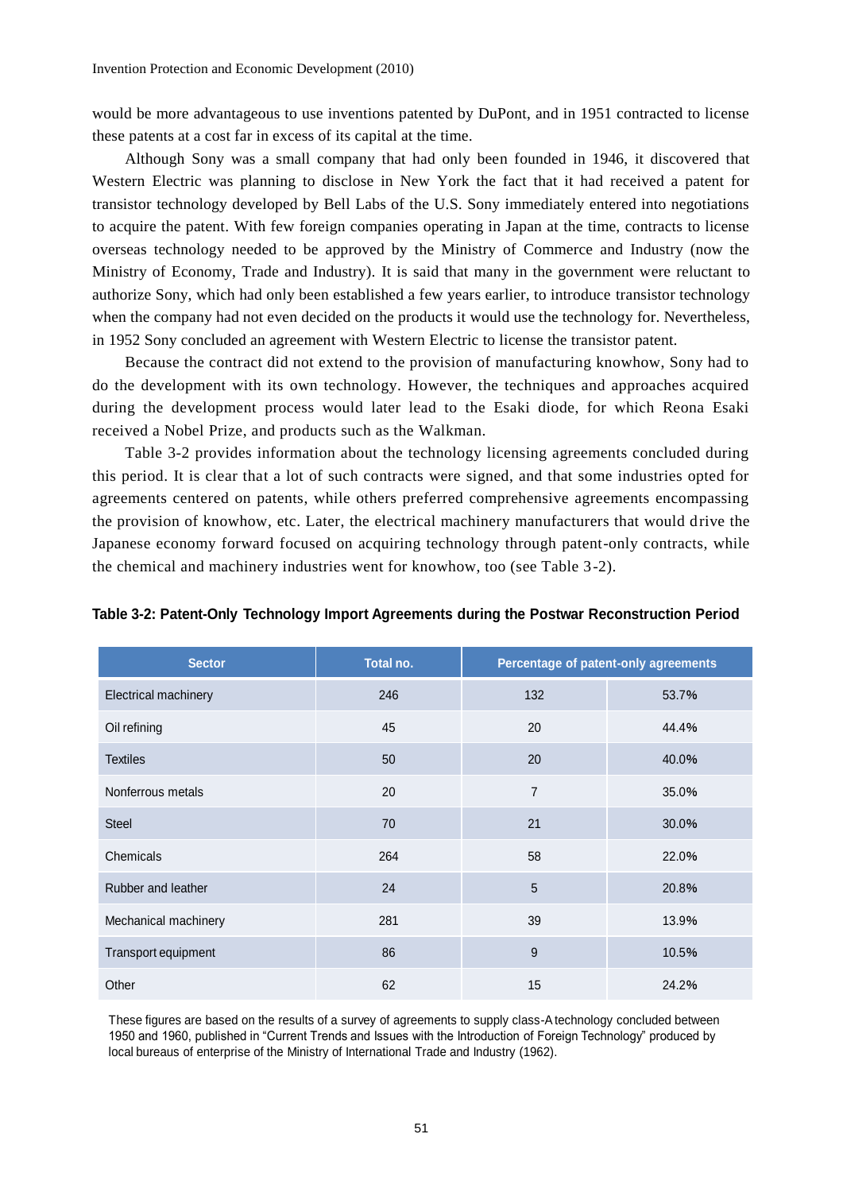would be more advantageous to use inventions patented by DuPont, and in 1951 contracted to license these patents at a cost far in excess of its capital at the time.

Although Sony was a small company that had only been founded in 1946, it discovered that Western Electric was planning to disclose in New York the fact that it had received a patent for transistor technology developed by Bell Labs of the U.S. Sony immediately entered into negotiations to acquire the patent. With few foreign companies operating in Japan at the time, contracts to license overseas technology needed to be approved by the Ministry of Commerce and Industry (now the Ministry of Economy, Trade and Industry). It is said that many in the government were reluctant to authorize Sony, which had only been established a few years earlier, to introduce transistor technology when the company had not even decided on the products it would use the technology for. Nevertheless, in 1952 Sony concluded an agreement with Western Electric to license the transistor patent.

Because the contract did not extend to the provision of manufacturing knowhow, Sony had to do the development with its own technology. However, the techniques and approaches acquired during the development process would later lead to the Esaki diode, for which Reona Esaki received a Nobel Prize, and products such as the Walkman.

Table 3-2 provides information about the technology licensing agreements concluded during this period. It is clear that a lot of such contracts were signed, and that some industries opted for agreements centered on patents, while others preferred comprehensive agreements encompassing the provision of knowhow, etc. Later, the electrical machinery manufacturers that would drive the Japanese economy forward focused on acquiring technology through patent-only contracts, while the chemical and machinery industries went for knowhow, too (see Table 3-2).

**Table 3-2: Patent-Only Technology Import Agreements during the Postwar Reconstruction Period**

| Sector | Total no. | Percentage of patent-only agreements | |
|---|---|---|---|
| Electrical machinery | 246 | 132 | 53.7% |
| Oil refining | 45 | 20 | 44.4% |
| Textiles | 50 | 20 | 40.0% |
| Nonferrous metals | 20 | 7 | 35.0% |
| Steel | 70 | 21 | 30.0% |
| Chemicals | 264 | 58 | 22.0% |
| Rubber and leather | 24 | 5 | 20.8% |
| Mechanical machinery | 281 | 39 | 13.9% |
| Transport equipment | 86 | 9 | 10.5% |
| Other | 62 | 15 | 24.2% |

These figures are based on the results of a survey of agreements to supply class-A technology concluded between 1950 and 1960, published in "Current Trends and Issues with the Introduction of Foreign Technology" produced by local bureaus of enterprise of the Ministry of International Trade and Industry (1962).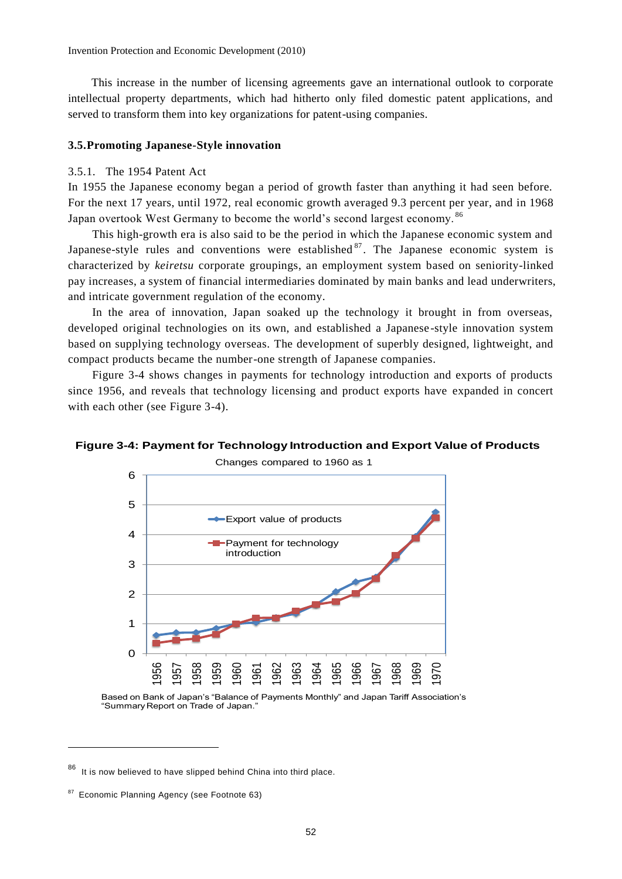This increase in the number of licensing agreements gave an international outlook to corporate intellectual property departments, which had hitherto only filed domestic patent applications, and served to transform them into key organizations for patent-using companies.

### 3.5. Promoting Japanese-Style innovation

#### 3.5.1. The 1954 Patent Act

In 1955 the Japanese economy began a period of growth faster than anything it had seen before. For the next 17 years, until 1972, real economic growth averaged 9.3 percent per year, and in 1968 Japan overtook West Germany to become the world's second largest economy.[86]

This high-growth era is also said to be the period in which the Japanese economic system and Japanese-style rules and conventions were established[87]. The Japanese economic system is characterized by *keiretsu* corporate groupings, an employment system based on seniority-linked pay increases, a system of financial intermediaries dominated by main banks and lead underwriters, and intricate government regulation of the economy.

In the area of innovation, Japan soaked up the technology it brought in from overseas, developed original technologies on its own, and established a Japanese-style innovation system based on supplying technology overseas. The development of superbly designed, lightweight, and compact products became the number-one strength of Japanese companies.

Figure 3-4 shows changes in payments for technology introduction and exports of products since 1956, and reveals that technology licensing and product exports have expanded in concert with each other (see Figure 3-4).

**Figure 3-4: Payment for Technology Introduction and Export Value of Products**

Changes compared to 1960 as 1

Based on Bank of Japan's "Balance of Payments Monthly" and Japan Tariff Association's "Summary Report on Trade of Japan."

---

[86] It is now believed to have slipped behind China into third place.

[87] Economic Planning Agency (see Footnote 63)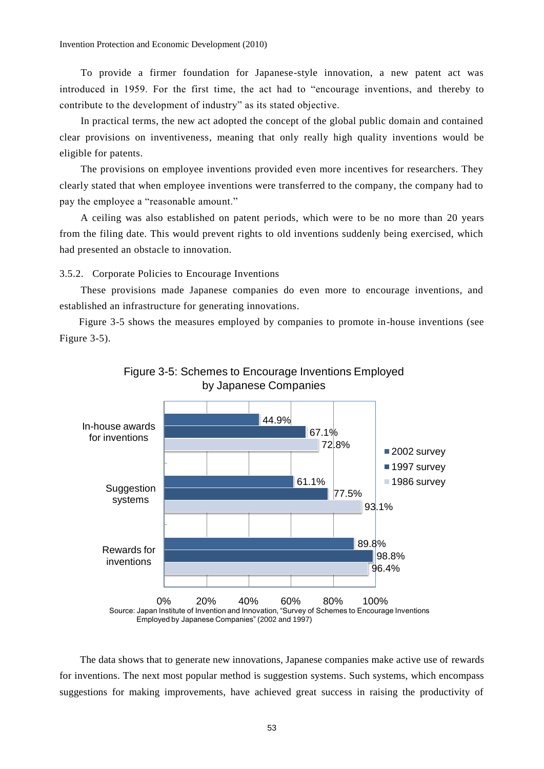To provide a firmer foundation for Japanese-style innovation, a new patent act was introduced in 1959. For the first time, the act had to "encourage inventions, and thereby to contribute to the development of industry" as its stated objective.

In practical terms, the new act adopted the concept of the global public domain and contained clear provisions on inventiveness, meaning that only really high quality inventions would be eligible for patents.

The provisions on employee inventions provided even more incentives for researchers. They clearly stated that when employee inventions were transferred to the company, the company had to pay the employee a "reasonable amount."

A ceiling was also established on patent periods, which were to be no more than 20 years from the filing date. This would prevent rights to old inventions suddenly being exercised, which had presented an obstacle to innovation.

### 3.5.2. Corporate Policies to Encourage Inventions

These provisions made Japanese companies do even more to encourage inventions, and established an infrastructure for generating innovations.

Figure 3-5 shows the measures employed by companies to promote in-house inventions (see Figure 3-5).

**Figure 3-5: Schemes to Encourage Inventions Employed by Japanese Companies**

| | 2002 survey | 1997 survey | 1986 survey |
|---|---|---|---|
| In-house awards for inventions | 44.9% | 67.1% | 72.8% |
| Suggestion systems | 61.1% | 77.5% | 93.1% |
| Rewards for inventions | 89.8% | 98.8% | 96.4% |

Source: Japan Institute of Invention and Innovation, "Survey of Schemes to Encourage Inventions Employed by Japanese Companies" (2002 and 1997)

The data shows that to generate new innovations, Japanese companies make active use of rewards for inventions. The next most popular method is suggestion systems. Such systems, which encompass suggestions for making improvements, have achieved great success in raising the productivity of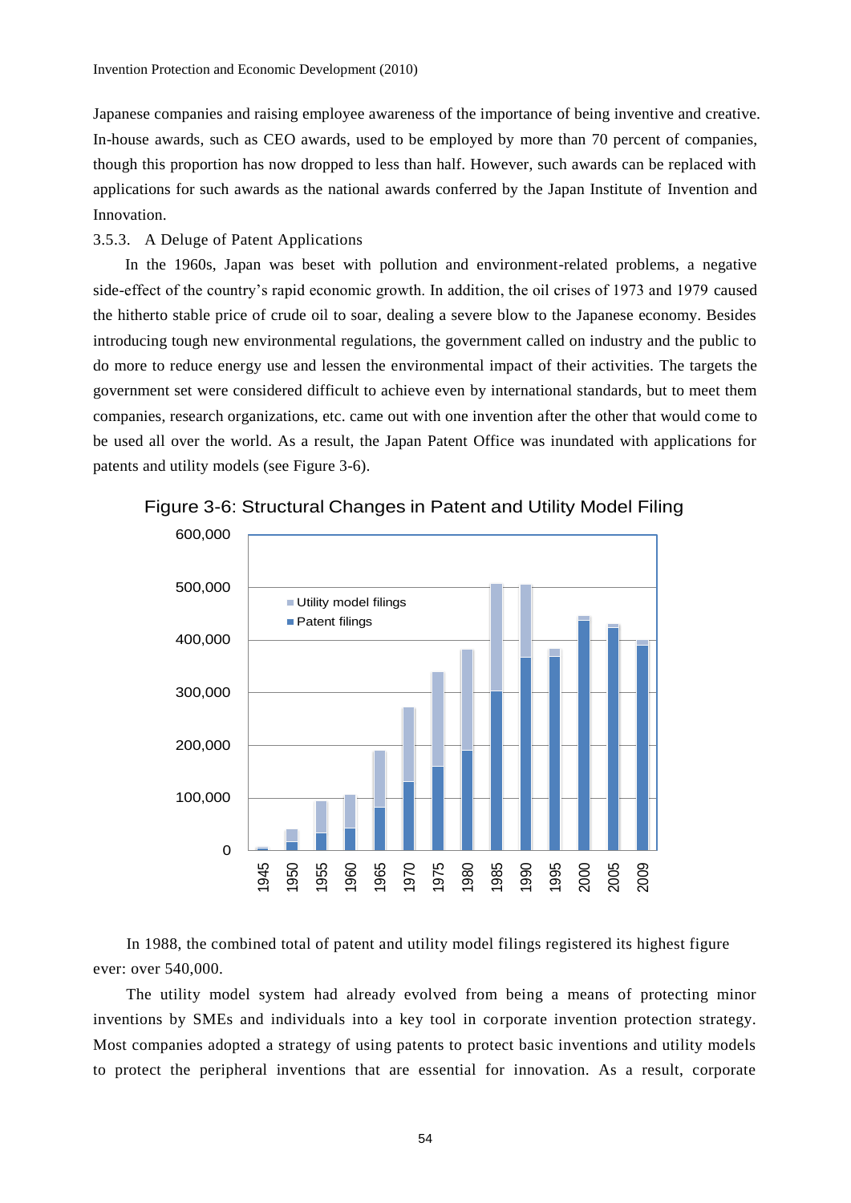Japanese companies and raising employee awareness of the importance of being inventive and creative. In-house awards, such as CEO awards, used to be employed by more than 70 percent of companies, though this proportion has now dropped to less than half. However, such awards can be replaced with applications for such awards as the national awards conferred by the Japan Institute of Invention and Innovation.

### 3.5.3. A Deluge of Patent Applications

In the 1960s, Japan was beset with pollution and environment-related problems, a negative side-effect of the country's rapid economic growth. In addition, the oil crises of 1973 and 1979 caused the hitherto stable price of crude oil to soar, dealing a severe blow to the Japanese economy. Besides introducing tough new environmental regulations, the government called on industry and the public to do more to reduce energy use and lessen the environmental impact of their activities. The targets the government set were considered difficult to achieve even by international standards, but to meet them companies, research organizations, etc. came out with one invention after the other that would come to be used all over the world. As a result, the Japan Patent Office was inundated with applications for patents and utility models (see Figure 3-6).

Figure 3-6: Structural Changes in Patent and Utility Model Filing

In 1988, the combined total of patent and utility model filings registered its highest figure ever: over 540,000.

The utility model system had already evolved from being a means of protecting minor inventions by SMEs and individuals into a key tool in corporate invention protection strategy. Most companies adopted a strategy of using patents to protect basic inventions and utility models to protect the peripheral inventions that are essential for innovation. As a result, corporate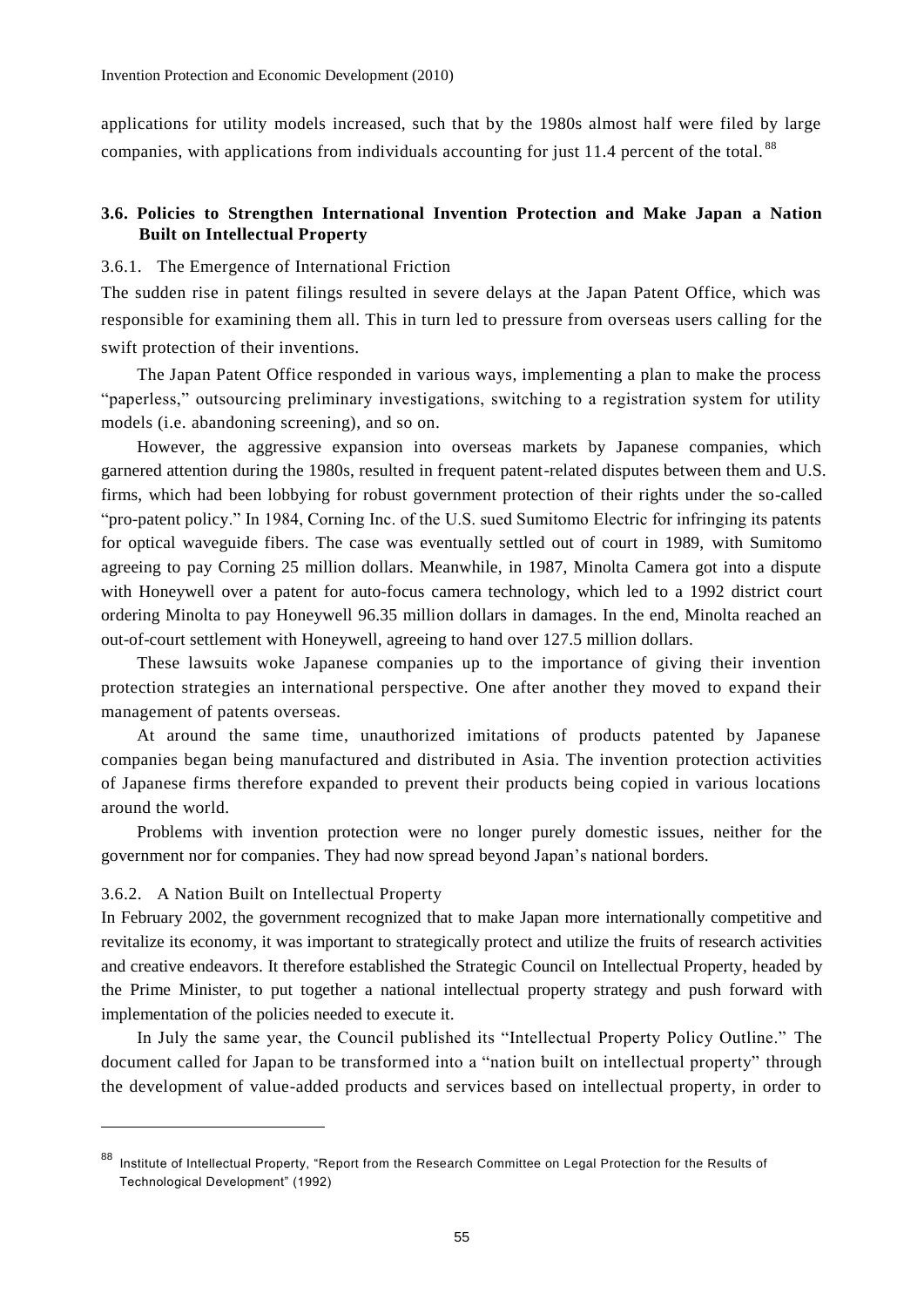applications for utility models increased, such that by the 1980s almost half were filed by large companies, with applications from individuals accounting for just 11.4 percent of the total.[88]

### 3.6. Policies to Strengthen International Invention Protection and Make Japan a Nation Built on Intellectual Property

#### 3.6.1. The Emergence of International Friction

The sudden rise in patent filings resulted in severe delays at the Japan Patent Office, which was responsible for examining them all. This in turn led to pressure from overseas users calling for the swift protection of their inventions.

The Japan Patent Office responded in various ways, implementing a plan to make the process "paperless," outsourcing preliminary investigations, switching to a registration system for utility models (i.e. abandoning screening), and so on.

However, the aggressive expansion into overseas markets by Japanese companies, which garnered attention during the 1980s, resulted in frequent patent-related disputes between them and U.S. firms, which had been lobbying for robust government protection of their rights under the so-called "pro-patent policy." In 1984, Corning Inc. of the U.S. sued Sumitomo Electric for infringing its patents for optical waveguide fibers. The case was eventually settled out of court in 1989, with Sumitomo agreeing to pay Corning 25 million dollars. Meanwhile, in 1987, Minolta Camera got into a dispute with Honeywell over a patent for auto-focus camera technology, which led to a 1992 district court ordering Minolta to pay Honeywell 96.35 million dollars in damages. In the end, Minolta reached an out-of-court settlement with Honeywell, agreeing to hand over 127.5 million dollars.

These lawsuits woke Japanese companies up to the importance of giving their invention protection strategies an international perspective. One after another they moved to expand their management of patents overseas.

At around the same time, unauthorized imitations of products patented by Japanese companies began being manufactured and distributed in Asia. The invention protection activities of Japanese firms therefore expanded to prevent their products being copied in various locations around the world.

Problems with invention protection were no longer purely domestic issues, neither for the government nor for companies. They had now spread beyond Japan's national borders.

#### 3.6.2. A Nation Built on Intellectual Property

In February 2002, the government recognized that to make Japan more internationally competitive and revitalize its economy, it was important to strategically protect and utilize the fruits of research activities and creative endeavors. It therefore established the Strategic Council on Intellectual Property, headed by the Prime Minister, to put together a national intellectual property strategy and push forward with implementation of the policies needed to execute it.

In July the same year, the Council published its "Intellectual Property Policy Outline." The document called for Japan to be transformed into a "nation built on intellectual property" through the development of value-added products and services based on intellectual property, in order to

---

[88] Institute of Intellectual Property, "Report from the Research Committee on Legal Protection for the Results of Technological Development" (1992)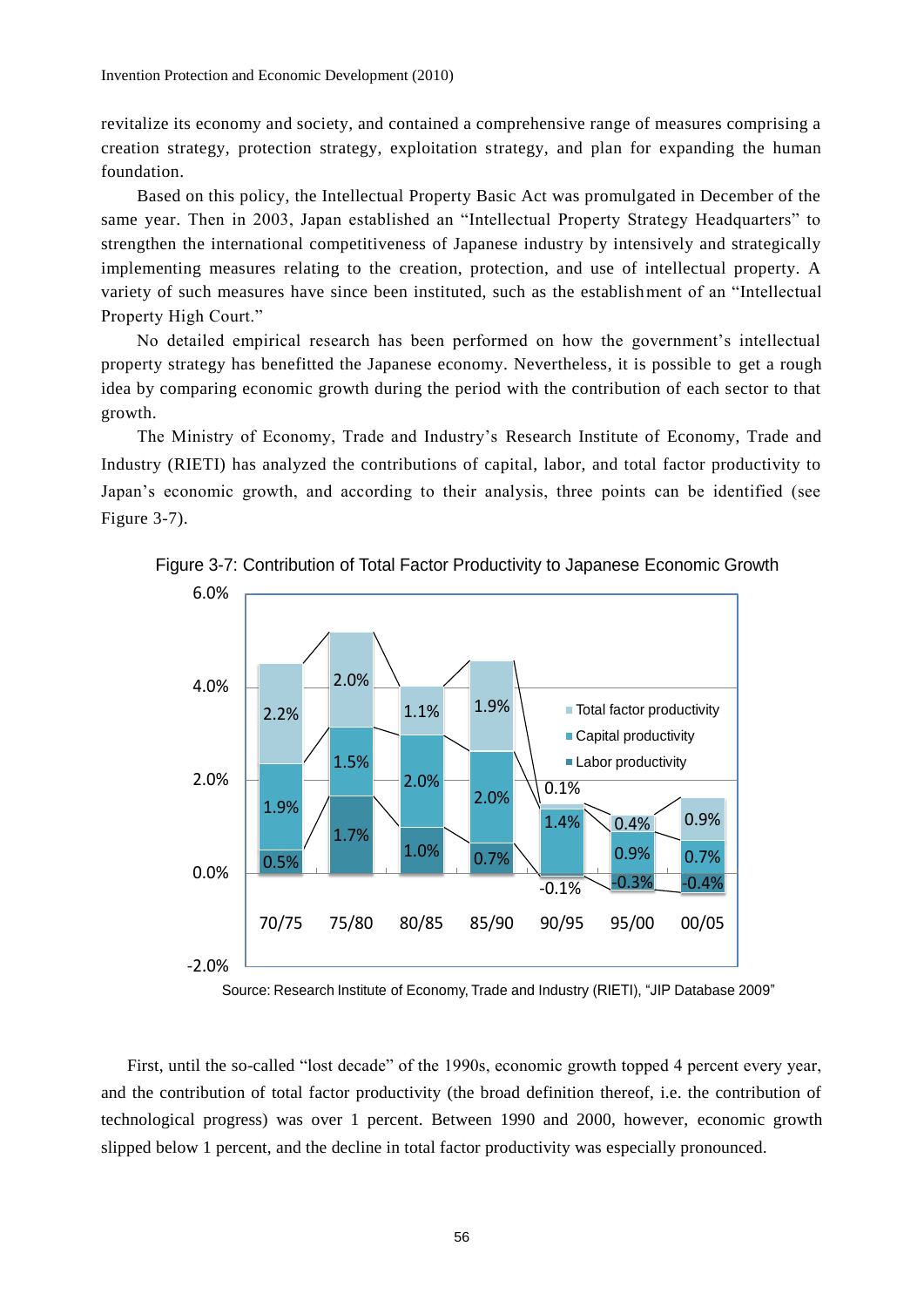revitalize its economy and society, and contained a comprehensive range of measures comprising a creation strategy, protection strategy, exploitation strategy, and plan for expanding the human foundation.

Based on this policy, the Intellectual Property Basic Act was promulgated in December of the same year. Then in 2003, Japan established an "Intellectual Property Strategy Headquarters" to strengthen the international competitiveness of Japanese industry by intensively and strategically implementing measures relating to the creation, protection, and use of intellectual property. A variety of such measures have since been instituted, such as the establishment of an "Intellectual Property High Court."

No detailed empirical research has been performed on how the government's intellectual property strategy has benefitted the Japanese economy. Nevertheless, it is possible to get a rough idea by comparing economic growth during the period with the contribution of each sector to that growth.

The Ministry of Economy, Trade and Industry's Research Institute of Economy, Trade and Industry (RIETI) has analyzed the contributions of capital, labor, and total factor productivity to Japan's economic growth, and according to their analysis, three points can be identified (see Figure 3-7).

Figure 3-7: Contribution of Total Factor Productivity to Japanese Economic Growth

| | 70/75 | 75/80 | 80/85 | 85/90 | 90/95 | 95/00 | 00/05 |
|---|---|---|---|---|---|---|---|
| Total factor productivity | 2.2% | 2.0% | 1.1% | 1.9% | 0.1% | 0.4% | 0.9% |
| Capital productivity | 1.9% | 1.5% | 2.0% | 2.0% | 1.4% | 0.9% | 0.7% |
| Labor productivity | 0.5% | 1.7% | 1.0% | 0.7% | -0.1% | -0.3% | -0.4% |

Source: Research Institute of Economy, Trade and Industry (RIETI), "JIP Database 2009"

First, until the so-called "lost decade" of the 1990s, economic growth topped 4 percent every year, and the contribution of total factor productivity (the broad definition thereof, i.e. the contribution of technological progress) was over 1 percent. Between 1990 and 2000, however, economic growth slipped below 1 percent, and the decline in total factor productivity was especially pronounced.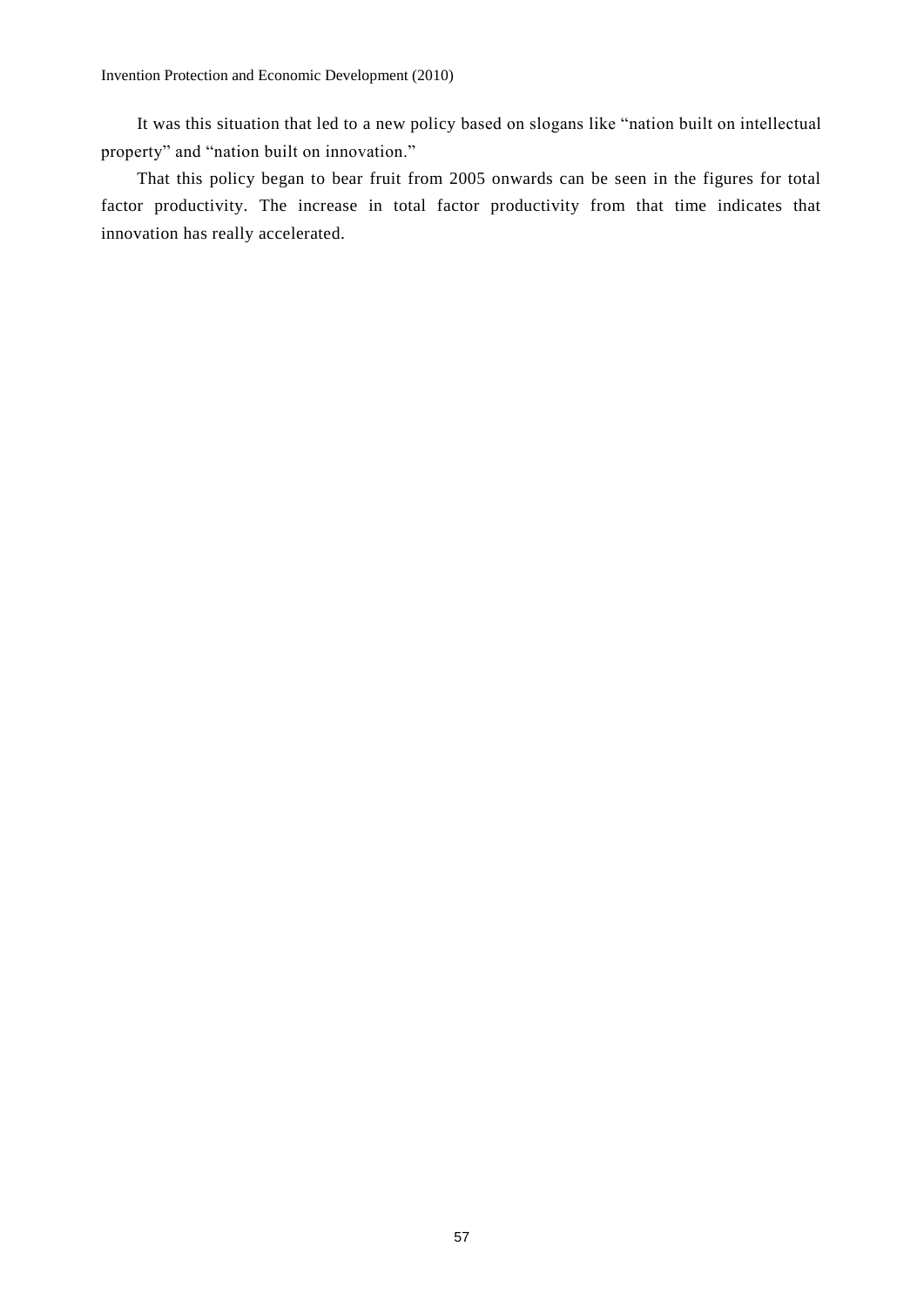It was this situation that led to a new policy based on slogans like "nation built on intellectual property" and "nation built on innovation."

That this policy began to bear fruit from 2005 onwards can be seen in the figures for total factor productivity. The increase in total factor productivity from that time indicates that innovation has really accelerated.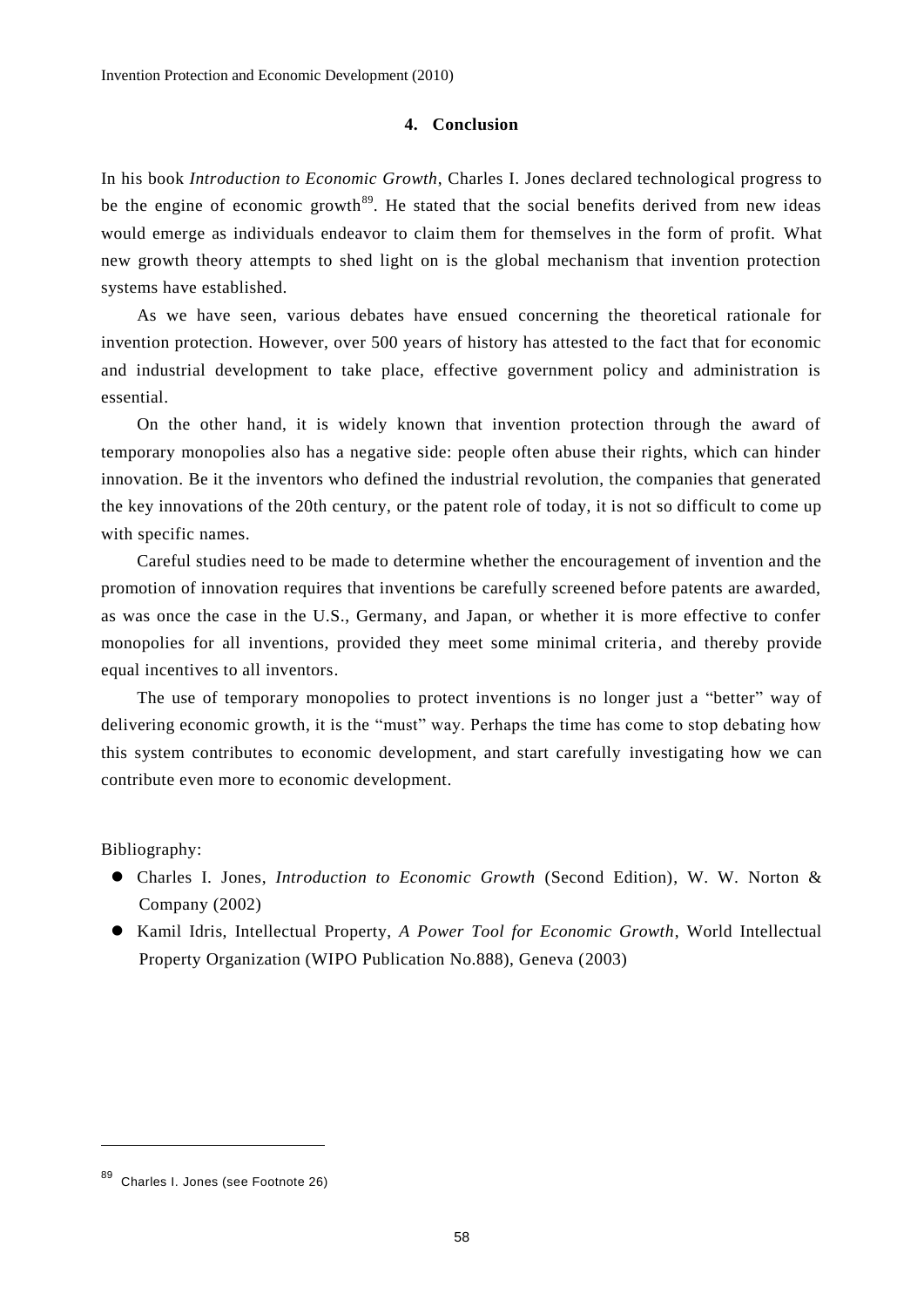## 4. Conclusion

In his book *Introduction to Economic Growth*, Charles I. Jones declared technological progress to be the engine of economic growth[89]. He stated that the social benefits derived from new ideas would emerge as individuals endeavor to claim them for themselves in the form of profit. What new growth theory attempts to shed light on is the global mechanism that invention protection systems have established.

As we have seen, various debates have ensued concerning the theoretical rationale for invention protection. However, over 500 years of history has attested to the fact that for economic and industrial development to take place, effective government policy and administration is essential.

On the other hand, it is widely known that invention protection through the award of temporary monopolies also has a negative side: people often abuse their rights, which can hinder innovation. Be it the inventors who defined the industrial revolution, the companies that generated the key innovations of the 20th century, or the patent role of today, it is not so difficult to come up with specific names.

Careful studies need to be made to determine whether the encouragement of invention and the promotion of innovation requires that inventions be carefully screened before patents are awarded, as was once the case in the U.S., Germany, and Japan, or whether it is more effective to confer monopolies for all inventions, provided they meet some minimal criteria, and thereby provide equal incentives to all inventors.

The use of temporary monopolies to protect inventions is no longer just a “better” way of delivering economic growth, it is the “must” way. Perhaps the time has come to stop debating how this system contributes to economic development, and start carefully investigating how we can contribute even more to economic development.

Bibliography:

- Charles I. Jones, *Introduction to Economic Growth* (Second Edition), W. W. Norton & Company (2002)
- Kamil Idris, Intellectual Property, *A Power Tool for Economic Growth*, World Intellectual Property Organization (WIPO Publication No.888), Geneva (2003)

---

[89] Charles I. Jones (see Footnote 26)